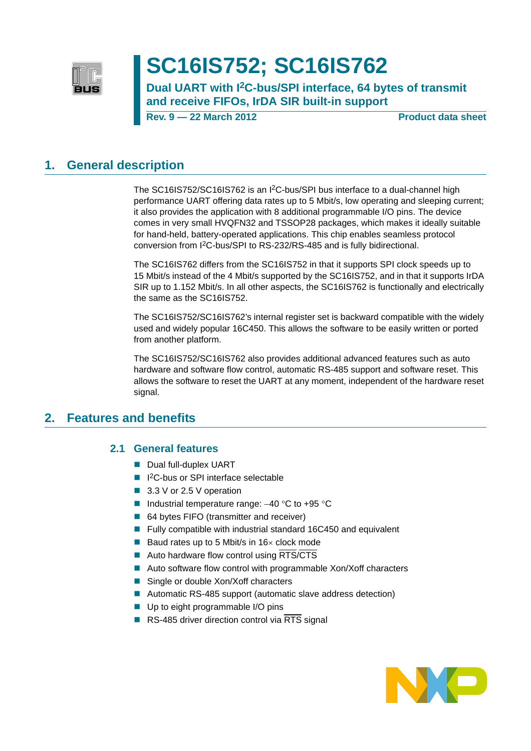# SC16IS752; SC16IS762

## Dual UART with I²C-bus/SPI interface, 64 bytes of transmit and receive FIFOs, IrDA SIR built-in support

**Rev. 9 — 22 March 2012** **Product data sheet**

## 1. General description

The SC16IS752/SC16IS762 is an I²C-bus/SPI bus interface to a dual-channel high performance UART offering data rates up to 5 Mbit/s, low operating and sleeping current; it also provides the application with 8 additional programmable I/O pins. The device comes in very small HVQFN32 and TSSOP28 packages, which makes it ideally suitable for hand-held, battery-operated applications. This chip enables seamless protocol conversion from I²C-bus/SPI to RS-232/RS-485 and is fully bidirectional.

The SC16IS762 differs from the SC16IS752 in that it supports SPI clock speeds up to 15 Mbit/s instead of the 4 Mbit/s supported by the SC16IS752, and in that it supports IrDA SIR up to 1.152 Mbit/s. In all other aspects, the SC16IS762 is functionally and electrically the same as the SC16IS752.

The SC16IS752/SC16IS762's internal register set is backward compatible with the widely used and widely popular 16C450. This allows the software to be easily written or ported from another platform.

The SC16IS752/SC16IS762 also provides additional advanced features such as auto hardware and software flow control, automatic RS-485 support and software reset. This allows the software to reset the UART at any moment, independent of the hardware reset signal.

## 2. Features and benefits

### 2.1 General features

- Dual full-duplex UART
- I²C-bus or SPI interface selectable
- 3.3 V or 2.5 V operation
- Industrial temperature range: −40 °C to +95 °C
- 64 bytes FIFO (transmitter and receiver)
- Fully compatible with industrial standard 16C450 and equivalent
- Baud rates up to 5 Mbit/s in 16× clock mode
- Auto hardware flow control using $\overline{\text{RTS}}$/$\overline{\text{CTS}}$
- Auto software flow control with programmable Xon/Xoff characters
- Single or double Xon/Xoff characters
- Automatic RS-485 support (automatic slave address detection)
- Up to eight programmable I/O pins
- RS-485 driver direction control via $\overline{\text{RTS}}$ signal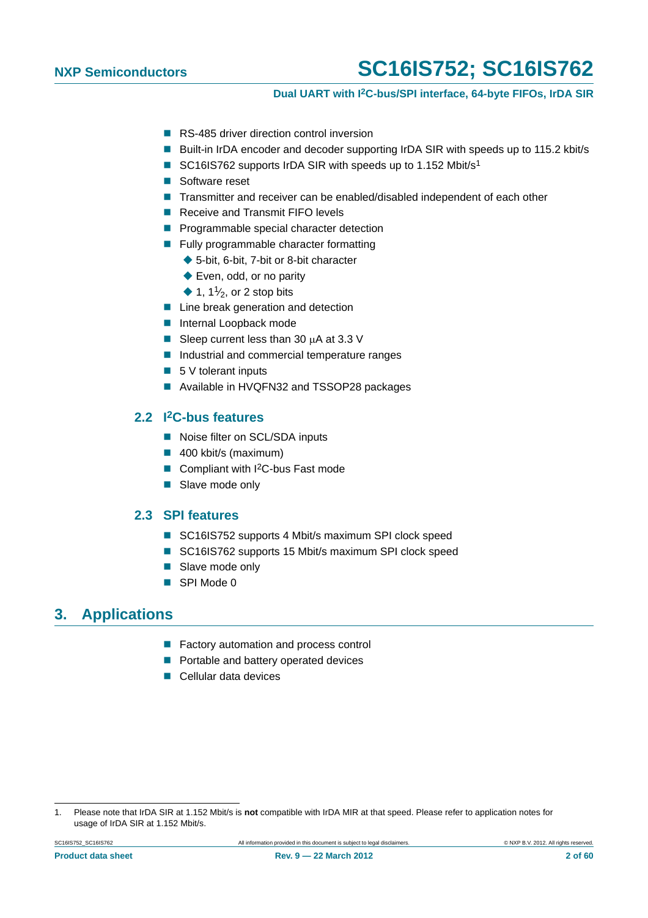- RS-485 driver direction control inversion
- Built-in IrDA encoder and decoder supporting IrDA SIR with speeds up to 115.2 kbit/s
- SC16IS762 supports IrDA SIR with speeds up to 1.152 Mbit/s[1]
- Software reset
- Transmitter and receiver can be enabled/disabled independent of each other
- Receive and Transmit FIFO levels
- Programmable special character detection
- Fully programmable character formatting
  - 5-bit, 6-bit, 7-bit or 8-bit character
  - Even, odd, or no parity
  - 1, 1½, or 2 stop bits
- Line break generation and detection
- Internal Loopback mode
- Sleep current less than 30 μA at 3.3 V
- Industrial and commercial temperature ranges
- 5 V tolerant inputs
- Available in HVQFN32 and TSSOP28 packages

### 2.2 I²C-bus features

- Noise filter on SCL/SDA inputs
- 400 kbit/s (maximum)
- Compliant with I²C-bus Fast mode
- Slave mode only

### 2.3 SPI features

- SC16IS752 supports 4 Mbit/s maximum SPI clock speed
- SC16IS762 supports 15 Mbit/s maximum SPI clock speed
- Slave mode only
- SPI Mode 0

## 3. Applications

- Factory automation and process control
- Portable and battery operated devices
- Cellular data devices

1. Please note that IrDA SIR at 1.152 Mbit/s is **not** compatible with IrDA MIR at that speed. Please refer to application notes for usage of IrDA SIR at 1.152 Mbit/s.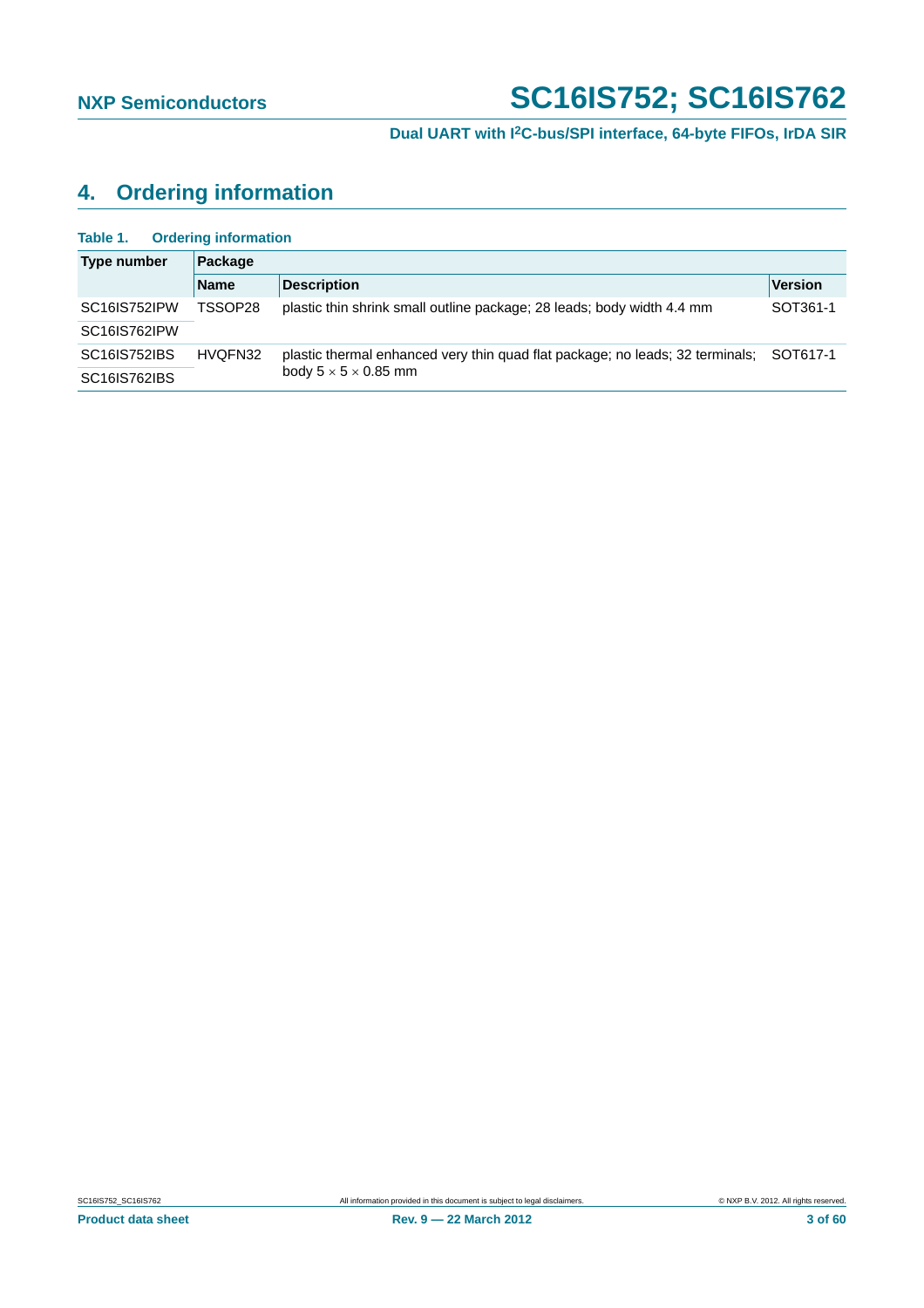## 4. Ordering information

**Table 1. Ordering information**

| Type number | Package | | |
|---|---|---|---|
| | **Name** | **Description** | **Version** |
| SC16IS752IPW | TSSOP28 | plastic thin shrink small outline package; 28 leads; body width 4.4 mm | SOT361-1 |
| SC16IS762IPW | | | |
| SC16IS752IBS | HVQFN32 | plastic thermal enhanced very thin quad flat package; no leads; 32 terminals; body $5 \times 5 \times 0.85$ mm | SOT617-1 |
| SC16IS762IBS | | | |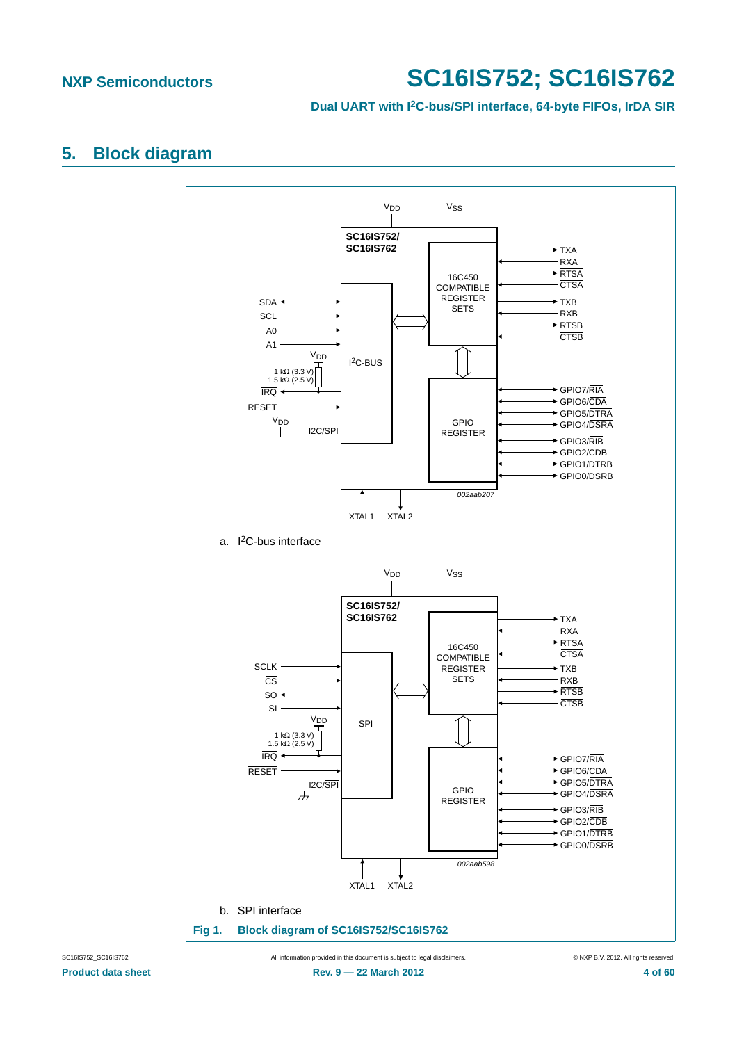## 5. Block diagram

a. $I^2C$-bus interface

b. SPI interface

**Fig 1. Block diagram of SC16IS752/SC16IS762**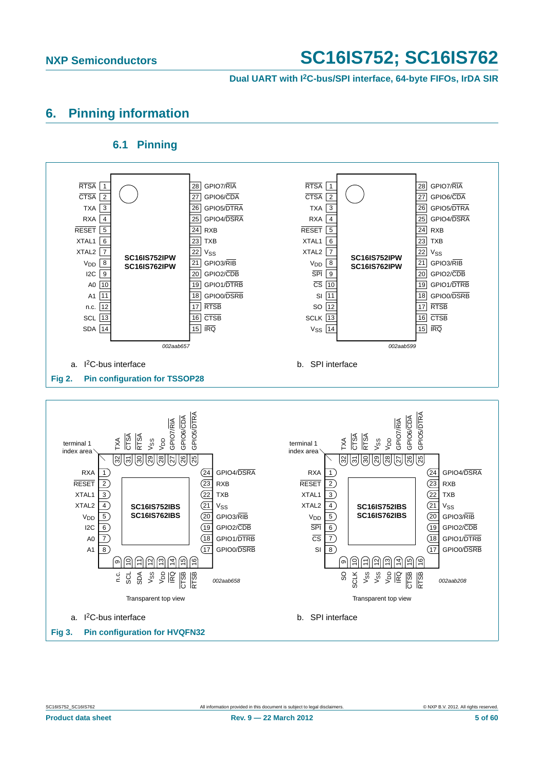# 6. Pinning information

## 6.1 Pinning

a. I²C-bus interface

b. SPI interface

**Fig 2. Pin configuration for TSSOP28**

a. I²C-bus interface

b. SPI interface

**Fig 3. Pin configuration for HVQFN32**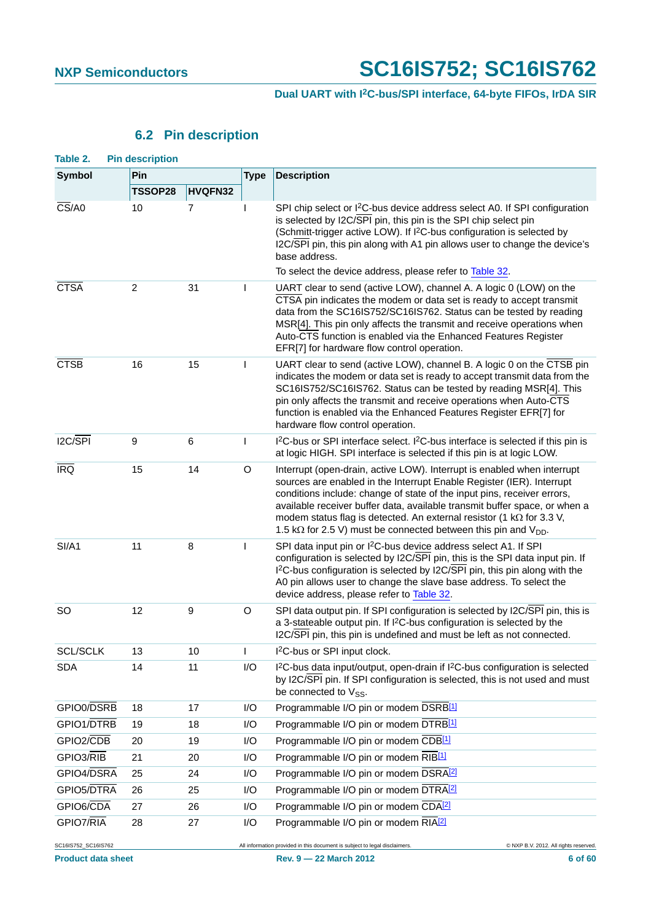## 6.2 Pin description

**Table 2. Pin description**

| Symbol | Pin | | Type | Description |
|---|---|---|---|---|
| | TSSOP28 | HVQFN32 | | |
| $\overline{CS}$/A0 | 10 | 7 | I | SPI chip select or I²C-bus device address select A0. If SPI configuration is selected by I2C/$\overline{SPI}$ pin, this pin is the SPI chip select pin (Schmitt-trigger active LOW). If I²C-bus configuration is selected by I2C/$\overline{SPI}$ pin, this pin along with A1 pin allows user to change the device's base address. To select the device address, please refer to Table 32. |
| $\overline{CTSA}$ | 2 | 31 | I | UART clear to send (active LOW), channel A. A logic 0 (LOW) on the $\overline{CTSA}$ pin indicates the modem or data set is ready to accept transmit data from the SC16IS752/SC16IS762. Status can be tested by reading MSR[4]. This pin only affects the transmit and receive operations when Auto-$\overline{CTS}$ function is enabled via the Enhanced Features Register EFR[7] for hardware flow control operation. |
| $\overline{CTSB}$ | 16 | 15 | I | UART clear to send (active LOW), channel B. A logic 0 on the $\overline{CTSB}$ pin indicates the modem or data set is ready to accept transmit data from the SC16IS752/SC16IS762. Status can be tested by reading MSR[4]. This pin only affects the transmit and receive operations when Auto-$\overline{CTS}$ function is enabled via the Enhanced Features Register EFR[7] for hardware flow control operation. |
| I2C/$\overline{SPI}$ | 9 | 6 | I | I²C-bus or SPI interface select. I²C-bus interface is selected if this pin is at logic HIGH. SPI interface is selected if this pin is at logic LOW. |
| $\overline{IRQ}$ | 15 | 14 | O | Interrupt (open-drain, active LOW). Interrupt is enabled when interrupt sources are enabled in the Interrupt Enable Register (IER). Interrupt conditions include: change of state of the input pins, receiver errors, available receiver buffer data, available transmit buffer space, or when a modem status flag is detected. An external resistor (1 kΩ for 3.3 V, 1.5 kΩ for 2.5 V) must be connected between this pin and $V_{DD}$. |
| SI/A1 | 11 | 8 | I | SPI data input pin or I²C-bus device address select A1. If SPI configuration is selected by I2C/$\overline{SPI}$ pin, this is the SPI data input pin. If I²C-bus configuration is selected by I2C/$\overline{SPI}$ pin, this pin along with the A0 pin allows user to change the slave base address. To select the device address, please refer to Table 32. |
| SO | 12 | 9 | O | SPI data output pin. If SPI configuration is selected by I2C/$\overline{SPI}$ pin, this is a 3-stateable output pin. If I²C-bus configuration is selected by the I2C/$\overline{SPI}$ pin, this pin is undefined and must be left as not connected. |
| SCL/SCLK | 13 | 10 | I | I²C-bus or SPI input clock. |
| SDA | 14 | 11 | I/O | I²C-bus data input/output, open-drain if I²C-bus configuration is selected by I2C/$\overline{SPI}$ pin. If SPI configuration is selected, this is not used and must be connected to $V_{SS}$. |
| GPIO0/$\overline{DSRB}$ | 18 | 17 | I/O | Programmable I/O pin or modem $\overline{DSRB}$[1] |
| GPIO1/$\overline{DTRB}$ | 19 | 18 | I/O | Programmable I/O pin or modem $\overline{DTRB}$[1] |
| GPIO2/$\overline{CDB}$ | 20 | 19 | I/O | Programmable I/O pin or modem $\overline{CDB}$[1] |
| GPIO3/$\overline{RIB}$ | 21 | 20 | I/O | Programmable I/O pin or modem $\overline{RIB}$[1] |
| GPIO4/$\overline{DSRA}$ | 25 | 24 | I/O | Programmable I/O pin or modem $\overline{DSRA}$[2] |
| GPIO5/$\overline{DTRA}$ | 26 | 25 | I/O | Programmable I/O pin or modem $\overline{DTRA}$[2] |
| GPIO6/$\overline{CDA}$ | 27 | 26 | I/O | Programmable I/O pin or modem $\overline{CDA}$[2] |
| GPIO7/$\overline{RIA}$ | 28 | 27 | I/O | Programmable I/O pin or modem $\overline{RIA}$[2] |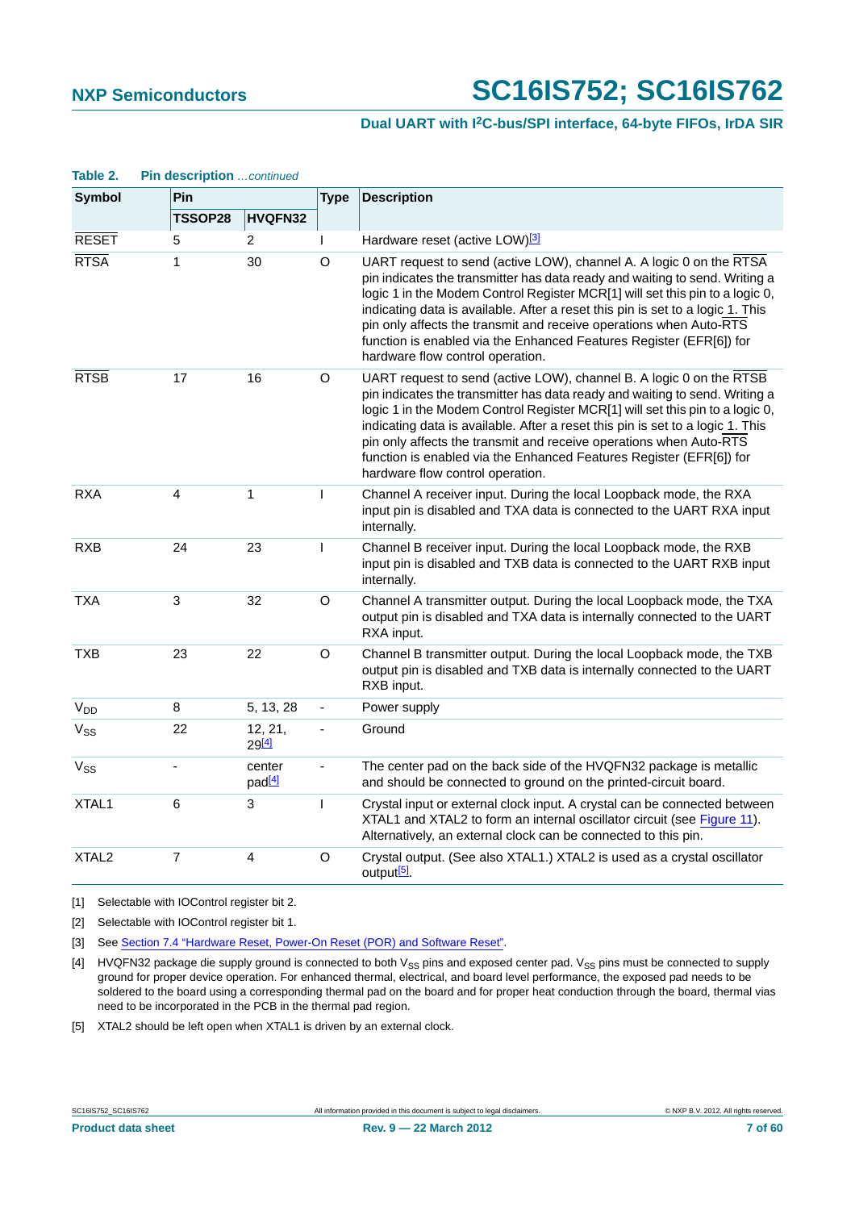**Table 2. Pin description** *...continued*

| Symbol | Pin | | Type | Description |
|---|---|---|---|---|
| | TSSOP28 | HVQFN32 | | |
| $\overline{RESET}$ | 5 | 2 | I | Hardware reset (active LOW)[3] |
| $\overline{RTSA}$ | 1 | 30 | O | UART request to send (active LOW), channel A. A logic 0 on the $\overline{RTSA}$ pin indicates the transmitter has data ready and waiting to send. Writing a logic 1 in the Modem Control Register MCR[1] will set this pin to a logic 0, indicating data is available. After a reset this pin is set to a logic 1. This pin only affects the transmit and receive operations when Auto-$\overline{RTS}$ function is enabled via the Enhanced Features Register (EFR[6]) for hardware flow control operation. |
| $\overline{RTSB}$ | 17 | 16 | O | UART request to send (active LOW), channel B. A logic 0 on the $\overline{RTSB}$ pin indicates the transmitter has data ready and waiting to send. Writing a logic 1 in the Modem Control Register MCR[1] will set this pin to a logic 0, indicating data is available. After a reset this pin is set to a logic 1. This pin only affects the transmit and receive operations when Auto-$\overline{RTS}$ function is enabled via the Enhanced Features Register (EFR[6]) for hardware flow control operation. |
| RXA | 4 | 1 | I | Channel A receiver input. During the local Loopback mode, the RXA input pin is disabled and TXA data is connected to the UART RXA input internally. |
| RXB | 24 | 23 | I | Channel B receiver input. During the local Loopback mode, the RXB input pin is disabled and TXB data is connected to the UART RXB input internally. |
| TXA | 3 | 32 | O | Channel A transmitter output. During the local Loopback mode, the TXA output pin is disabled and TXA data is internally connected to the UART RXA input. |
| TXB | 23 | 22 | O | Channel B transmitter output. During the local Loopback mode, the TXB output pin is disabled and TXB data is internally connected to the UART RXB input. |
| $V_{DD}$ | 8 | 5, 13, 28 | - | Power supply |
| $V_{SS}$ | 22 | 12, 21, 29[4] | - | Ground |
| $V_{SS}$ | - | center pad[4] | - | The center pad on the back side of the HVQFN32 package is metallic and should be connected to ground on the printed-circuit board. |
| XTAL1 | 6 | 3 | I | Crystal input or external clock input. A crystal can be connected between XTAL1 and XTAL2 to form an internal oscillator circuit (see Figure 11). Alternatively, an external clock can be connected to this pin. |
| XTAL2 | 7 | 4 | O | Crystal output. (See also XTAL1.) XTAL2 is used as a crystal oscillator output[5]. |

[1] Selectable with IOControl register bit 2.

[2] Selectable with IOControl register bit 1.

[3] See Section 7.4 "Hardware Reset, Power-On Reset (POR) and Software Reset".

[4] HVQFN32 package die supply ground is connected to both $V_{SS}$ pins and exposed center pad. $V_{SS}$ pins must be connected to supply ground for proper device operation. For enhanced thermal, electrical, and board level performance, the exposed pad needs to be soldered to the board using a corresponding thermal pad on the board and for proper heat conduction through the board, thermal vias need to be incorporated in the PCB in the thermal pad region.

[5] XTAL2 should be left open when XTAL1 is driven by an external clock.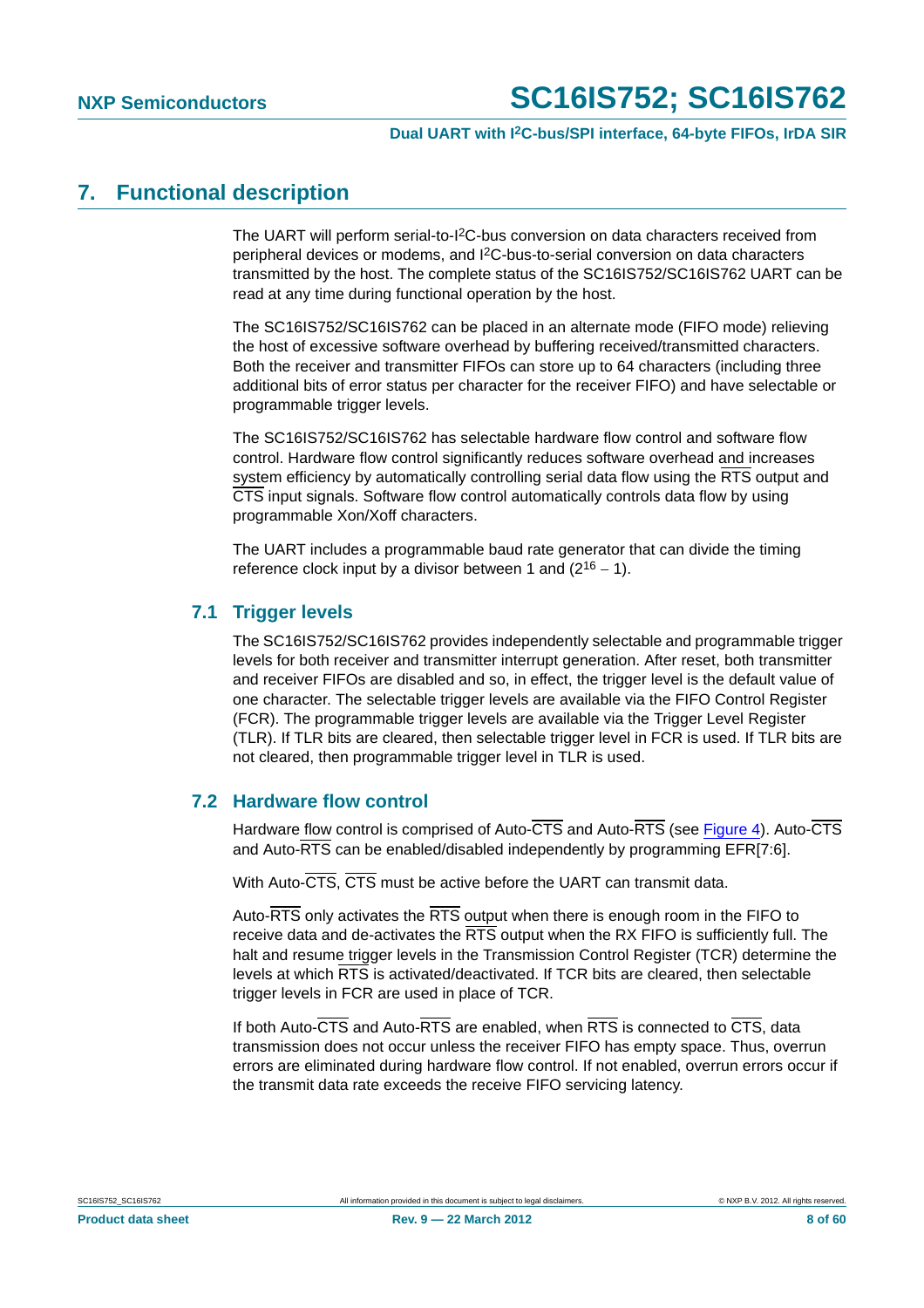# 7. Functional description

The UART will perform serial-to-I$^2$C-bus conversion on data characters received from peripheral devices or modems, and I$^2$C-bus-to-serial conversion on data characters transmitted by the host. The complete status of the SC16IS752/SC16IS762 UART can be read at any time during functional operation by the host.

The SC16IS752/SC16IS762 can be placed in an alternate mode (FIFO mode) relieving the host of excessive software overhead by buffering received/transmitted characters. Both the receiver and transmitter FIFOs can store up to 64 characters (including three additional bits of error status per character for the receiver FIFO) and have selectable or programmable trigger levels.

The SC16IS752/SC16IS762 has selectable hardware flow control and software flow control. Hardware flow control significantly reduces software overhead and increases system efficiency by automatically controlling serial data flow using the $\overline{RTS}$ output and $\overline{CTS}$ input signals. Software flow control automatically controls data flow by using programmable Xon/Xoff characters.

The UART includes a programmable baud rate generator that can divide the timing reference clock input by a divisor between 1 and ($2^{16} - 1$).

## 7.1 Trigger levels

The SC16IS752/SC16IS762 provides independently selectable and programmable trigger levels for both receiver and transmitter interrupt generation. After reset, both transmitter and receiver FIFOs are disabled and so, in effect, the trigger level is the default value of one character. The selectable trigger levels are available via the FIFO Control Register (FCR). The programmable trigger levels are available via the Trigger Level Register (TLR). If TLR bits are cleared, then selectable trigger level in FCR is used. If TLR bits are not cleared, then programmable trigger level in TLR is used.

## 7.2 Hardware flow control

Hardware flow control is comprised of Auto-$\overline{CTS}$ and Auto-$\overline{RTS}$ (see Figure 4). Auto-$\overline{CTS}$ and Auto-$\overline{RTS}$ can be enabled/disabled independently by programming EFR[7:6].

With Auto-$\overline{CTS}$, $\overline{CTS}$ must be active before the UART can transmit data.

Auto-$\overline{RTS}$ only activates the $\overline{RTS}$ output when there is enough room in the FIFO to receive data and de-activates the $\overline{RTS}$ output when the RX FIFO is sufficiently full. The halt and resume trigger levels in the Transmission Control Register (TCR) determine the levels at which $\overline{RTS}$ is activated/deactivated. If TCR bits are cleared, then selectable trigger levels in FCR are used in place of TCR.

If both Auto-$\overline{CTS}$ and Auto-$\overline{RTS}$ are enabled, when $\overline{RTS}$ is connected to $\overline{CTS}$, data transmission does not occur unless the receiver FIFO has empty space. Thus, overrun errors are eliminated during hardware flow control. If not enabled, overrun errors occur if the transmit data rate exceeds the receive FIFO servicing latency.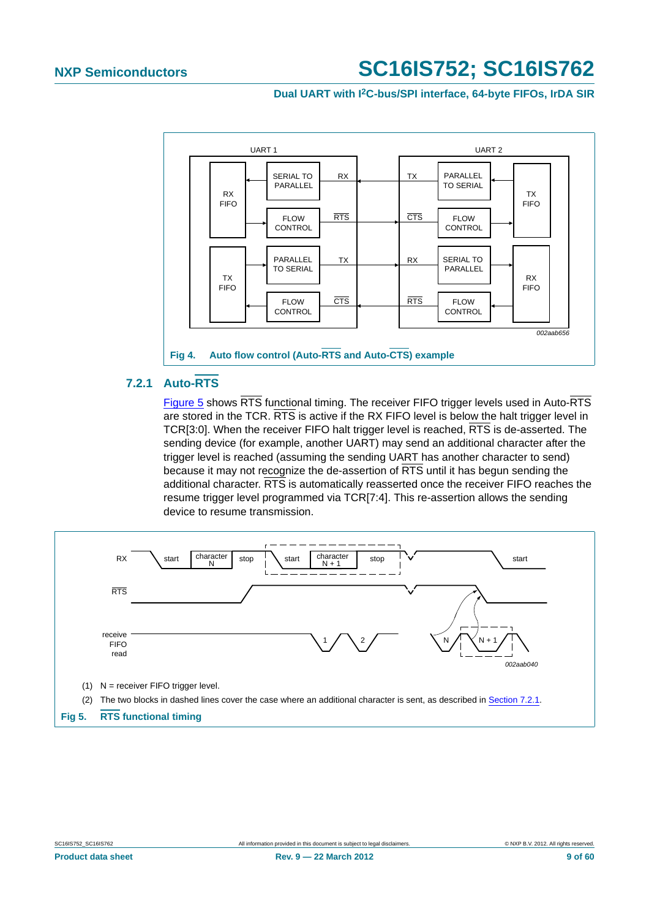Fig 4. Auto flow control (Auto-$\overline{RTS}$ and Auto-$\overline{CTS}$) example

### 7.2.1 Auto-$\overline{RTS}$

Figure 5 shows $\overline{RTS}$ functional timing. The receiver FIFO trigger levels used in Auto-$\overline{RTS}$ are stored in the TCR. $\overline{RTS}$ is active if the RX FIFO level is below the halt trigger level in TCR[3:0]. When the receiver FIFO halt trigger level is reached, $\overline{RTS}$ is de-asserted. The sending device (for example, another UART) may send an additional character after the trigger level is reached (assuming the sending UART has another character to send) because it may not recognize the de-assertion of $\overline{RTS}$ until it has begun sending the additional character. $\overline{RTS}$ is automatically reasserted once the receiver FIFO reaches the resume trigger level programmed via TCR[7:4]. This re-assertion allows the sending device to resume transmission.

(1) N = receiver FIFO trigger level.

(2) The two blocks in dashed lines cover the case where an additional character is sent, as described in Section 7.2.1.

Fig 5. $\overline{RTS}$ functional timing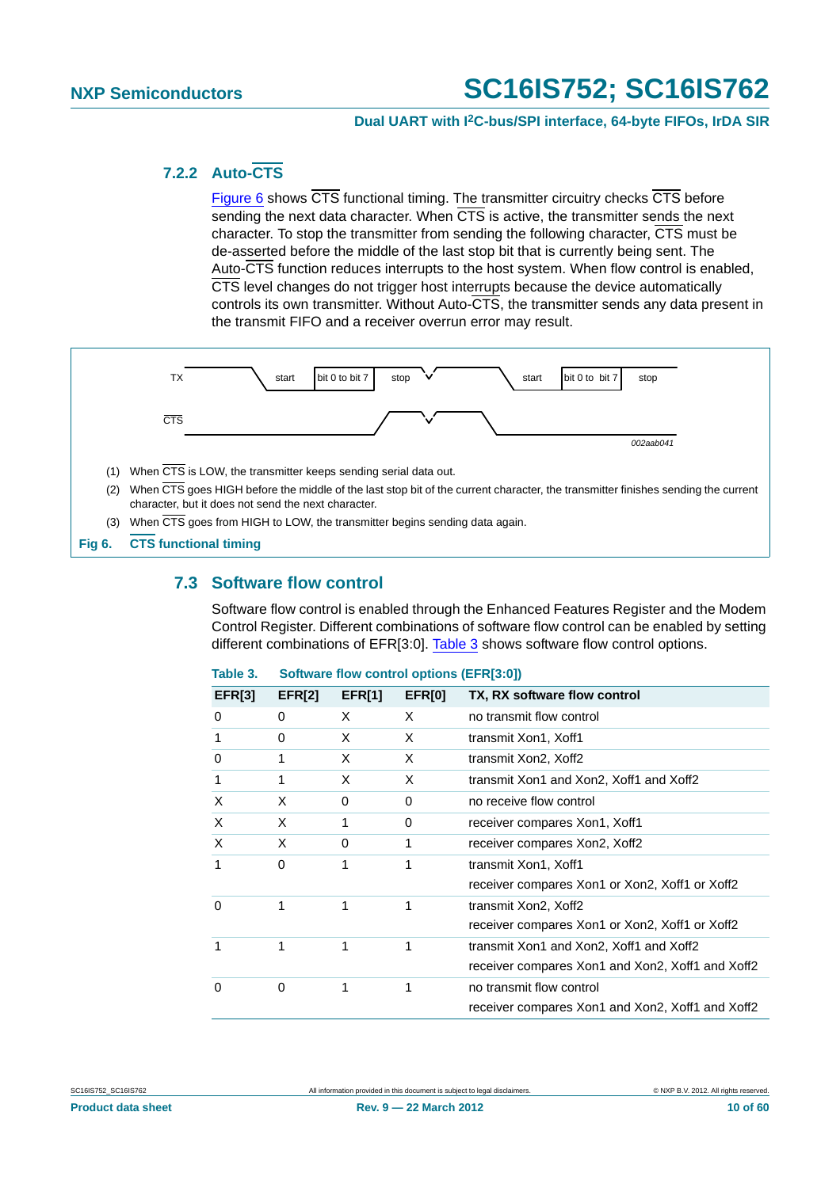### 7.2.2 Auto-$\overline{CTS}$

Figure 6 shows $\overline{CTS}$ functional timing. The transmitter circuitry checks $\overline{CTS}$ before sending the next data character. When $\overline{CTS}$ is active, the transmitter sends the next character. To stop the transmitter from sending the following character, $\overline{CTS}$ must be de-asserted before the middle of the last stop bit that is currently being sent. The Auto-$\overline{CTS}$ function reduces interrupts to the host system. When flow control is enabled, $\overline{CTS}$ level changes do not trigger host interrupts because the device automatically controls its own transmitter. Without Auto-$\overline{CTS}$, the transmitter sends any data present in the transmit FIFO and a receiver overrun error may result.

TX — start — bit 0 to bit 7 — stop — start — bit 0 to bit 7 — stop

$\overline{CTS}$

002aab041

(1) When $\overline{CTS}$ is LOW, the transmitter keeps sending serial data out.

(2) When $\overline{CTS}$ goes HIGH before the middle of the last stop bit of the current character, the transmitter finishes sending the current character, but it does not send the next character.

(3) When $\overline{CTS}$ goes from HIGH to LOW, the transmitter begins sending data again.

**Fig 6. $\overline{CTS}$ functional timing**

## 7.3 Software flow control

Software flow control is enabled through the Enhanced Features Register and the Modem Control Register. Different combinations of software flow control can be enabled by setting different combinations of EFR[3:0]. Table 3 shows software flow control options.

**Table 3. Software flow control options (EFR[3:0])**

| EFR[3] | EFR[2] | EFR[1] | EFR[0] | TX, RX software flow control |
|---|---|---|---|---|
| 0 | 0 | X | X | no transmit flow control |
| 1 | 0 | X | X | transmit Xon1, Xoff1 |
| 0 | 1 | X | X | transmit Xon2, Xoff2 |
| 1 | 1 | X | X | transmit Xon1 and Xon2, Xoff1 and Xoff2 |
| X | X | 0 | 0 | no receive flow control |
| X | X | 1 | 0 | receiver compares Xon1, Xoff1 |
| X | X | 0 | 1 | receiver compares Xon2, Xoff2 |
| 1 | 0 | 1 | 1 | transmit Xon1, Xoff1<br>receiver compares Xon1 or Xon2, Xoff1 or Xoff2 |
| 0 | 1 | 1 | 1 | transmit Xon2, Xoff2<br>receiver compares Xon1 or Xon2, Xoff1 or Xoff2 |
| 1 | 1 | 1 | 1 | transmit Xon1 and Xon2, Xoff1 and Xoff2<br>receiver compares Xon1 and Xon2, Xoff1 and Xoff2 |
| 0 | 0 | 1 | 1 | no transmit flow control<br>receiver compares Xon1 and Xon2, Xoff1 and Xoff2 |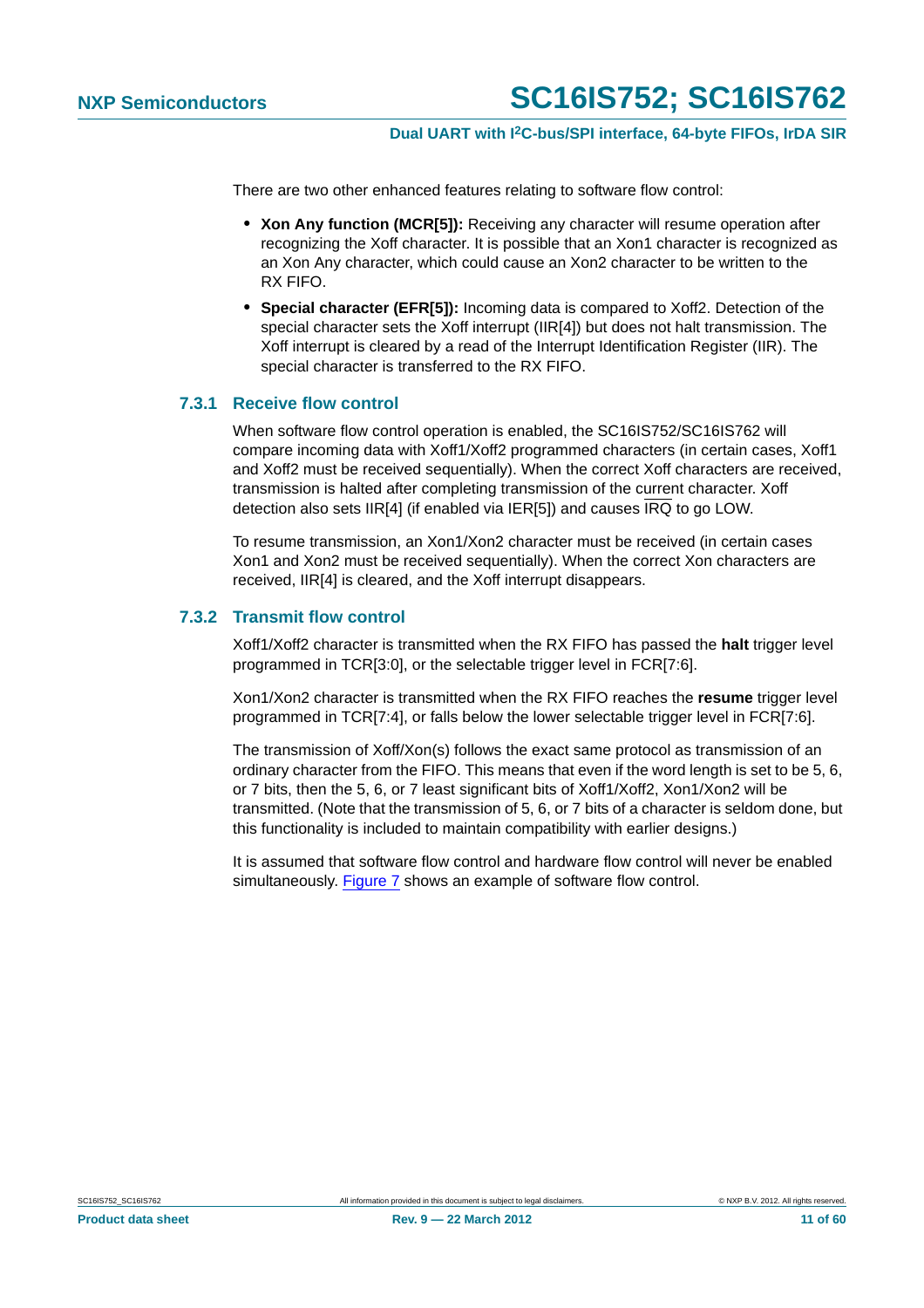There are two other enhanced features relating to software flow control:

- **Xon Any function (MCR[5]):** Receiving any character will resume operation after recognizing the Xoff character. It is possible that an Xon1 character is recognized as an Xon Any character, which could cause an Xon2 character to be written to the RX FIFO.
- **Special character (EFR[5]):** Incoming data is compared to Xoff2. Detection of the special character sets the Xoff interrupt (IIR[4]) but does not halt transmission. The Xoff interrupt is cleared by a read of the Interrupt Identification Register (IIR). The special character is transferred to the RX FIFO.

### 7.3.1 Receive flow control

When software flow control operation is enabled, the SC16IS752/SC16IS762 will compare incoming data with Xoff1/Xoff2 programmed characters (in certain cases, Xoff1 and Xoff2 must be received sequentially). When the correct Xoff characters are received, transmission is halted after completing transmission of the current character. Xoff detection also sets IIR[4] (if enabled via IER[5]) and causes $\overline{IRQ}$ to go LOW.

To resume transmission, an Xon1/Xon2 character must be received (in certain cases Xon1 and Xon2 must be received sequentially). When the correct Xon characters are received, IIR[4] is cleared, and the Xoff interrupt disappears.

### 7.3.2 Transmit flow control

Xoff1/Xoff2 character is transmitted when the RX FIFO has passed the **halt** trigger level programmed in TCR[3:0], or the selectable trigger level in FCR[7:6].

Xon1/Xon2 character is transmitted when the RX FIFO reaches the **resume** trigger level programmed in TCR[7:4], or falls below the lower selectable trigger level in FCR[7:6].

The transmission of Xoff/Xon(s) follows the exact same protocol as transmission of an ordinary character from the FIFO. This means that even if the word length is set to be 5, 6, or 7 bits, then the 5, 6, or 7 least significant bits of Xoff1/Xoff2, Xon1/Xon2 will be transmitted. (Note that the transmission of 5, 6, or 7 bits of a character is seldom done, but this functionality is included to maintain compatibility with earlier designs.)

It is assumed that software flow control and hardware flow control will never be enabled simultaneously. Figure 7 shows an example of software flow control.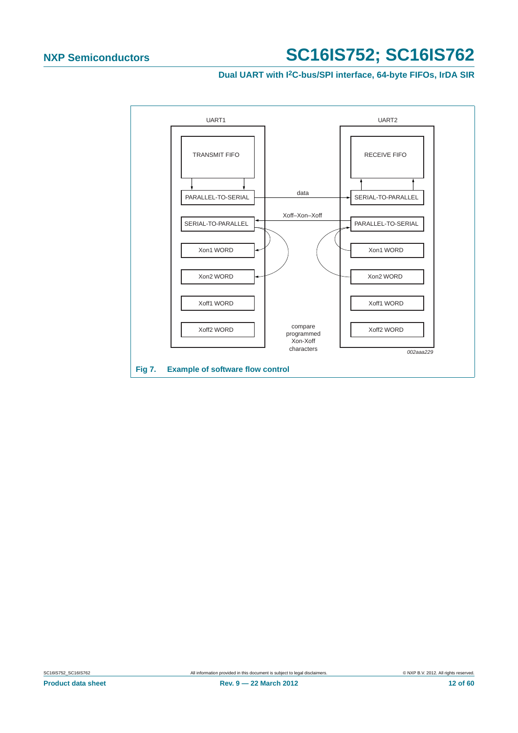UART1

TRANSMIT FIFO

PARALLEL-TO-SERIAL

SERIAL-TO-PARALLEL

Xon1 WORD

Xon2 WORD

Xoff1 WORD

Xoff2 WORD

data

Xoff–Xon–Xoff

compare programmed Xon-Xoff characters

UART2

RECEIVE FIFO

SERIAL-TO-PARALLEL

PARALLEL-TO-SERIAL

Xon1 WORD

Xon2 WORD

Xoff1 WORD

Xoff2 WORD

*002aaa229*

**Fig 7. Example of software flow control**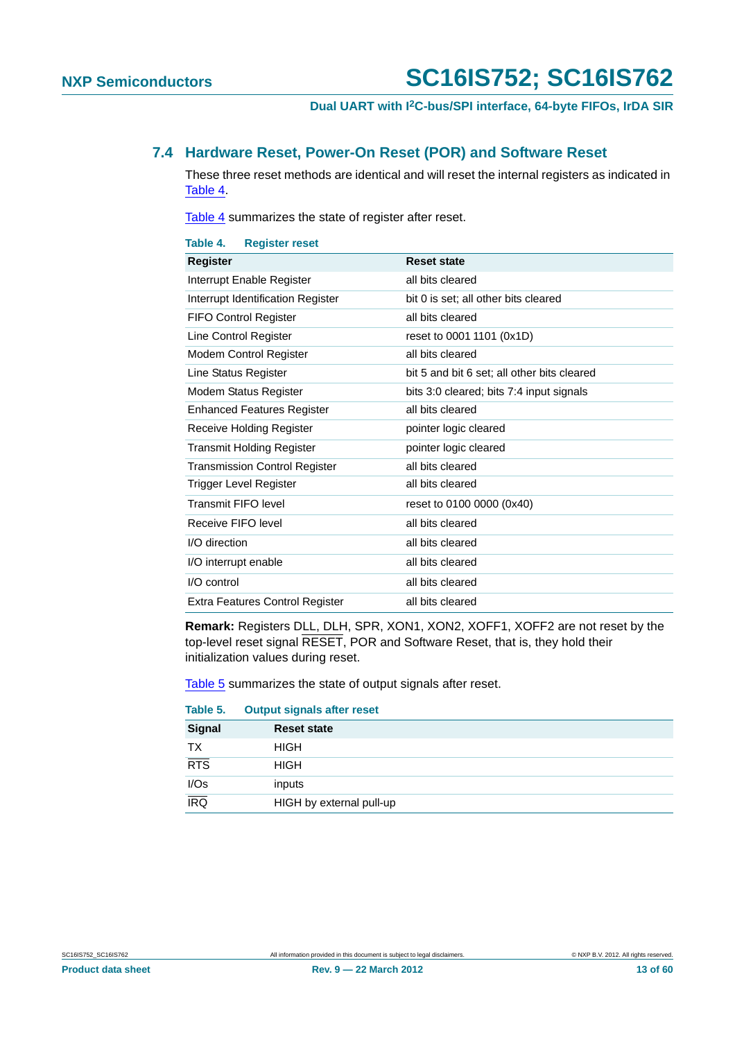## 7.4 Hardware Reset, Power-On Reset (POR) and Software Reset

These three reset methods are identical and will reset the internal registers as indicated in Table 4.

Table 4 summarizes the state of register after reset.

**Table 4. Register reset**

| Register | Reset state |
|---|---|
| Interrupt Enable Register | all bits cleared |
| Interrupt Identification Register | bit 0 is set; all other bits cleared |
| FIFO Control Register | all bits cleared |
| Line Control Register | reset to 0001 1101 (0x1D) |
| Modem Control Register | all bits cleared |
| Line Status Register | bit 5 and bit 6 set; all other bits cleared |
| Modem Status Register | bits 3:0 cleared; bits 7:4 input signals |
| Enhanced Features Register | all bits cleared |
| Receive Holding Register | pointer logic cleared |
| Transmit Holding Register | pointer logic cleared |
| Transmission Control Register | all bits cleared |
| Trigger Level Register | all bits cleared |
| Transmit FIFO level | reset to 0100 0000 (0x40) |
| Receive FIFO level | all bits cleared |
| I/O direction | all bits cleared |
| I/O interrupt enable | all bits cleared |
| I/O control | all bits cleared |
| Extra Features Control Register | all bits cleared |

**Remark:** Registers DLL, DLH, SPR, XON1, XON2, XOFF1, XOFF2 are not reset by the top-level reset signal RESET, POR and Software Reset, that is, they hold their initialization values during reset.

Table 5 summarizes the state of output signals after reset.

**Table 5. Output signals after reset**

| Signal | Reset state |
|---|---|
| TX | HIGH |
| RTS | HIGH |
| I/Os | inputs |
| IRQ | HIGH by external pull-up |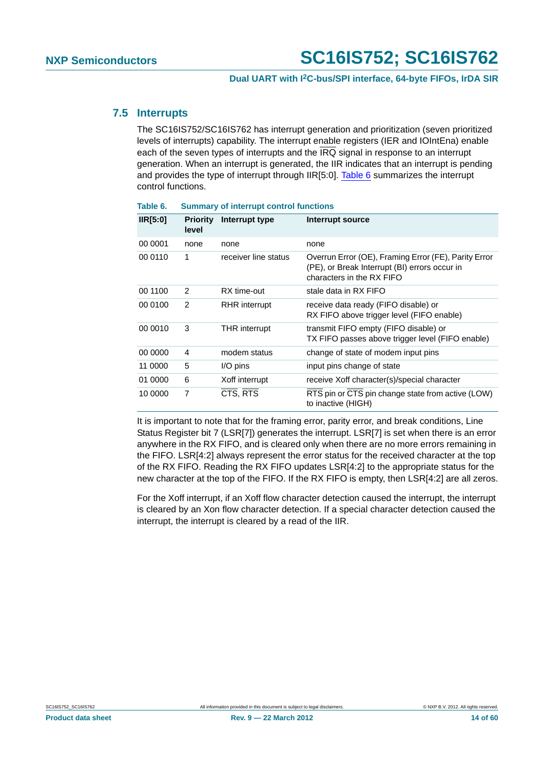## 7.5 Interrupts

The SC16IS752/SC16IS762 has interrupt generation and prioritization (seven prioritized levels of interrupts) capability. The interrupt enable registers (IER and IOIntEna) enable each of the seven types of interrupts and the $\overline{IRQ}$ signal in response to an interrupt generation. When an interrupt is generated, the IIR indicates that an interrupt is pending and provides the type of interrupt through IIR[5:0]. Table 6 summarizes the interrupt control functions.

**Table 6. Summary of interrupt control functions**

| IIR[5:0] | Priority level | Interrupt type | Interrupt source |
|---|---|---|---|
| 00 0001 | none | none | none |
| 00 0110 | 1 | receiver line status | Overrun Error (OE), Framing Error (FE), Parity Error (PE), or Break Interrupt (BI) errors occur in characters in the RX FIFO |
| 00 1100 | 2 | RX time-out | stale data in RX FIFO |
| 00 0100 | 2 | RHR interrupt | receive data ready (FIFO disable) or RX FIFO above trigger level (FIFO enable) |
| 00 0010 | 3 | THR interrupt | transmit FIFO empty (FIFO disable) or TX FIFO passes above trigger level (FIFO enable) |
| 00 0000 | 4 | modem status | change of state of modem input pins |
| 11 0000 | 5 | I/O pins | input pins change of state |
| 01 0000 | 6 | Xoff interrupt | receive Xoff character(s)/special character |
| 10 0000 | 7 | $\overline{CTS}$, $\overline{RTS}$ | $\overline{RTS}$ pin or $\overline{CTS}$ pin change state from active (LOW) to inactive (HIGH) |

It is important to note that for the framing error, parity error, and break conditions, Line Status Register bit 7 (LSR[7]) generates the interrupt. LSR[7] is set when there is an error anywhere in the RX FIFO, and is cleared only when there are no more errors remaining in the FIFO. LSR[4:2] always represent the error status for the received character at the top of the RX FIFO. Reading the RX FIFO updates LSR[4:2] to the appropriate status for the new character at the top of the FIFO. If the RX FIFO is empty, then LSR[4:2] are all zeros.

For the Xoff interrupt, if an Xoff flow character detection caused the interrupt, the interrupt is cleared by an Xon flow character detection. If a special character detection caused the interrupt, the interrupt is cleared by a read of the IIR.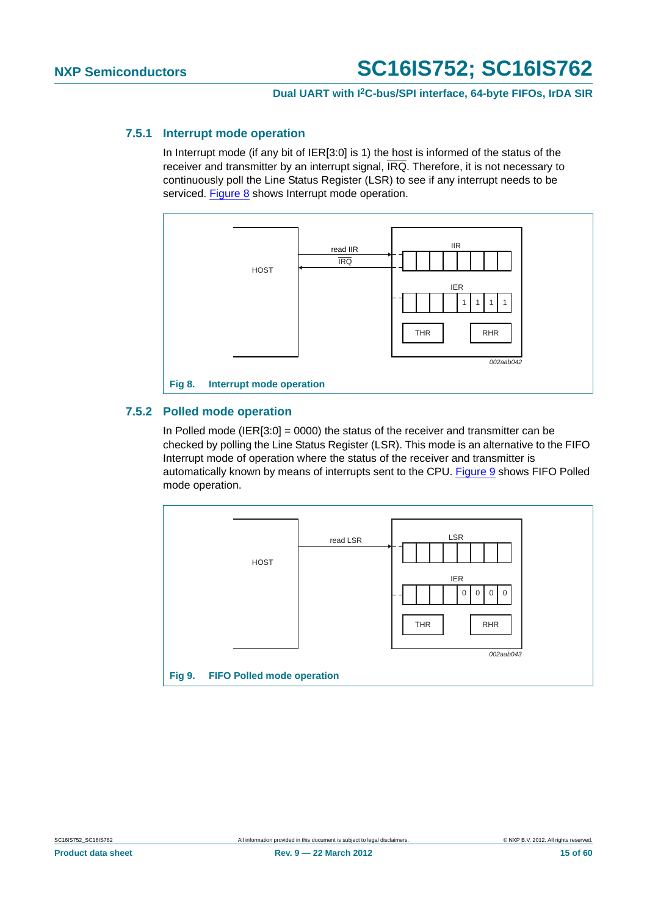### 7.5.1 Interrupt mode operation

In Interrupt mode (if any bit of IER[3:0] is 1) the host is informed of the status of the receiver and transmitter by an interrupt signal, $\overline{\text{IRQ}}$. Therefore, it is not necessary to continuously poll the Line Status Register (LSR) to see if any interrupt needs to be serviced. Figure 8 shows Interrupt mode operation.

**Fig 8. Interrupt mode operation**

### 7.5.2 Polled mode operation

In Polled mode (IER[3:0] = 0000) the status of the receiver and transmitter can be checked by polling the Line Status Register (LSR). This mode is an alternative to the FIFO Interrupt mode of operation where the status of the receiver and transmitter is automatically known by means of interrupts sent to the CPU. Figure 9 shows FIFO Polled mode operation.

**Fig 9. FIFO Polled mode operation**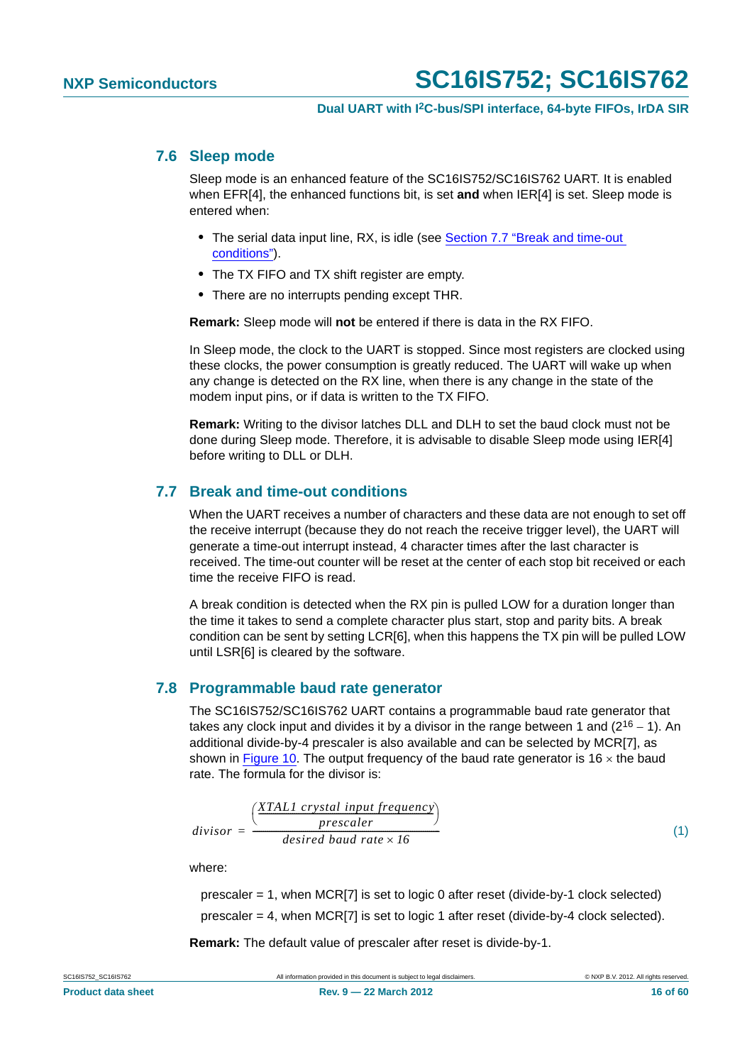## 7.6 Sleep mode

Sleep mode is an enhanced feature of the SC16IS752/SC16IS762 UART. It is enabled when EFR[4], the enhanced functions bit, is set **and** when IER[4] is set. Sleep mode is entered when:

- The serial data input line, RX, is idle (see Section 7.7 "Break and time-out conditions").
- The TX FIFO and TX shift register are empty.
- There are no interrupts pending except THR.

**Remark:** Sleep mode will **not** be entered if there is data in the RX FIFO.

In Sleep mode, the clock to the UART is stopped. Since most registers are clocked using these clocks, the power consumption is greatly reduced. The UART will wake up when any change is detected on the RX line, when there is any change in the state of the modem input pins, or if data is written to the TX FIFO.

**Remark:** Writing to the divisor latches DLL and DLH to set the baud clock must not be done during Sleep mode. Therefore, it is advisable to disable Sleep mode using IER[4] before writing to DLL or DLH.

## 7.7 Break and time-out conditions

When the UART receives a number of characters and these data are not enough to set off the receive interrupt (because they do not reach the receive trigger level), the UART will generate a time-out interrupt instead, 4 character times after the last character is received. The time-out counter will be reset at the center of each stop bit received or each time the receive FIFO is read.

A break condition is detected when the RX pin is pulled LOW for a duration longer than the time it takes to send a complete character plus start, stop and parity bits. A break condition can be sent by setting LCR[6], when this happens the TX pin will be pulled LOW until LSR[6] is cleared by the software.

## 7.8 Programmable baud rate generator

The SC16IS752/SC16IS762 UART contains a programmable baud rate generator that takes any clock input and divides it by a divisor in the range between 1 and ($2^{16} - 1$). An additional divide-by-4 prescaler is also available and can be selected by MCR[7], as shown in Figure 10. The output frequency of the baud rate generator is 16 × the baud rate. The formula for the divisor is:

$$divisor = \frac{\left(\frac{XTAL1\ crystal\ input\ frequency}{prescaler}\right)}{desired\ baud\ rate \times 16} \qquad (1)$$

where:

prescaler = 1, when MCR[7] is set to logic 0 after reset (divide-by-1 clock selected)

prescaler = 4, when MCR[7] is set to logic 1 after reset (divide-by-4 clock selected).

**Remark:** The default value of prescaler after reset is divide-by-1.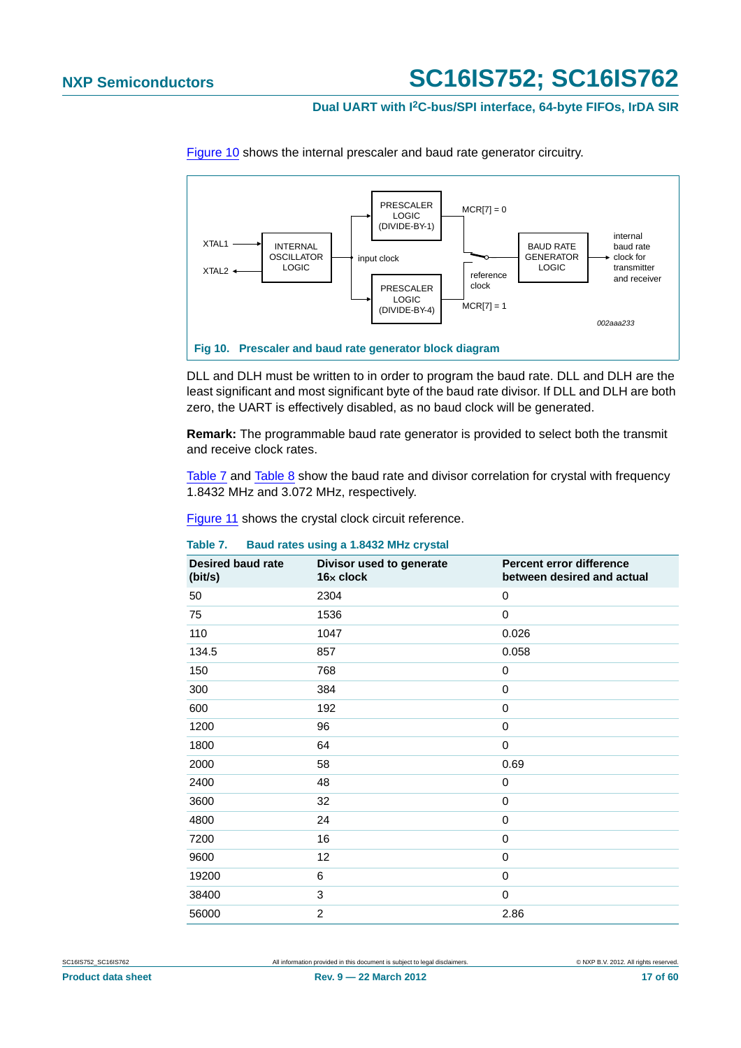Figure 10 shows the internal prescaler and baud rate generator circuitry.

XTAL1 → INTERNAL OSCILLATOR LOGIC; XTAL2 ← INTERNAL OSCILLATOR LOGIC

input clock → PRESCALER LOGIC (DIVIDE-BY-1) — MCR[7] = 0

input clock → PRESCALER LOGIC (DIVIDE-BY-4) — MCR[7] = 1

reference clock → BAUD RATE GENERATOR LOGIC → internal baud rate clock for transmitter and receiver

002aaa233

**Fig 10. Prescaler and baud rate generator block diagram**

DLL and DLH must be written to in order to program the baud rate. DLL and DLH are the least significant and most significant byte of the baud rate divisor. If DLL and DLH are both zero, the UART is effectively disabled, as no baud clock will be generated.

**Remark:** The programmable baud rate generator is provided to select both the transmit and receive clock rates.

Table 7 and Table 8 show the baud rate and divisor correlation for crystal with frequency 1.8432 MHz and 3.072 MHz, respectively.

Figure 11 shows the crystal clock circuit reference.

**Table 7. Baud rates using a 1.8432 MHz crystal**

| Desired baud rate (bit/s) | Divisor used to generate 16× clock | Percent error difference between desired and actual |
|---|---|---|
| 50 | 2304 | 0 |
| 75 | 1536 | 0 |
| 110 | 1047 | 0.026 |
| 134.5 | 857 | 0.058 |
| 150 | 768 | 0 |
| 300 | 384 | 0 |
| 600 | 192 | 0 |
| 1200 | 96 | 0 |
| 1800 | 64 | 0 |
| 2000 | 58 | 0.69 |
| 2400 | 48 | 0 |
| 3600 | 32 | 0 |
| 4800 | 24 | 0 |
| 7200 | 16 | 0 |
| 9600 | 12 | 0 |
| 19200 | 6 | 0 |
| 38400 | 3 | 0 |
| 56000 | 2 | 2.86 |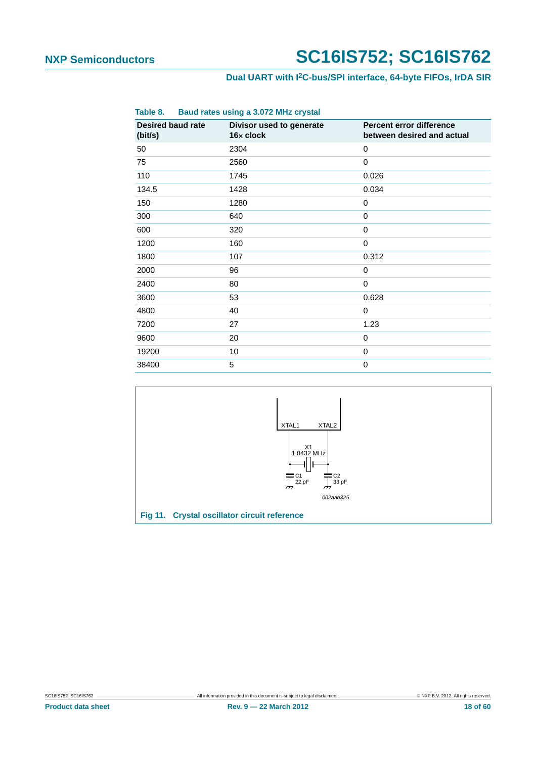**Table 8. Baud rates using a 3.072 MHz crystal**

| Desired baud rate (bit/s) | Divisor used to generate 16× clock | Percent error difference between desired and actual |
|---|---|---|
| 50 | 2304 | 0 |
| 75 | 2560 | 0 |
| 110 | 1745 | 0.026 |
| 134.5 | 1428 | 0.034 |
| 150 | 1280 | 0 |
| 300 | 640 | 0 |
| 600 | 320 | 0 |
| 1200 | 160 | 0 |
| 1800 | 107 | 0.312 |
| 2000 | 96 | 0 |
| 2400 | 80 | 0 |
| 3600 | 53 | 0.628 |
| 4800 | 40 | 0 |
| 7200 | 27 | 1.23 |
| 9600 | 20 | 0 |
| 19200 | 10 | 0 |
| 38400 | 5 | 0 |

XTAL1 XTAL2

X1
1.8432 MHz

C1
22 pF

C2
33 pF

*002aab325*

**Fig 11. Crystal oscillator circuit reference**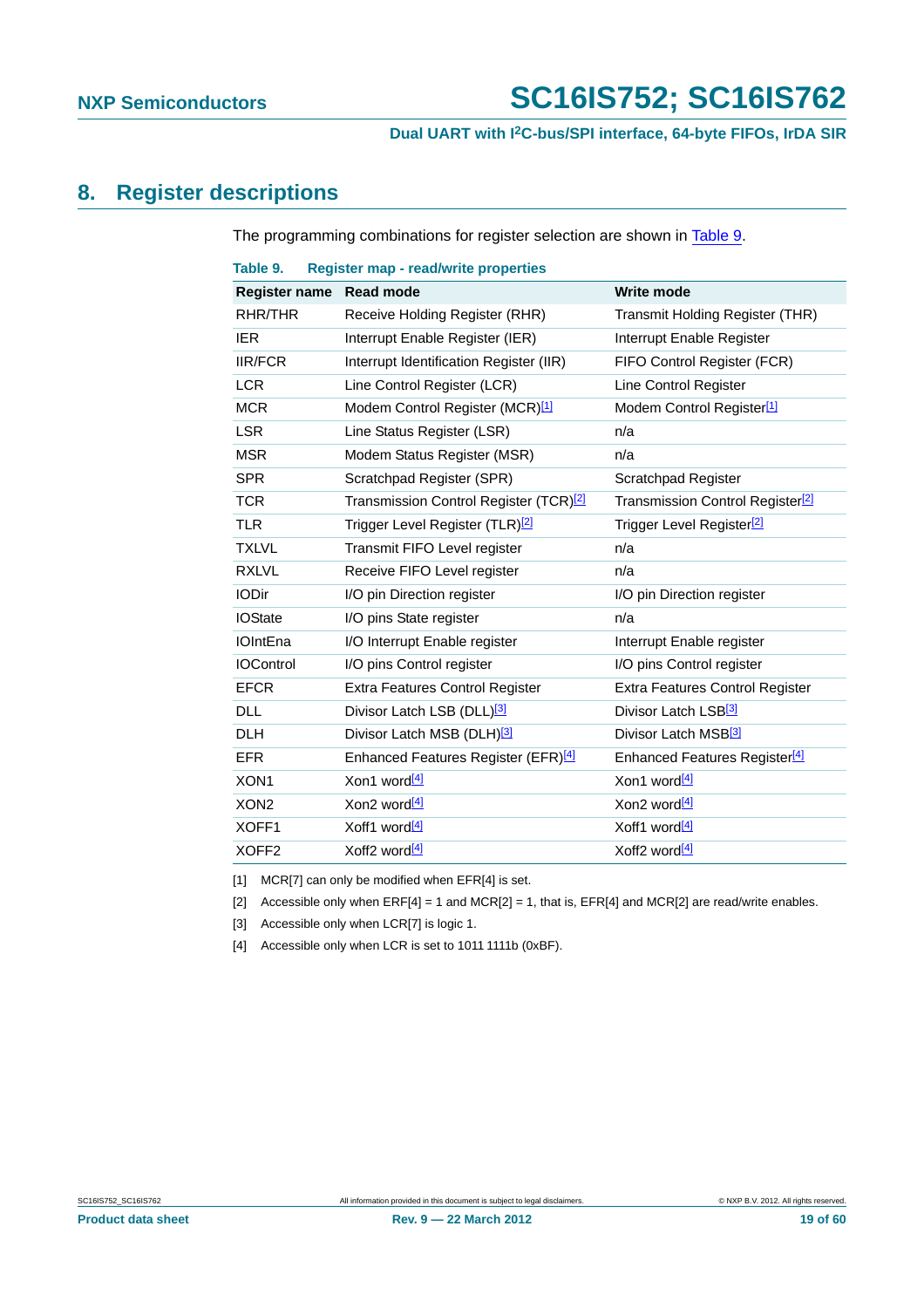## 8. Register descriptions

The programming combinations for register selection are shown in Table 9.

**Table 9. Register map - read/write properties**

| Register name | Read mode | Write mode |
|---|---|---|
| RHR/THR | Receive Holding Register (RHR) | Transmit Holding Register (THR) |
| IER | Interrupt Enable Register (IER) | Interrupt Enable Register |
| IIR/FCR | Interrupt Identification Register (IIR) | FIFO Control Register (FCR) |
| LCR | Line Control Register (LCR) | Line Control Register |
| MCR | Modem Control Register (MCR)[1] | Modem Control Register[1] |
| LSR | Line Status Register (LSR) | n/a |
| MSR | Modem Status Register (MSR) | n/a |
| SPR | Scratchpad Register (SPR) | Scratchpad Register |
| TCR | Transmission Control Register (TCR)[2] | Transmission Control Register[2] |
| TLR | Trigger Level Register (TLR)[2] | Trigger Level Register[2] |
| TXLVL | Transmit FIFO Level register | n/a |
| RXLVL | Receive FIFO Level register | n/a |
| IODir | I/O pin Direction register | I/O pin Direction register |
| IOState | I/O pins State register | n/a |
| IOIntEna | I/O Interrupt Enable register | Interrupt Enable register |
| IOControl | I/O pins Control register | I/O pins Control register |
| EFCR | Extra Features Control Register | Extra Features Control Register |
| DLL | Divisor Latch LSB (DLL)[3] | Divisor Latch LSB[3] |
| DLH | Divisor Latch MSB (DLH)[3] | Divisor Latch MSB[3] |
| EFR | Enhanced Features Register (EFR)[4] | Enhanced Features Register[4] |
| XON1 | Xon1 word[4] | Xon1 word[4] |
| XON2 | Xon2 word[4] | Xon2 word[4] |
| XOFF1 | Xoff1 word[4] | Xoff1 word[4] |
| XOFF2 | Xoff2 word[4] | Xoff2 word[4] |

[1] MCR[7] can only be modified when EFR[4] is set.

[2] Accessible only when ERF[4] = 1 and MCR[2] = 1, that is, EFR[4] and MCR[2] are read/write enables.

[3] Accessible only when LCR[7] is logic 1.

[4] Accessible only when LCR is set to 1011 1111b (0xBF).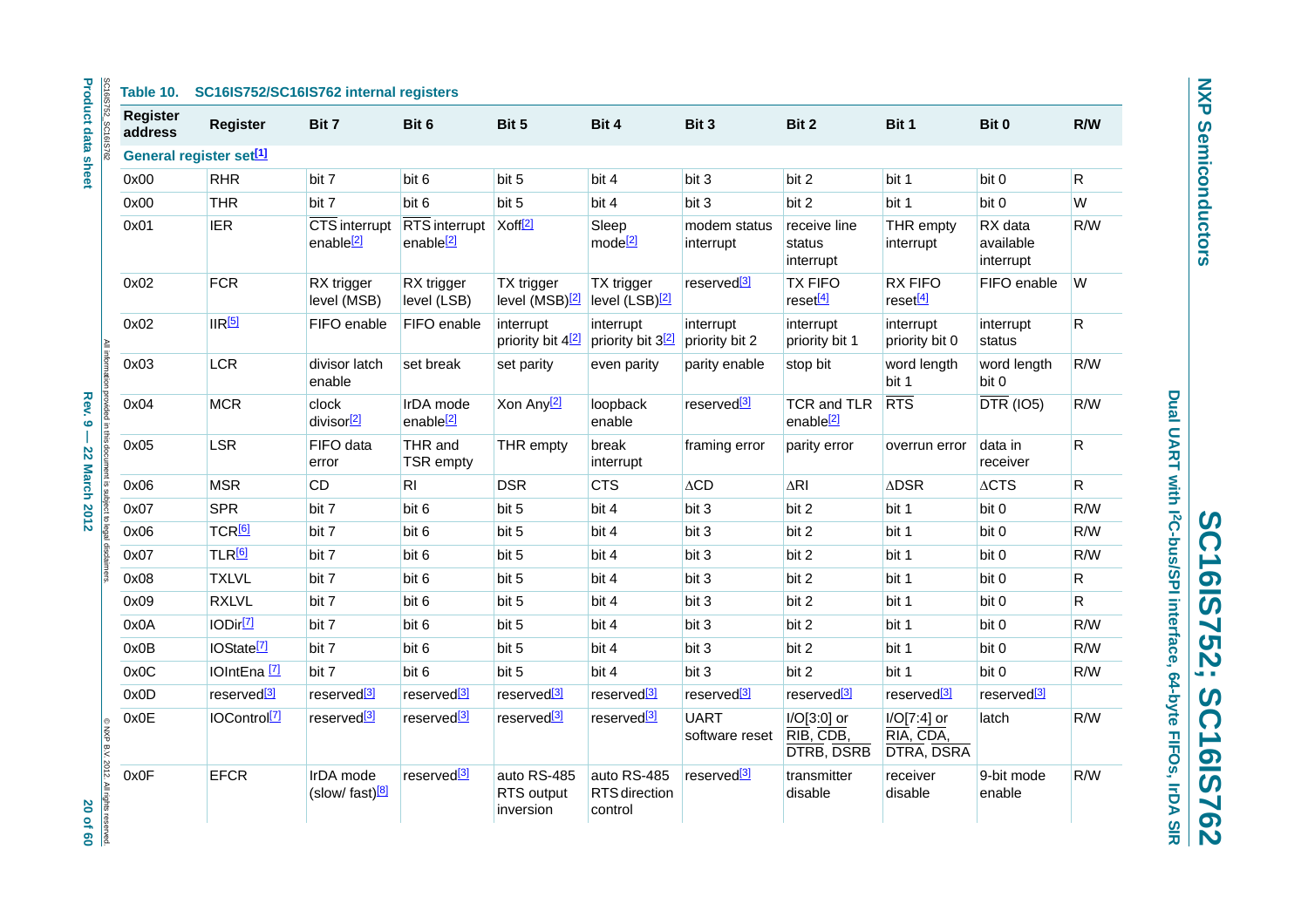**Table 10. SC16IS752/SC16IS762 internal registers**

| Register address | Register | Bit 7 | Bit 6 | Bit 5 | Bit 4 | Bit 3 | Bit 2 | Bit 1 | Bit 0 | R/W |
|---|---|---|---|---|---|---|---|---|---|---|
| **General register set[1]** | | | | | | | | | | |
| 0x00 | RHR | bit 7 | bit 6 | bit 5 | bit 4 | bit 3 | bit 2 | bit 1 | bit 0 | R |
| 0x00 | THR | bit 7 | bit 6 | bit 5 | bit 4 | bit 3 | bit 2 | bit 1 | bit 0 | W |
| 0x01 | IER | $\overline{CTS}$ interrupt enable[2] | $\overline{RTS}$ interrupt enable[2] | Xoff[2] | Sleep mode[2] | modem status interrupt | receive line status interrupt | THR empty interrupt | RX data available interrupt | R/W |
| 0x02 | FCR | RX trigger level (MSB) | RX trigger level (LSB) | TX trigger level (MSB)[2] | TX trigger level (LSB)[2] | reserved[3] | TX FIFO reset[4] | RX FIFO reset[4] | FIFO enable | W |
| 0x02 | IIR[5] | FIFO enable | FIFO enable | interrupt priority bit 4[2] | interrupt priority bit 3[2] | interrupt priority bit 2 | interrupt priority bit 1 | interrupt priority bit 0 | interrupt status | R |
| 0x03 | LCR | divisor latch enable | set break | set parity | even parity | parity enable | stop bit | word length bit 1 | word length bit 0 | R/W |
| 0x04 | MCR | clock divisor[2] | IrDA mode enable[2] | Xon Any[2] | loopback enable | reserved[3] | TCR and TLR enable[2] | $\overline{RTS}$ | $\overline{DTR}$ (IO5) | R/W |
| 0x05 | LSR | FIFO data error | THR and TSR empty | THR empty | break interrupt | framing error | parity error | overrun error | data in receiver | R |
| 0x06 | MSR | CD | RI | DSR | CTS | ΔCD | ΔRI | ΔDSR | ΔCTS | R |
| 0x07 | SPR | bit 7 | bit 6 | bit 5 | bit 4 | bit 3 | bit 2 | bit 1 | bit 0 | R/W |
| 0x06 | TCR[6] | bit 7 | bit 6 | bit 5 | bit 4 | bit 3 | bit 2 | bit 1 | bit 0 | R/W |
| 0x07 | TLR[6] | bit 7 | bit 6 | bit 5 | bit 4 | bit 3 | bit 2 | bit 1 | bit 0 | R/W |
| 0x08 | TXLVL | bit 7 | bit 6 | bit 5 | bit 4 | bit 3 | bit 2 | bit 1 | bit 0 | R |
| 0x09 | RXLVL | bit 7 | bit 6 | bit 5 | bit 4 | bit 3 | bit 2 | bit 1 | bit 0 | R |
| 0x0A | IODir[7] | bit 7 | bit 6 | bit 5 | bit 4 | bit 3 | bit 2 | bit 1 | bit 0 | R/W |
| 0x0B | IOState[7] | bit 7 | bit 6 | bit 5 | bit 4 | bit 3 | bit 2 | bit 1 | bit 0 | R/W |
| 0x0C | IOIntEna [7] | bit 7 | bit 6 | bit 5 | bit 4 | bit 3 | bit 2 | bit 1 | bit 0 | R/W |
| 0x0D | reserved[3] | reserved[3] | reserved[3] | reserved[3] | reserved[3] | reserved[3] | reserved[3] | reserved[3] | reserved[3] | |
| 0x0E | IOControl[7] | reserved[3] | reserved[3] | reserved[3] | reserved[3] | UART software reset | I/O[3:0] or $\overline{RIB}$, $\overline{CDB}$, $\overline{DTRB}$, $\overline{DSRB}$ | I/O[7:4] or $\overline{RIA}$, $\overline{CDA}$, $\overline{DTRA}$, $\overline{DSRA}$ | latch | R/W |
| 0x0F | EFCR | IrDA mode (slow/ fast)[8] | reserved[3] | auto RS-485 RTS output inversion | auto RS-485 RTS direction control | reserved[3] | transmitter disable | receiver disable | 9-bit mode enable | R/W |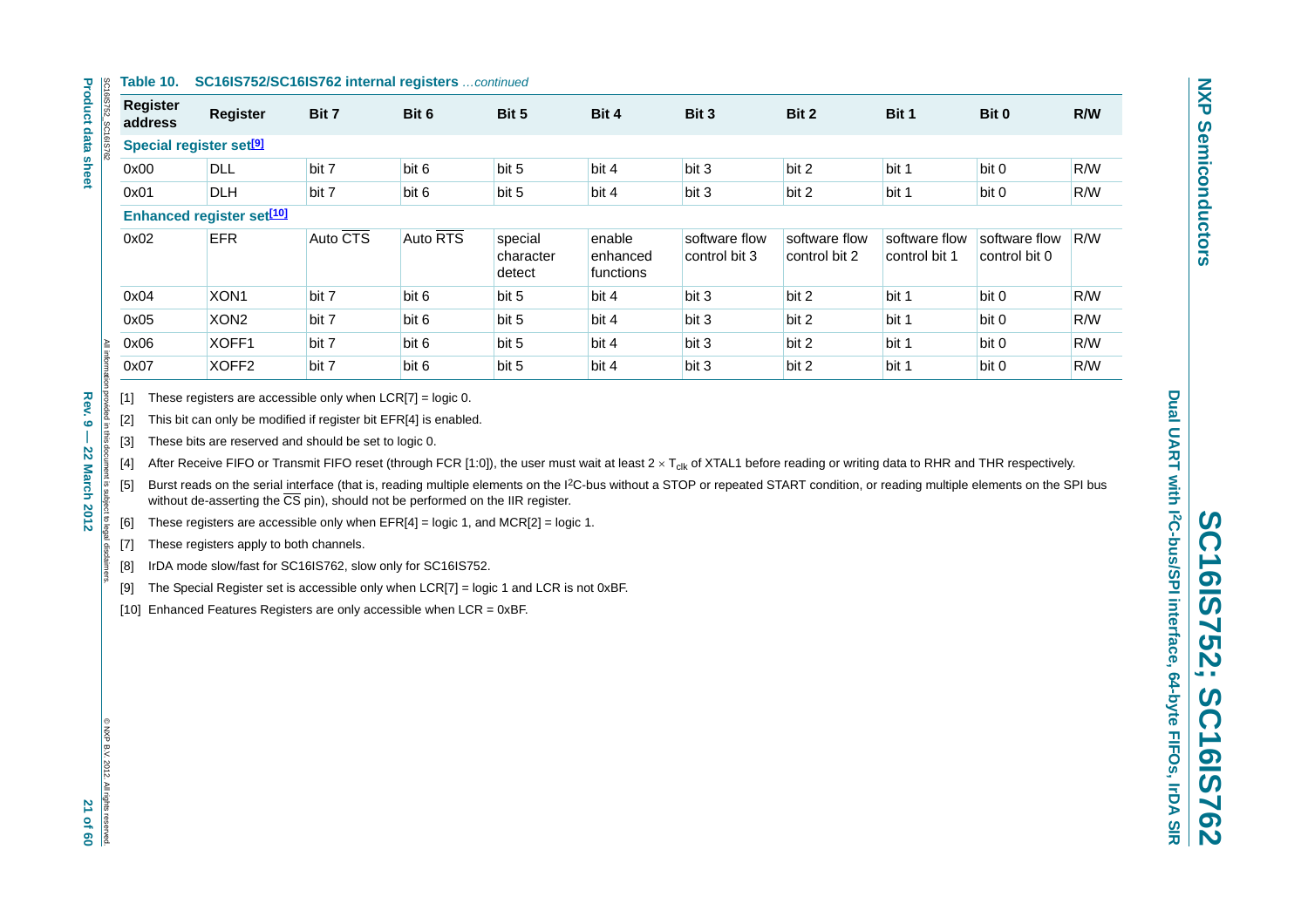Table 10. SC16IS752/SC16IS762 internal registers *...continued*

| Register address | Register | Bit 7 | Bit 6 | Bit 5 | Bit 4 | Bit 3 | Bit 2 | Bit 1 | Bit 0 | R/W |
|---|---|---|---|---|---|---|---|---|---|---|
| **Special register set[9]** | | | | | | | | | | |
| 0x00 | DLL | bit 7 | bit 6 | bit 5 | bit 4 | bit 3 | bit 2 | bit 1 | bit 0 | R/W |
| 0x01 | DLH | bit 7 | bit 6 | bit 5 | bit 4 | bit 3 | bit 2 | bit 1 | bit 0 | R/W |
| **Enhanced register set[10]** | | | | | | | | | | |
| 0x02 | EFR | Auto $\overline{CTS}$ | Auto $\overline{RTS}$ | special character detect | enable enhanced functions | software flow control bit 3 | software flow control bit 2 | software flow control bit 1 | software flow control bit 0 | R/W |
| 0x04 | XON1 | bit 7 | bit 6 | bit 5 | bit 4 | bit 3 | bit 2 | bit 1 | bit 0 | R/W |
| 0x05 | XON2 | bit 7 | bit 6 | bit 5 | bit 4 | bit 3 | bit 2 | bit 1 | bit 0 | R/W |
| 0x06 | XOFF1 | bit 7 | bit 6 | bit 5 | bit 4 | bit 3 | bit 2 | bit 1 | bit 0 | R/W |
| 0x07 | XOFF2 | bit 7 | bit 6 | bit 5 | bit 4 | bit 3 | bit 2 | bit 1 | bit 0 | R/W |

[1] These registers are accessible only when LCR[7] = logic 0.

[2] This bit can only be modified if register bit EFR[4] is enabled.

[3] These bits are reserved and should be set to logic 0.

[4] After Receive FIFO or Transmit FIFO reset (through FCR [1:0]), the user must wait at least 2 × $T_{clk}$ of XTAL1 before reading or writing data to RHR and THR respectively.

[5] Burst reads on the serial interface (that is, reading multiple elements on the I²C-bus without a STOP or repeated START condition, or reading multiple elements on the SPI bus without de-asserting the $\overline{CS}$ pin), should not be performed on the IIR register.

[6] These registers are accessible only when EFR[4] = logic 1, and MCR[2] = logic 1.

[7] These registers apply to both channels.

[8] IrDA mode slow/fast for SC16IS762, slow only for SC16IS752.

[9] The Special Register set is accessible only when LCR[7] = logic 1 and LCR is not 0xBF.

[10] Enhanced Features Registers are only accessible when LCR = 0xBF.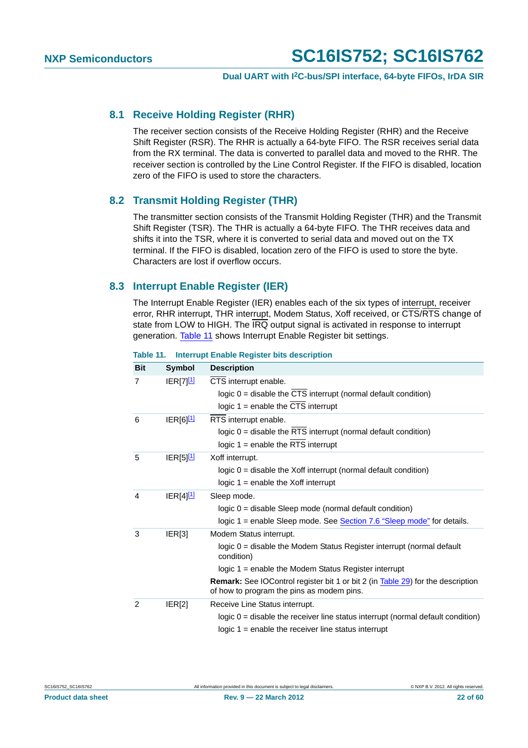## 8.1 Receive Holding Register (RHR)

The receiver section consists of the Receive Holding Register (RHR) and the Receive Shift Register (RSR). The RHR is actually a 64-byte FIFO. The RSR receives serial data from the RX terminal. The data is converted to parallel data and moved to the RHR. The receiver section is controlled by the Line Control Register. If the FIFO is disabled, location zero of the FIFO is used to store the characters.

## 8.2 Transmit Holding Register (THR)

The transmitter section consists of the Transmit Holding Register (THR) and the Transmit Shift Register (TSR). The THR is actually a 64-byte FIFO. The THR receives data and shifts it into the TSR, where it is converted to serial data and moved out on the TX terminal. If the FIFO is disabled, location zero of the FIFO is used to store the byte. Characters are lost if overflow occurs.

## 8.3 Interrupt Enable Register (IER)

The Interrupt Enable Register (IER) enables each of the six types of interrupt, receiver error, RHR interrupt, THR interrupt, Modem Status, Xoff received, or CTS/RTS change of state from LOW to HIGH. The IRQ output signal is activated in response to interrupt generation. Table 11 shows Interrupt Enable Register bit settings.

**Table 11. Interrupt Enable Register bits description**

| Bit | Symbol | Description |
|---|---|---|
| 7 | IER[7][1] | CTS interrupt enable.<br>logic 0 = disable the CTS interrupt (normal default condition)<br>logic 1 = enable the CTS interrupt |
| 6 | IER[6][1] | RTS interrupt enable.<br>logic 0 = disable the RTS interrupt (normal default condition)<br>logic 1 = enable the RTS interrupt |
| 5 | IER[5][1] | Xoff interrupt.<br>logic 0 = disable the Xoff interrupt (normal default condition)<br>logic 1 = enable the Xoff interrupt |
| 4 | IER[4][1] | Sleep mode.<br>logic 0 = disable Sleep mode (normal default condition)<br>logic 1 = enable Sleep mode. See Section 7.6 "Sleep mode" for details. |
| 3 | IER[3] | Modem Status interrupt.<br>logic 0 = disable the Modem Status Register interrupt (normal default condition)<br>logic 1 = enable the Modem Status Register interrupt<br>**Remark:** See IOControl register bit 1 or bit 2 (in Table 29) for the description of how to program the pins as modem pins. |
| 2 | IER[2] | Receive Line Status interrupt.<br>logic 0 = disable the receiver line status interrupt (normal default condition)<br>logic 1 = enable the receiver line status interrupt |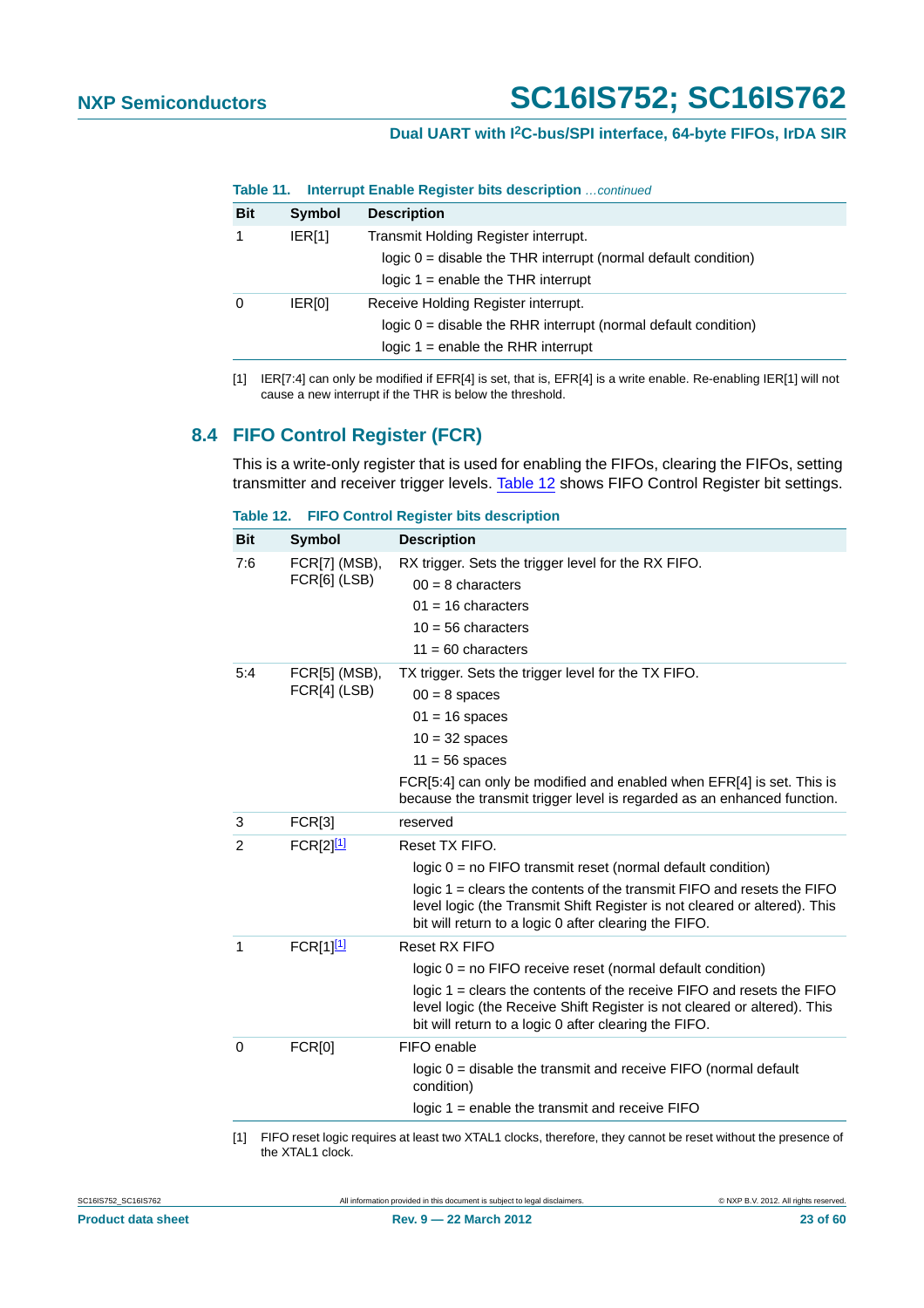**Table 11. Interrupt Enable Register bits description** *…continued*

| Bit | Symbol | Description |
|---|---|---|
| 1 | IER[1] | Transmit Holding Register interrupt.<br>logic 0 = disable the THR interrupt (normal default condition)<br>logic 1 = enable the THR interrupt |
| 0 | IER[0] | Receive Holding Register interrupt.<br>logic 0 = disable the RHR interrupt (normal default condition)<br>logic 1 = enable the RHR interrupt |

[1] IER[7:4] can only be modified if EFR[4] is set, that is, EFR[4] is a write enable. Re-enabling IER[1] will not cause a new interrupt if the THR is below the threshold.

## 8.4 FIFO Control Register (FCR)

This is a write-only register that is used for enabling the FIFOs, clearing the FIFOs, setting transmitter and receiver trigger levels. Table 12 shows FIFO Control Register bit settings.

**Table 12. FIFO Control Register bits description**

| Bit | Symbol | Description |
|---|---|---|
| 7:6 | FCR[7] (MSB), FCR[6] (LSB) | RX trigger. Sets the trigger level for the RX FIFO.<br>00 = 8 characters<br>01 = 16 characters<br>10 = 56 characters<br>11 = 60 characters |
| 5:4 | FCR[5] (MSB), FCR[4] (LSB) | TX trigger. Sets the trigger level for the TX FIFO.<br>00 = 8 spaces<br>01 = 16 spaces<br>10 = 32 spaces<br>11 = 56 spaces<br>FCR[5:4] can only be modified and enabled when EFR[4] is set. This is because the transmit trigger level is regarded as an enhanced function. |
| 3 | FCR[3] | reserved |
| 2 | FCR[2][1] | Reset TX FIFO.<br>logic 0 = no FIFO transmit reset (normal default condition)<br>logic 1 = clears the contents of the transmit FIFO and resets the FIFO level logic (the Transmit Shift Register is not cleared or altered). This bit will return to a logic 0 after clearing the FIFO. |
| 1 | FCR[1][1] | Reset RX FIFO<br>logic 0 = no FIFO receive reset (normal default condition)<br>logic 1 = clears the contents of the receive FIFO and resets the FIFO level logic (the Receive Shift Register is not cleared or altered). This bit will return to a logic 0 after clearing the FIFO. |
| 0 | FCR[0] | FIFO enable<br>logic 0 = disable the transmit and receive FIFO (normal default condition)<br>logic 1 = enable the transmit and receive FIFO |

[1] FIFO reset logic requires at least two XTAL1 clocks, therefore, they cannot be reset without the presence of the XTAL1 clock.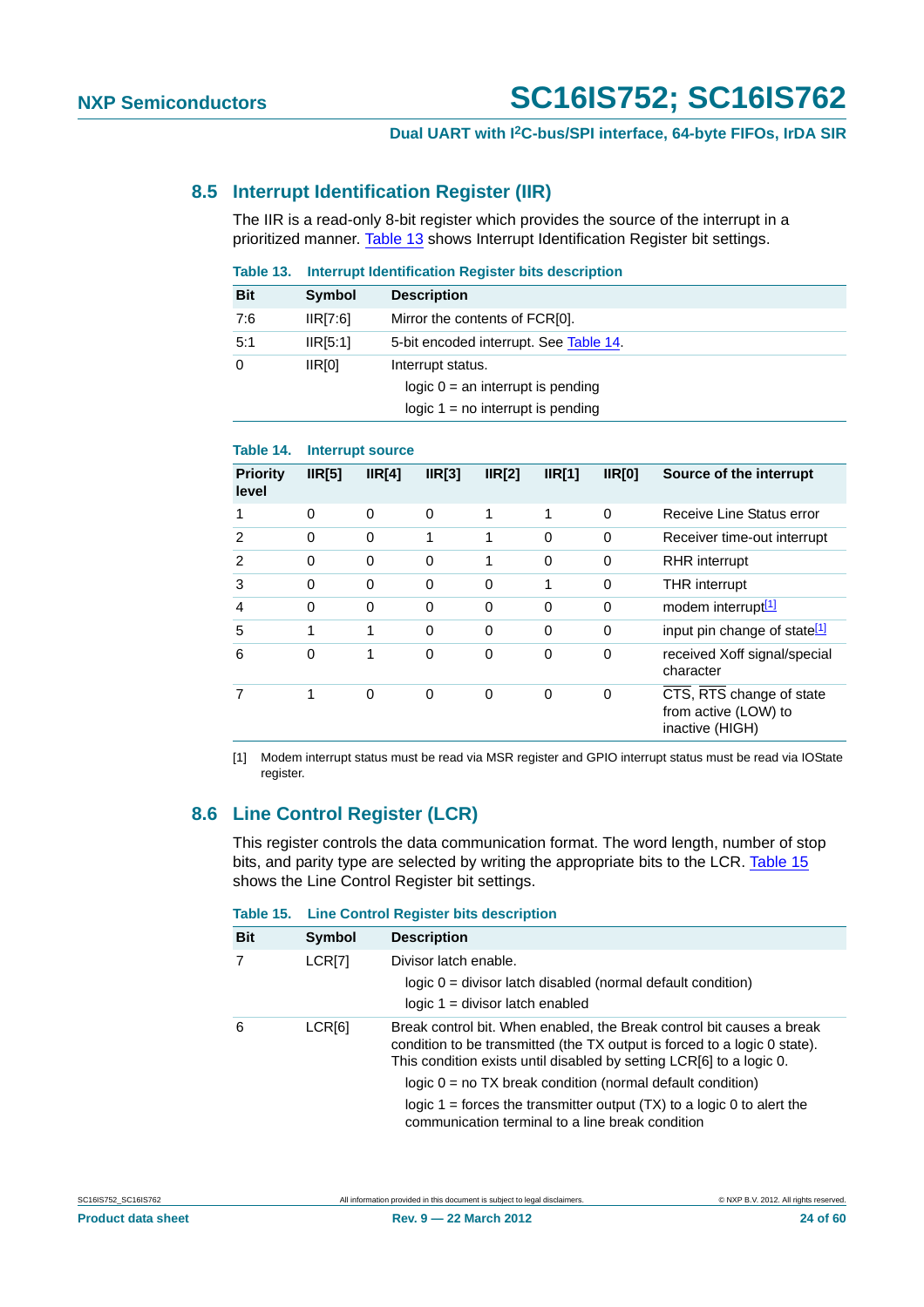## 8.5 Interrupt Identification Register (IIR)

The IIR is a read-only 8-bit register which provides the source of the interrupt in a prioritized manner. Table 13 shows Interrupt Identification Register bit settings.

**Table 13. Interrupt Identification Register bits description**

| Bit | Symbol | Description |
|---|---|---|
| 7:6 | IIR[7:6] | Mirror the contents of FCR[0]. |
| 5:1 | IIR[5:1] | 5-bit encoded interrupt. See Table 14. |
| 0 | IIR[0] | Interrupt status.<br>logic 0 = an interrupt is pending<br>logic 1 = no interrupt is pending |

**Table 14. Interrupt source**

| Priority level | IIR[5] | IIR[4] | IIR[3] | IIR[2] | IIR[1] | IIR[0] | Source of the interrupt |
|---|---|---|---|---|---|---|---|
| 1 | 0 | 0 | 0 | 1 | 1 | 0 | Receive Line Status error |
| 2 | 0 | 0 | 1 | 1 | 0 | 0 | Receiver time-out interrupt |
| 2 | 0 | 0 | 0 | 1 | 0 | 0 | RHR interrupt |
| 3 | 0 | 0 | 0 | 0 | 1 | 0 | THR interrupt |
| 4 | 0 | 0 | 0 | 0 | 0 | 0 | modem interrupt[1] |
| 5 | 1 | 1 | 0 | 0 | 0 | 0 | input pin change of state[1] |
| 6 | 0 | 1 | 0 | 0 | 0 | 0 | received Xoff signal/special character |
| 7 | 1 | 0 | 0 | 0 | 0 | 0 | $\overline{\text{CTS}}$, $\overline{\text{RTS}}$ change of state from active (LOW) to inactive (HIGH) |

[1] Modem interrupt status must be read via MSR register and GPIO interrupt status must be read via IOState register.

## 8.6 Line Control Register (LCR)

This register controls the data communication format. The word length, number of stop bits, and parity type are selected by writing the appropriate bits to the LCR. Table 15 shows the Line Control Register bit settings.

**Table 15. Line Control Register bits description**

| Bit | Symbol | Description |
|---|---|---|
| 7 | LCR[7] | Divisor latch enable.<br>logic 0 = divisor latch disabled (normal default condition)<br>logic 1 = divisor latch enabled |
| 6 | LCR[6] | Break control bit. When enabled, the Break control bit causes a break condition to be transmitted (the TX output is forced to a logic 0 state). This condition exists until disabled by setting LCR[6] to a logic 0.<br>logic 0 = no TX break condition (normal default condition)<br>logic 1 = forces the transmitter output (TX) to a logic 0 to alert the communication terminal to a line break condition |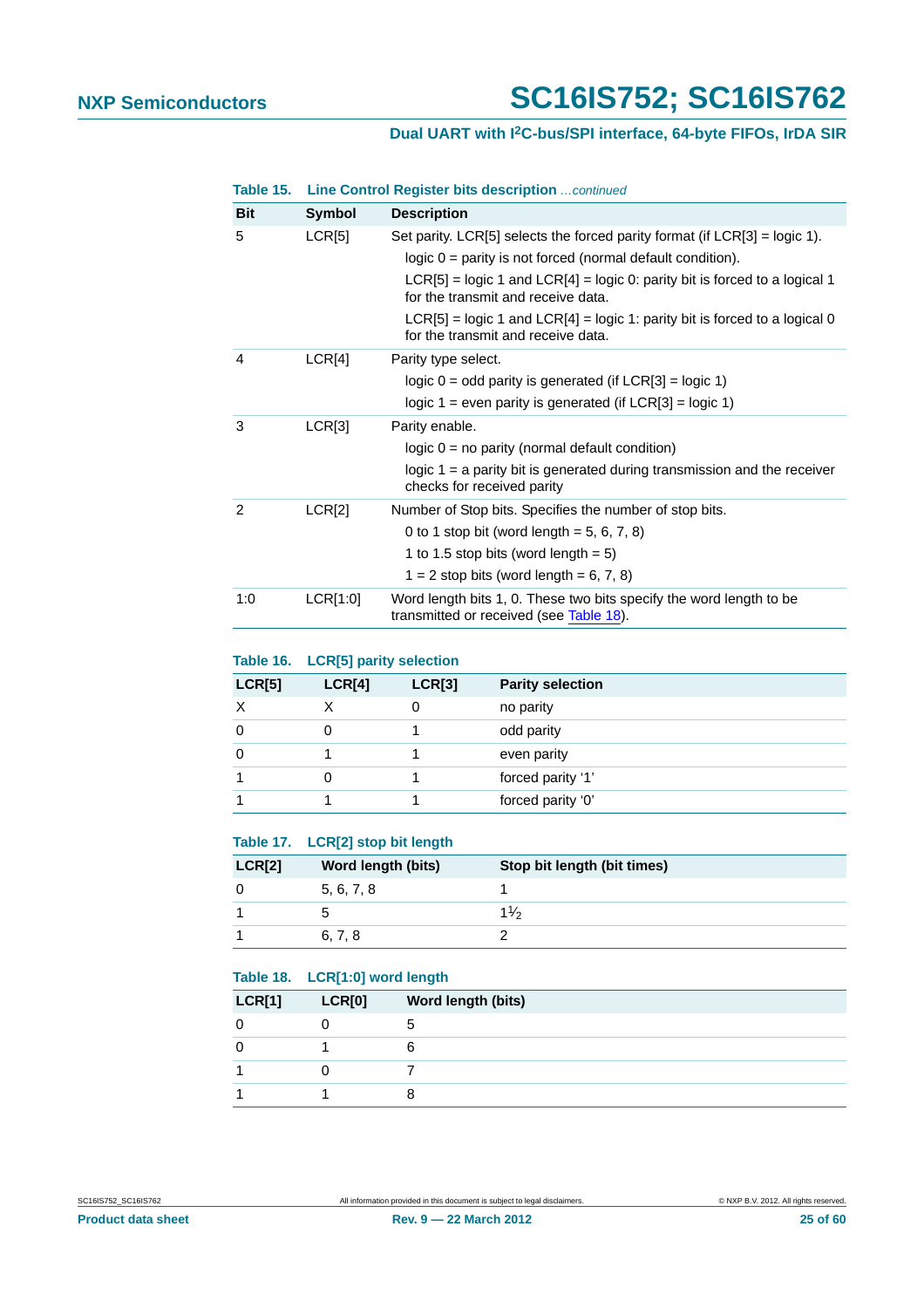**Table 15. Line Control Register bits description** *...continued*

| Bit | Symbol | Description |
|---|---|---|
| 5 | LCR[5] | Set parity. LCR[5] selects the forced parity format (if LCR[3] = logic 1). |
| | | logic 0 = parity is not forced (normal default condition). |
| | | LCR[5] = logic 1 and LCR[4] = logic 0: parity bit is forced to a logical 1 for the transmit and receive data. |
| | | LCR[5] = logic 1 and LCR[4] = logic 1: parity bit is forced to a logical 0 for the transmit and receive data. |
| 4 | LCR[4] | Parity type select. |
| | | logic 0 = odd parity is generated (if LCR[3] = logic 1) |
| | | logic 1 = even parity is generated (if LCR[3] = logic 1) |
| 3 | LCR[3] | Parity enable. |
| | | logic 0 = no parity (normal default condition) |
| | | logic 1 = a parity bit is generated during transmission and the receiver checks for received parity |
| 2 | LCR[2] | Number of Stop bits. Specifies the number of stop bits. |
| | | 0 to 1 stop bit (word length = 5, 6, 7, 8) |
| | | 1 to 1.5 stop bits (word length = 5) |
| | | 1 = 2 stop bits (word length = 6, 7, 8) |
| 1:0 | LCR[1:0] | Word length bits 1, 0. These two bits specify the word length to be transmitted or received (see Table 18). |

**Table 16. LCR[5] parity selection**

| LCR[5] | LCR[4] | LCR[3] | Parity selection |
|---|---|---|---|
| X | X | 0 | no parity |
| 0 | 0 | 1 | odd parity |
| 0 | 1 | 1 | even parity |
| 1 | 0 | 1 | forced parity '1' |
| 1 | 1 | 1 | forced parity '0' |

**Table 17. LCR[2] stop bit length**

| LCR[2] | Word length (bits) | Stop bit length (bit times) |
|---|---|---|
| 0 | 5, 6, 7, 8 | 1 |
| 1 | 5 | $1\frac{1}{2}$ |
| 1 | 6, 7, 8 | 2 |

**Table 18. LCR[1:0] word length**

| LCR[1] | LCR[0] | Word length (bits) |
|---|---|---|
| 0 | 0 | 5 |
| 0 | 1 | 6 |
| 1 | 0 | 7 |
| 1 | 1 | 8 |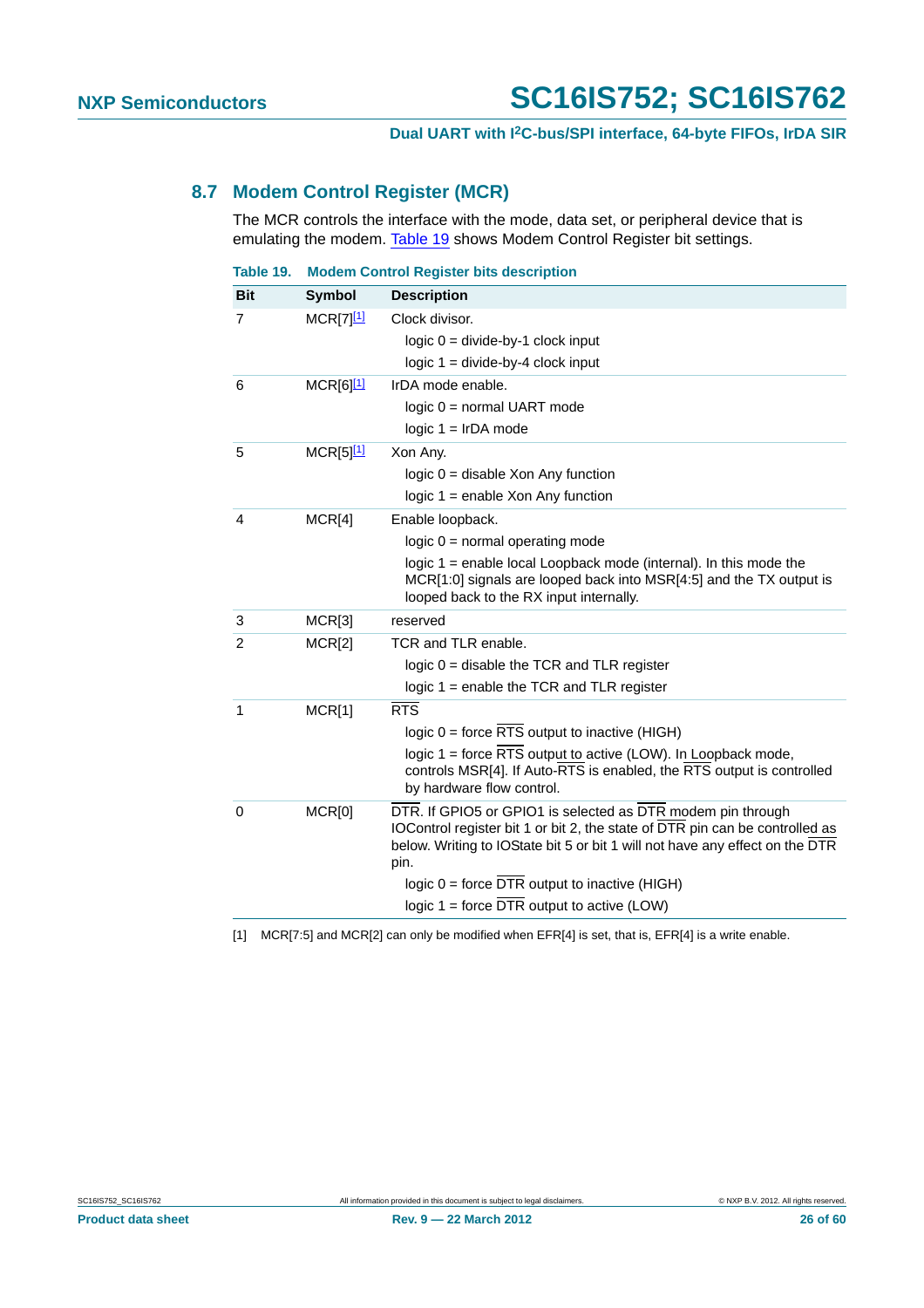## 8.7 Modem Control Register (MCR)

The MCR controls the interface with the mode, data set, or peripheral device that is emulating the modem. Table 19 shows Modem Control Register bit settings.

**Table 19. Modem Control Register bits description**

| Bit | Symbol | Description |
|---|---|---|
| 7 | MCR[7][1] | Clock divisor.<br>logic 0 = divide-by-1 clock input<br>logic 1 = divide-by-4 clock input |
| 6 | MCR[6][1] | IrDA mode enable.<br>logic 0 = normal UART mode<br>logic 1 = IrDA mode |
| 5 | MCR[5][1] | Xon Any.<br>logic 0 = disable Xon Any function<br>logic 1 = enable Xon Any function |
| 4 | MCR[4] | Enable loopback.<br>logic 0 = normal operating mode<br>logic 1 = enable local Loopback mode (internal). In this mode the MCR[1:0] signals are looped back into MSR[4:5] and the TX output is looped back to the RX input internally. |
| 3 | MCR[3] | reserved |
| 2 | MCR[2] | TCR and TLR enable.<br>logic 0 = disable the TCR and TLR register<br>logic 1 = enable the TCR and TLR register |
| 1 | MCR[1] | $\overline{\text{RTS}}$<br>logic 0 = force $\overline{\text{RTS}}$ output to inactive (HIGH)<br>logic 1 = force $\overline{\text{RTS}}$ output to active (LOW). In Loopback mode, controls MSR[4]. If Auto-$\overline{\text{RTS}}$ is enabled, the $\overline{\text{RTS}}$ output is controlled by hardware flow control. |
| 0 | MCR[0] | $\overline{\text{DTR}}$. If GPIO5 or GPIO1 is selected as $\overline{\text{DTR}}$ modem pin through IOControl register bit 1 or bit 2, the state of $\overline{\text{DTR}}$ pin can be controlled as below. Writing to IOState bit 5 or bit 1 will not have any effect on the $\overline{\text{DTR}}$ pin.<br>logic 0 = force $\overline{\text{DTR}}$ output to inactive (HIGH)<br>logic 1 = force $\overline{\text{DTR}}$ output to active (LOW) |

[1] MCR[7:5] and MCR[2] can only be modified when EFR[4] is set, that is, EFR[4] is a write enable.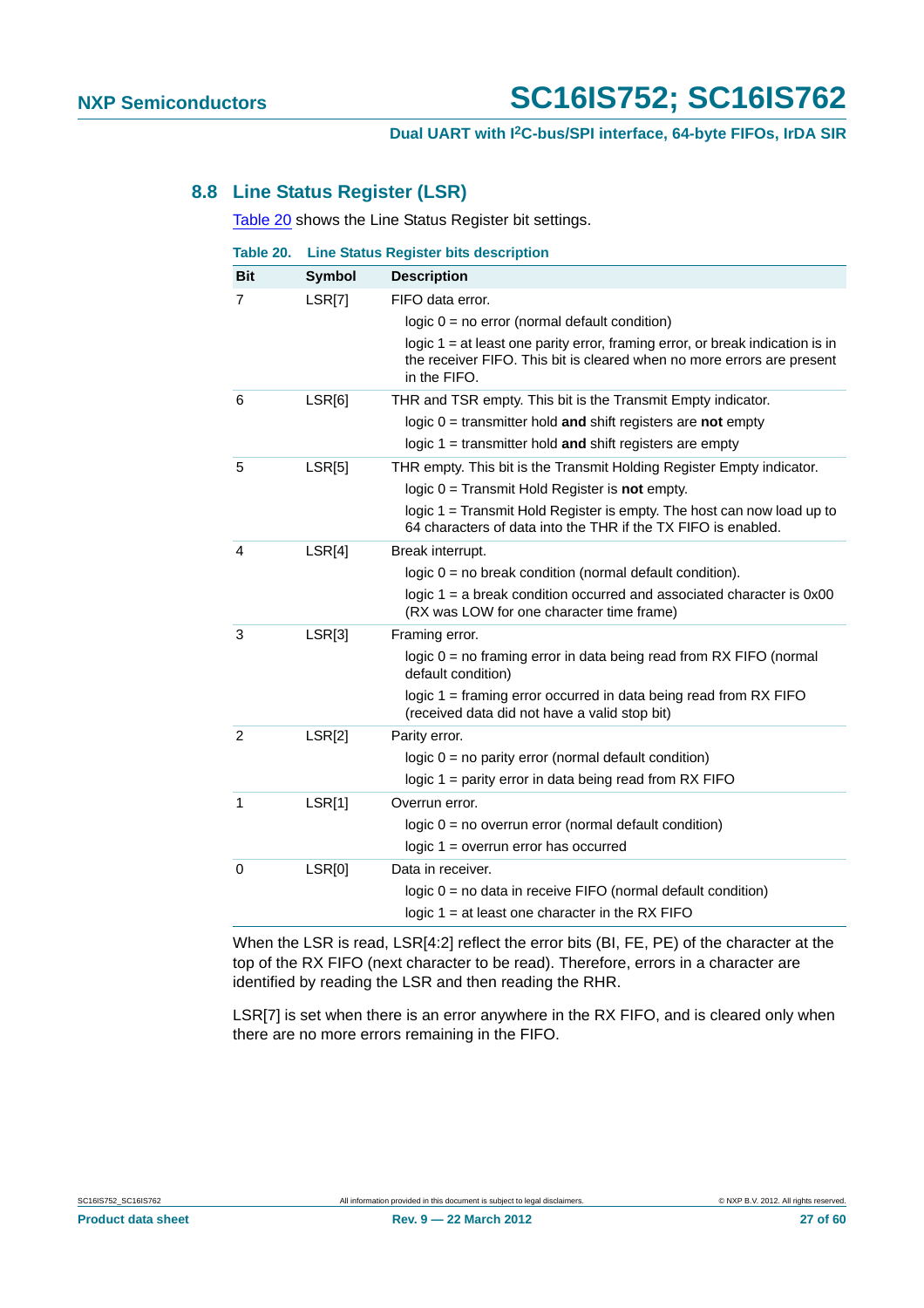## 8.8 Line Status Register (LSR)

Table 20 shows the Line Status Register bit settings.

**Table 20. Line Status Register bits description**

| Bit | Symbol | Description |
|---|---|---|
| 7 | LSR[7] | FIFO data error.<br>logic 0 = no error (normal default condition)<br>logic 1 = at least one parity error, framing error, or break indication is in the receiver FIFO. This bit is cleared when no more errors are present in the FIFO. |
| 6 | LSR[6] | THR and TSR empty. This bit is the Transmit Empty indicator.<br>logic 0 = transmitter hold **and** shift registers are **not** empty<br>logic 1 = transmitter hold **and** shift registers are empty |
| 5 | LSR[5] | THR empty. This bit is the Transmit Holding Register Empty indicator.<br>logic 0 = Transmit Hold Register is **not** empty.<br>logic 1 = Transmit Hold Register is empty. The host can now load up to 64 characters of data into the THR if the TX FIFO is enabled. |
| 4 | LSR[4] | Break interrupt.<br>logic 0 = no break condition (normal default condition).<br>logic 1 = a break condition occurred and associated character is 0x00 (RX was LOW for one character time frame) |
| 3 | LSR[3] | Framing error.<br>logic 0 = no framing error in data being read from RX FIFO (normal default condition)<br>logic 1 = framing error occurred in data being read from RX FIFO (received data did not have a valid stop bit) |
| 2 | LSR[2] | Parity error.<br>logic 0 = no parity error (normal default condition)<br>logic 1 = parity error in data being read from RX FIFO |
| 1 | LSR[1] | Overrun error.<br>logic 0 = no overrun error (normal default condition)<br>logic 1 = overrun error has occurred |
| 0 | LSR[0] | Data in receiver.<br>logic 0 = no data in receive FIFO (normal default condition)<br>logic 1 = at least one character in the RX FIFO |

When the LSR is read, LSR[4:2] reflect the error bits (BI, FE, PE) of the character at the top of the RX FIFO (next character to be read). Therefore, errors in a character are identified by reading the LSR and then reading the RHR.

LSR[7] is set when there is an error anywhere in the RX FIFO, and is cleared only when there are no more errors remaining in the FIFO.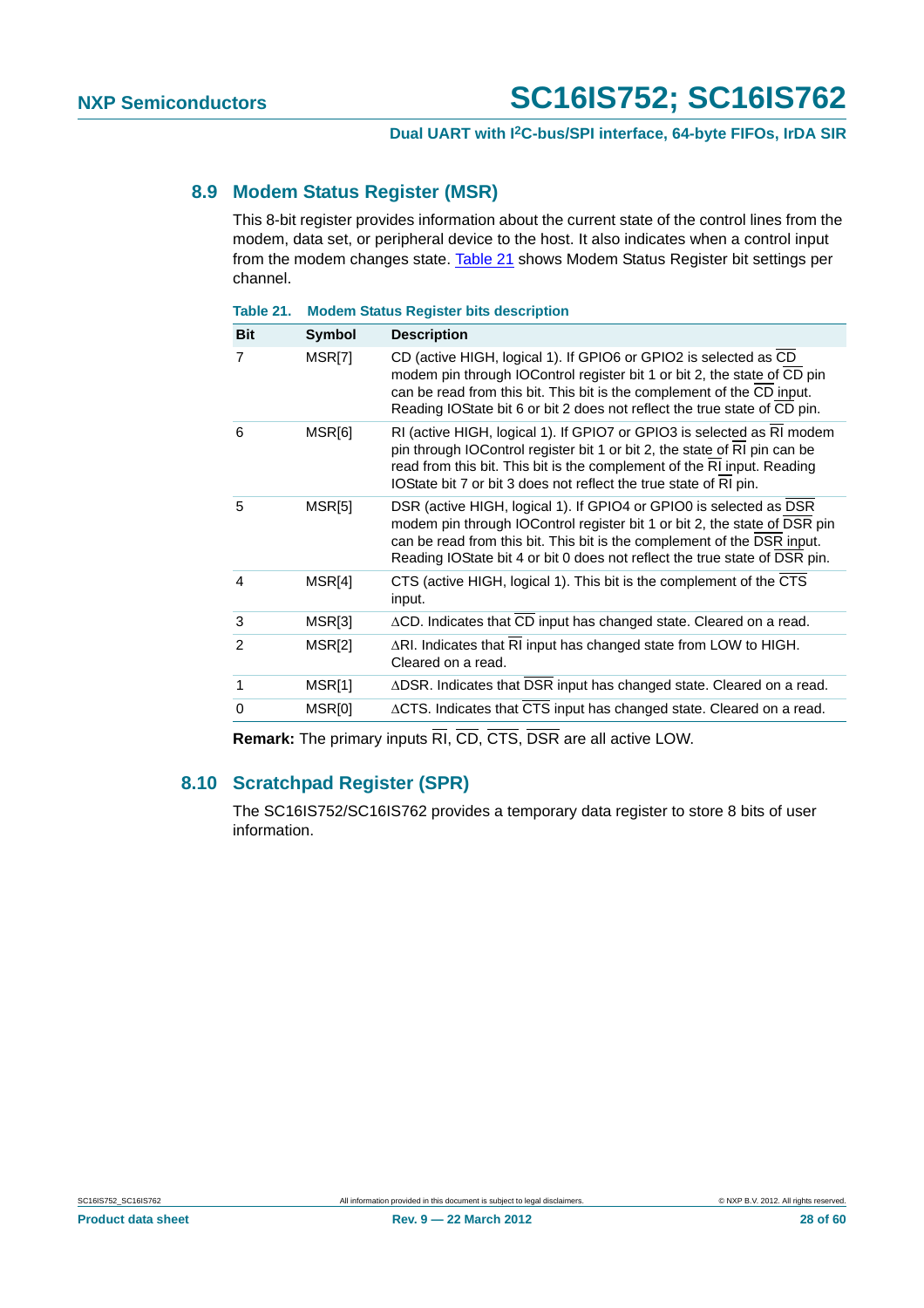## 8.9 Modem Status Register (MSR)

This 8-bit register provides information about the current state of the control lines from the modem, data set, or peripheral device to the host. It also indicates when a control input from the modem changes state. Table 21 shows Modem Status Register bit settings per channel.

**Table 21. Modem Status Register bits description**

| Bit | Symbol | Description |
|---|---|---|
| 7 | MSR[7] | CD (active HIGH, logical 1). If GPIO6 or GPIO2 is selected as $\overline{CD}$ modem pin through IOControl register bit 1 or bit 2, the state of $\overline{CD}$ pin can be read from this bit. This bit is the complement of the $\overline{CD}$ input. Reading IOState bit 6 or bit 2 does not reflect the true state of $\overline{CD}$ pin. |
| 6 | MSR[6] | RI (active HIGH, logical 1). If GPIO7 or GPIO3 is selected as $\overline{RI}$ modem pin through IOControl register bit 1 or bit 2, the state of $\overline{RI}$ pin can be read from this bit. This bit is the complement of the $\overline{RI}$ input. Reading IOState bit 7 or bit 3 does not reflect the true state of $\overline{RI}$ pin. |
| 5 | MSR[5] | DSR (active HIGH, logical 1). If GPIO4 or GPIO0 is selected as $\overline{DSR}$ modem pin through IOControl register bit 1 or bit 2, the state of $\overline{DSR}$ pin can be read from this bit. This bit is the complement of the $\overline{DSR}$ input. Reading IOState bit 4 or bit 0 does not reflect the true state of $\overline{DSR}$ pin. |
| 4 | MSR[4] | CTS (active HIGH, logical 1). This bit is the complement of the $\overline{CTS}$ input. |
| 3 | MSR[3] | ΔCD. Indicates that $\overline{CD}$ input has changed state. Cleared on a read. |
| 2 | MSR[2] | ΔRI. Indicates that $\overline{RI}$ input has changed state from LOW to HIGH. Cleared on a read. |
| 1 | MSR[1] | ΔDSR. Indicates that $\overline{DSR}$ input has changed state. Cleared on a read. |
| 0 | MSR[0] | ΔCTS. Indicates that $\overline{CTS}$ input has changed state. Cleared on a read. |

**Remark:** The primary inputs $\overline{RI}$, $\overline{CD}$, $\overline{CTS}$, $\overline{DSR}$ are all active LOW.

## 8.10 Scratchpad Register (SPR)

The SC16IS752/SC16IS762 provides a temporary data register to store 8 bits of user information.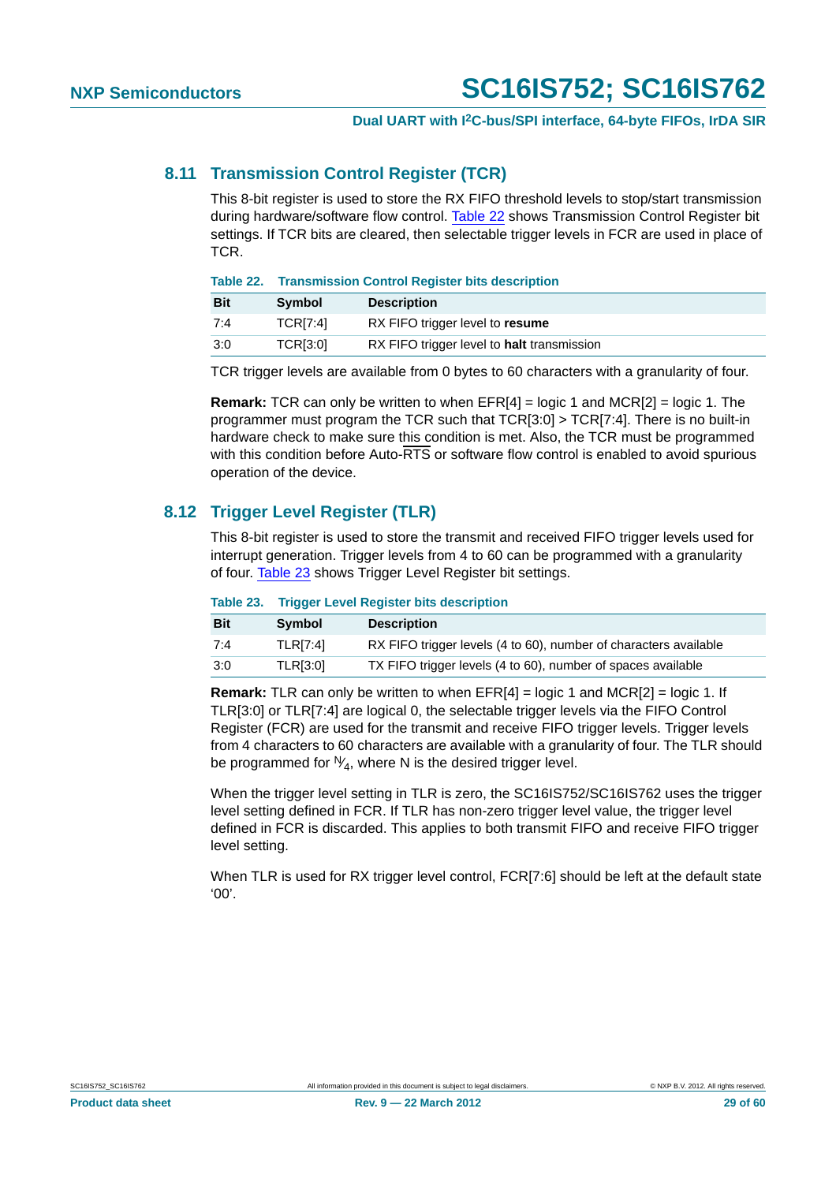## 8.11 Transmission Control Register (TCR)

This 8-bit register is used to store the RX FIFO threshold levels to stop/start transmission during hardware/software flow control. Table 22 shows Transmission Control Register bit settings. If TCR bits are cleared, then selectable trigger levels in FCR are used in place of TCR.

**Table 22. Transmission Control Register bits description**

| Bit | Symbol | Description |
|---|---|---|
| 7:4 | TCR[7:4] | RX FIFO trigger level to **resume** |
| 3:0 | TCR[3:0] | RX FIFO trigger level to **halt** transmission |

TCR trigger levels are available from 0 bytes to 60 characters with a granularity of four.

**Remark:** TCR can only be written to when EFR[4] = logic 1 and MCR[2] = logic 1. The programmer must program the TCR such that TCR[3:0] > TCR[7:4]. There is no built-in hardware check to make sure this condition is met. Also, the TCR must be programmed with this condition before Auto-$\overline{RTS}$ or software flow control is enabled to avoid spurious operation of the device.

## 8.12 Trigger Level Register (TLR)

This 8-bit register is used to store the transmit and received FIFO trigger levels used for interrupt generation. Trigger levels from 4 to 60 can be programmed with a granularity of four. Table 23 shows Trigger Level Register bit settings.

**Table 23. Trigger Level Register bits description**

| Bit | Symbol | Description |
|---|---|---|
| 7:4 | TLR[7:4] | RX FIFO trigger levels (4 to 60), number of characters available |
| 3:0 | TLR[3:0] | TX FIFO trigger levels (4 to 60), number of spaces available |

**Remark:** TLR can only be written to when EFR[4] = logic 1 and MCR[2] = logic 1. If TLR[3:0] or TLR[7:4] are logical 0, the selectable trigger levels via the FIFO Control Register (FCR) are used for the transmit and receive FIFO trigger levels. Trigger levels from 4 characters to 60 characters are available with a granularity of four. The TLR should be programmed for $^{N}/_{4}$, where N is the desired trigger level.

When the trigger level setting in TLR is zero, the SC16IS752/SC16IS762 uses the trigger level setting defined in FCR. If TLR has non-zero trigger level value, the trigger level defined in FCR is discarded. This applies to both transmit FIFO and receive FIFO trigger level setting.

When TLR is used for RX trigger level control, FCR[7:6] should be left at the default state '00'.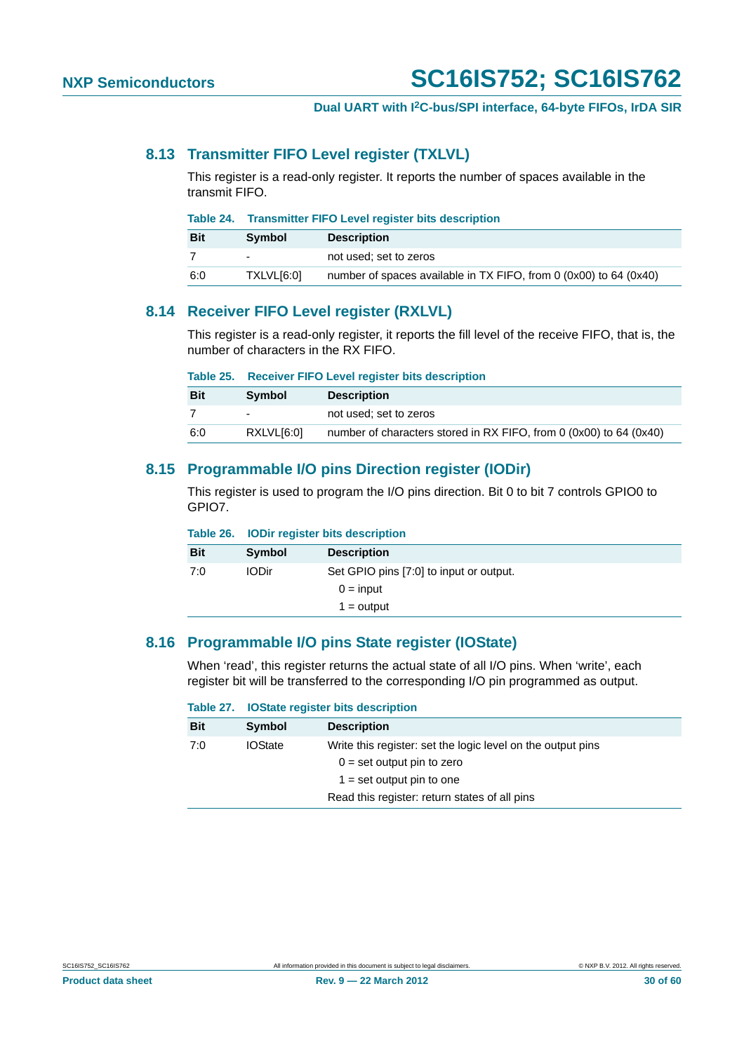### 8.13 Transmitter FIFO Level register (TXLVL)

This register is a read-only register. It reports the number of spaces available in the transmit FIFO.

**Table 24. Transmitter FIFO Level register bits description**

| Bit | Symbol | Description |
|---|---|---|
| 7 | - | not used; set to zeros |
| 6:0 | TXLVL[6:0] | number of spaces available in TX FIFO, from 0 (0x00) to 64 (0x40) |

### 8.14 Receiver FIFO Level register (RXLVL)

This register is a read-only register, it reports the fill level of the receive FIFO, that is, the number of characters in the RX FIFO.

**Table 25. Receiver FIFO Level register bits description**

| Bit | Symbol | Description |
|---|---|---|
| 7 | - | not used; set to zeros |
| 6:0 | RXLVL[6:0] | number of characters stored in RX FIFO, from 0 (0x00) to 64 (0x40) |

### 8.15 Programmable I/O pins Direction register (IODir)

This register is used to program the I/O pins direction. Bit 0 to bit 7 controls GPIO0 to GPIO7.

**Table 26. IODir register bits description**

| Bit | Symbol | Description |
|---|---|---|
| 7:0 | IODir | Set GPIO pins [7:0] to input or output.<br>0 = input<br>1 = output |

### 8.16 Programmable I/O pins State register (IOState)

When 'read', this register returns the actual state of all I/O pins. When 'write', each register bit will be transferred to the corresponding I/O pin programmed as output.

**Table 27. IOState register bits description**

| Bit | Symbol | Description |
|---|---|---|
| 7:0 | IOState | Write this register: set the logic level on the output pins<br>0 = set output pin to zero<br>1 = set output pin to one<br>Read this register: return states of all pins |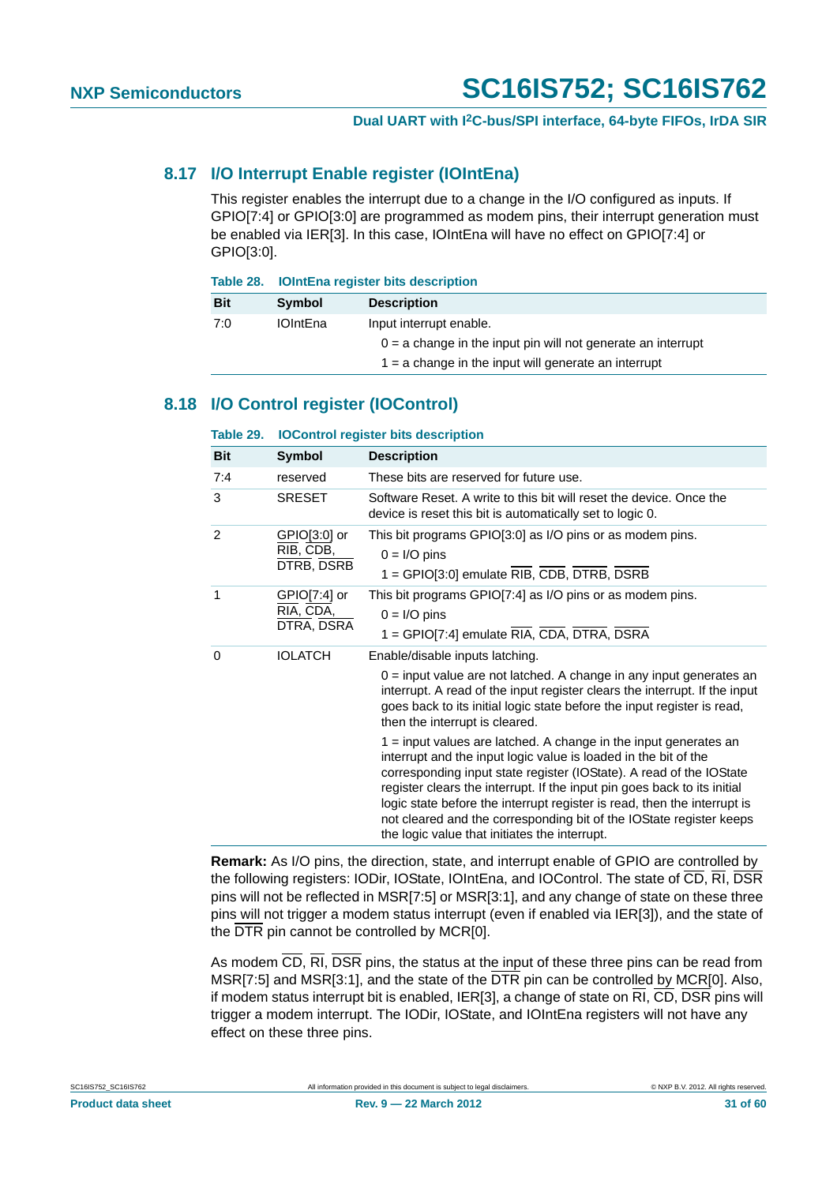## 8.17 I/O Interrupt Enable register (IOIntEna)

This register enables the interrupt due to a change in the I/O configured as inputs. If GPIO[7:4] or GPIO[3:0] are programmed as modem pins, their interrupt generation must be enabled via IER[3]. In this case, IOIntEna will have no effect on GPIO[7:4] or GPIO[3:0].

**Table 28. IOIntEna register bits description**

| Bit | Symbol | Description |
|---|---|---|
| 7:0 | IOIntEna | Input interrupt enable.<br>0 = a change in the input pin will not generate an interrupt<br>1 = a change in the input will generate an interrupt |

## 8.18 I/O Control register (IOControl)

**Table 29. IOControl register bits description**

| Bit | Symbol | Description |
|---|---|---|
| 7:4 | reserved | These bits are reserved for future use. |
| 3 | SRESET | Software Reset. A write to this bit will reset the device. Once the device is reset this bit is automatically set to logic 0. |
| 2 | GPIO[3:0] or RIB, CDB, DTRB, DSRB | This bit programs GPIO[3:0] as I/O pins or as modem pins.<br>0 = I/O pins<br>1 = GPIO[3:0] emulate RIB, CDB, DTRB, DSRB |
| 1 | GPIO[7:4] or RIA, CDA, DTRA, DSRA | This bit programs GPIO[7:4] as I/O pins or as modem pins.<br>0 = I/O pins<br>1 = GPIO[7:4] emulate RIA, CDA, DTRA, DSRA |
| 0 | IOLATCH | Enable/disable inputs latching.<br>0 = input value are not latched. A change in any input generates an interrupt. A read of the input register clears the interrupt. If the input goes back to its initial logic state before the input register is read, then the interrupt is cleared.<br>1 = input values are latched. A change in the input generates an interrupt and the input logic value is loaded in the bit of the corresponding input state register (IOState). A read of the IOState register clears the interrupt. If the input pin goes back to its initial logic state before the interrupt register is read, then the interrupt is not cleared and the corresponding bit of the IOState register keeps the logic value that initiates the interrupt. |

**Remark:** As I/O pins, the direction, state, and interrupt enable of GPIO are controlled by the following registers: IODir, IOState, IOIntEna, and IOControl. The state of CD, RI, DSR pins will not be reflected in MSR[7:5] or MSR[3:1], and any change of state on these three pins will not trigger a modem status interrupt (even if enabled via IER[3]), and the state of the DTR pin cannot be controlled by MCR[0].

As modem CD, RI, DSR pins, the status at the input of these three pins can be read from MSR[7:5] and MSR[3:1], and the state of the DTR pin can be controlled by MCR[0]. Also, if modem status interrupt bit is enabled, IER[3], a change of state on RI, CD, DSR pins will trigger a modem interrupt. The IODir, IOState, and IOIntEna registers will not have any effect on these three pins.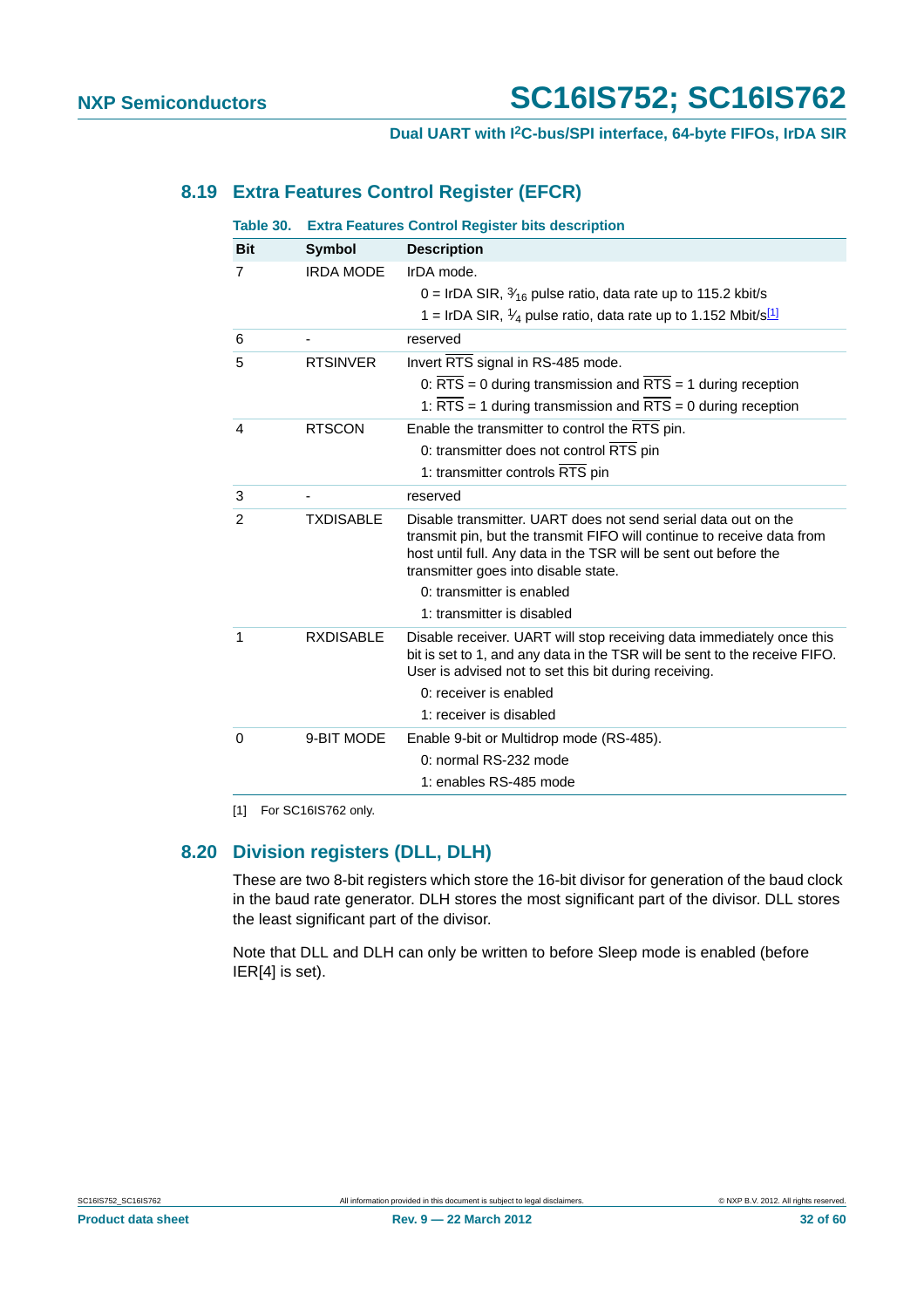## 8.19 Extra Features Control Register (EFCR)

**Table 30. Extra Features Control Register bits description**

| Bit | Symbol | Description |
|---|---|---|
| 7 | IRDA MODE | IrDA mode.<br>0 = IrDA SIR, $^{3}/_{16}$ pulse ratio, data rate up to 115.2 kbit/s<br>1 = IrDA SIR, $^{1}/_{4}$ pulse ratio, data rate up to 1.152 Mbit/s[1] |
| 6 | - | reserved |
| 5 | RTSINVER | Invert $\overline{RTS}$ signal in RS-485 mode.<br>0: $\overline{RTS}$ = 0 during transmission and $\overline{RTS}$ = 1 during reception<br>1: $\overline{RTS}$ = 1 during transmission and $\overline{RTS}$ = 0 during reception |
| 4 | RTSCON | Enable the transmitter to control the $\overline{RTS}$ pin.<br>0: transmitter does not control $\overline{RTS}$ pin<br>1: transmitter controls $\overline{RTS}$ pin |
| 3 | - | reserved |
| 2 | TXDISABLE | Disable transmitter. UART does not send serial data out on the transmit pin, but the transmit FIFO will continue to receive data from host until full. Any data in the TSR will be sent out before the transmitter goes into disable state.<br>0: transmitter is enabled<br>1: transmitter is disabled |
| 1 | RXDISABLE | Disable receiver. UART will stop receiving data immediately once this bit is set to 1, and any data in the TSR will be sent to the receive FIFO. User is advised not to set this bit during receiving.<br>0: receiver is enabled<br>1: receiver is disabled |
| 0 | 9-BIT MODE | Enable 9-bit or Multidrop mode (RS-485).<br>0: normal RS-232 mode<br>1: enables RS-485 mode |

[1] For SC16IS762 only.

## 8.20 Division registers (DLL, DLH)

These are two 8-bit registers which store the 16-bit divisor for generation of the baud clock in the baud rate generator. DLH stores the most significant part of the divisor. DLL stores the least significant part of the divisor.

Note that DLL and DLH can only be written to before Sleep mode is enabled (before IER[4] is set).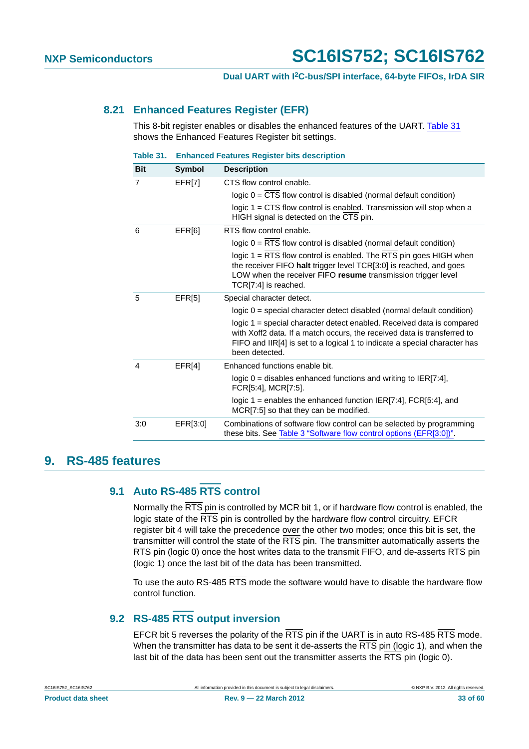### 8.21 Enhanced Features Register (EFR)

This 8-bit register enables or disables the enhanced features of the UART. Table 31 shows the Enhanced Features Register bit settings.

**Table 31. Enhanced Features Register bits description**

| Bit | Symbol | Description |
|---|---|---|
| 7 | EFR[7] | CTS flow control enable.<br>logic 0 = CTS flow control is disabled (normal default condition)<br>logic 1 = CTS flow control is enabled. Transmission will stop when a HIGH signal is detected on the CTS pin. |
| 6 | EFR[6] | RTS flow control enable.<br>logic 0 = RTS flow control is disabled (normal default condition)<br>logic 1 = RTS flow control is enabled. The RTS pin goes HIGH when the receiver FIFO **halt** trigger level TCR[3:0] is reached, and goes LOW when the receiver FIFO **resume** transmission trigger level TCR[7:4] is reached. |
| 5 | EFR[5] | Special character detect.<br>logic 0 = special character detect disabled (normal default condition)<br>logic 1 = special character detect enabled. Received data is compared with Xoff2 data. If a match occurs, the received data is transferred to FIFO and IIR[4] is set to a logical 1 to indicate a special character has been detected. |
| 4 | EFR[4] | Enhanced functions enable bit.<br>logic 0 = disables enhanced functions and writing to IER[7:4], FCR[5:4], MCR[7:5].<br>logic 1 = enables the enhanced function IER[7:4], FCR[5:4], and MCR[7:5] so that they can be modified. |
| 3:0 | EFR[3:0] | Combinations of software flow control can be selected by programming these bits. See Table 3 "Software flow control options (EFR[3:0])". |

## 9. RS-485 features

### 9.1 Auto RS-485 RTS control

Normally the RTS pin is controlled by MCR bit 1, or if hardware flow control is enabled, the logic state of the RTS pin is controlled by the hardware flow control circuitry. EFCR register bit 4 will take the precedence over the other two modes; once this bit is set, the transmitter will control the state of the RTS pin. The transmitter automatically asserts the RTS pin (logic 0) once the host writes data to the transmit FIFO, and de-asserts RTS pin (logic 1) once the last bit of the data has been transmitted.

To use the auto RS-485 RTS mode the software would have to disable the hardware flow control function.

### 9.2 RS-485 RTS output inversion

EFCR bit 5 reverses the polarity of the RTS pin if the UART is in auto RS-485 RTS mode. When the transmitter has data to be sent it de-asserts the RTS pin (logic 1), and when the last bit of the data has been sent out the transmitter asserts the RTS pin (logic 0).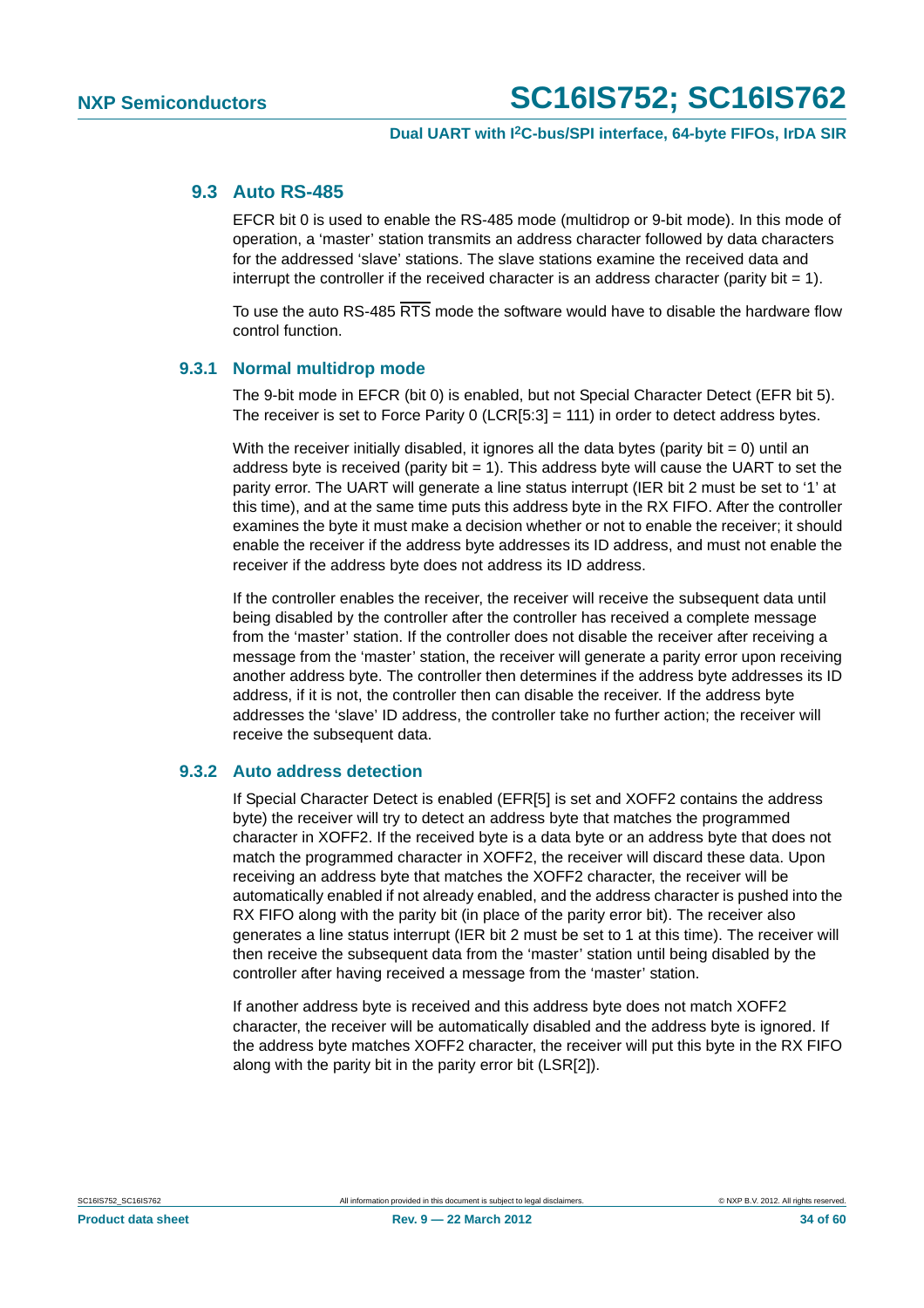## 9.3 Auto RS-485

EFCR bit 0 is used to enable the RS-485 mode (multidrop or 9-bit mode). In this mode of operation, a 'master' station transmits an address character followed by data characters for the addressed 'slave' stations. The slave stations examine the received data and interrupt the controller if the received character is an address character (parity bit = 1).

To use the auto RS-485 $\overline{\text{RTS}}$ mode the software would have to disable the hardware flow control function.

### 9.3.1 Normal multidrop mode

The 9-bit mode in EFCR (bit 0) is enabled, but not Special Character Detect (EFR bit 5). The receiver is set to Force Parity 0 (LCR[5:3] = 111) in order to detect address bytes.

With the receiver initially disabled, it ignores all the data bytes (parity bit = 0) until an address byte is received (parity bit = 1). This address byte will cause the UART to set the parity error. The UART will generate a line status interrupt (IER bit 2 must be set to '1' at this time), and at the same time puts this address byte in the RX FIFO. After the controller examines the byte it must make a decision whether or not to enable the receiver; it should enable the receiver if the address byte addresses its ID address, and must not enable the receiver if the address byte does not address its ID address.

If the controller enables the receiver, the receiver will receive the subsequent data until being disabled by the controller after the controller has received a complete message from the 'master' station. If the controller does not disable the receiver after receiving a message from the 'master' station, the receiver will generate a parity error upon receiving another address byte. The controller then determines if the address byte addresses its ID address, if it is not, the controller then can disable the receiver. If the address byte addresses the 'slave' ID address, the controller take no further action; the receiver will receive the subsequent data.

### 9.3.2 Auto address detection

If Special Character Detect is enabled (EFR[5] is set and XOFF2 contains the address byte) the receiver will try to detect an address byte that matches the programmed character in XOFF2. If the received byte is a data byte or an address byte that does not match the programmed character in XOFF2, the receiver will discard these data. Upon receiving an address byte that matches the XOFF2 character, the receiver will be automatically enabled if not already enabled, and the address character is pushed into the RX FIFO along with the parity bit (in place of the parity error bit). The receiver also generates a line status interrupt (IER bit 2 must be set to 1 at this time). The receiver will then receive the subsequent data from the 'master' station until being disabled by the controller after having received a message from the 'master' station.

If another address byte is received and this address byte does not match XOFF2 character, the receiver will be automatically disabled and the address byte is ignored. If the address byte matches XOFF2 character, the receiver will put this byte in the RX FIFO along with the parity bit in the parity error bit (LSR[2]).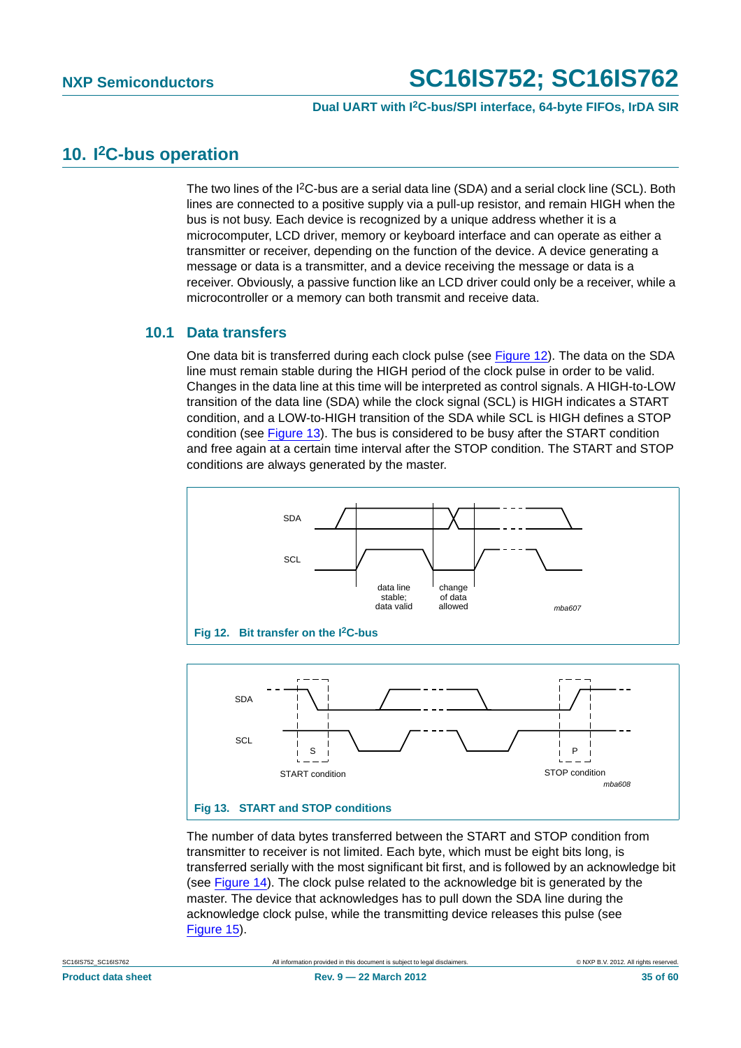## 10. I²C-bus operation

The two lines of the I²C-bus are a serial data line (SDA) and a serial clock line (SCL). Both lines are connected to a positive supply via a pull-up resistor, and remain HIGH when the bus is not busy. Each device is recognized by a unique address whether it is a microcomputer, LCD driver, memory or keyboard interface and can operate as either a transmitter or receiver, depending on the function of the device. A device generating a message or data is a transmitter, and a device receiving the message or data is a receiver. Obviously, a passive function like an LCD driver could only be a receiver, while a microcontroller or a memory can both transmit and receive data.

### 10.1 Data transfers

One data bit is transferred during each clock pulse (see Figure 12). The data on the SDA line must remain stable during the HIGH period of the clock pulse in order to be valid. Changes in the data line at this time will be interpreted as control signals. A HIGH-to-LOW transition of the data line (SDA) while the clock signal (SCL) is HIGH indicates a START condition, and a LOW-to-HIGH transition of the SDA while SCL is HIGH defines a STOP condition (see Figure 13). The bus is considered to be busy after the START condition and free again at a certain time interval after the STOP condition. The START and STOP conditions are always generated by the master.

SDA

SCL

data line stable; data valid

change of data allowed

mba607

**Fig 12. Bit transfer on the I²C-bus**

SDA

SCL

S

P

START condition

STOP condition

mba608

**Fig 13. START and STOP conditions**

The number of data bytes transferred between the START and STOP condition from transmitter to receiver is not limited. Each byte, which must be eight bits long, is transferred serially with the most significant bit first, and is followed by an acknowledge bit (see Figure 14). The clock pulse related to the acknowledge bit is generated by the master. The device that acknowledges has to pull down the SDA line during the acknowledge clock pulse, while the transmitting device releases this pulse (see Figure 15).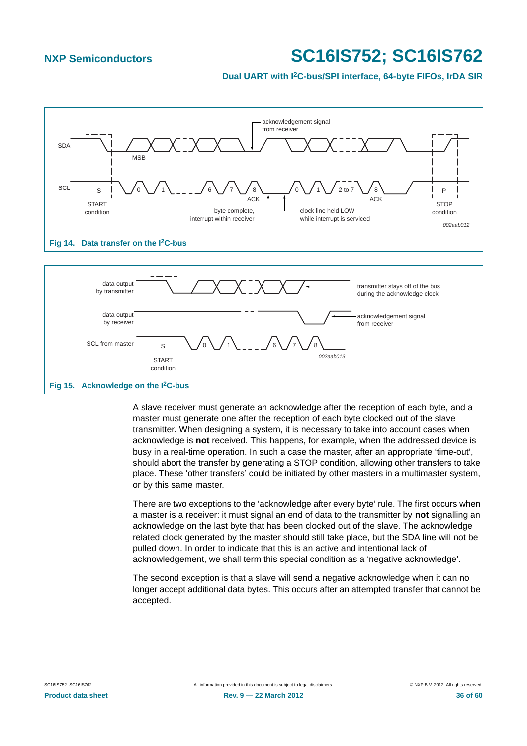Fig 14. Data transfer on the $I^2C$-bus

Fig 15. Acknowledge on the $I^2C$-bus

A slave receiver must generate an acknowledge after the reception of each byte, and a master must generate one after the reception of each byte clocked out of the slave transmitter. When designing a system, it is necessary to take into account cases when acknowledge is **not** received. This happens, for example, when the addressed device is busy in a real-time operation. In such a case the master, after an appropriate 'time-out', should abort the transfer by generating a STOP condition, allowing other transfers to take place. These 'other transfers' could be initiated by other masters in a multimaster system, or by this same master.

There are two exceptions to the 'acknowledge after every byte' rule. The first occurs when a master is a receiver: it must signal an end of data to the transmitter by **not** signalling an acknowledge on the last byte that has been clocked out of the slave. The acknowledge related clock generated by the master should still take place, but the SDA line will not be pulled down. In order to indicate that this is an active and intentional lack of acknowledgement, we shall term this special condition as a 'negative acknowledge'.

The second exception is that a slave will send a negative acknowledge when it can no longer accept additional data bytes. This occurs after an attempted transfer that cannot be accepted.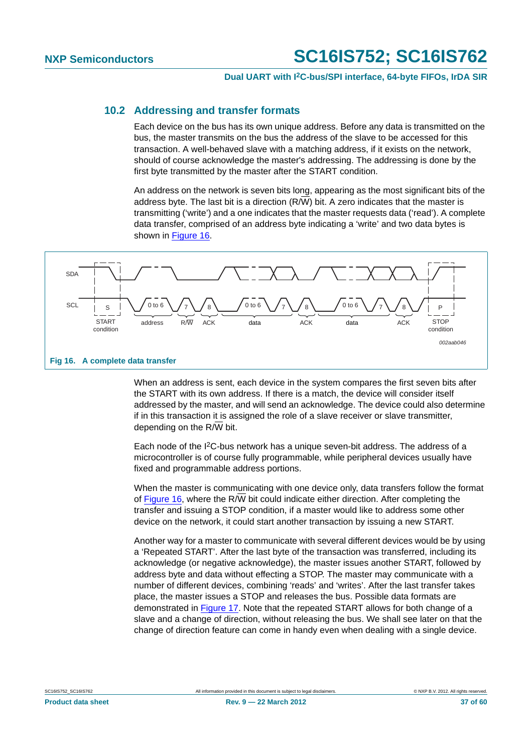## 10.2 Addressing and transfer formats

Each device on the bus has its own unique address. Before any data is transmitted on the bus, the master transmits on the bus the address of the slave to be accessed for this transaction. A well-behaved slave with a matching address, if it exists on the network, should of course acknowledge the master's addressing. The addressing is done by the first byte transmitted by the master after the START condition.

An address on the network is seven bits long, appearing as the most significant bits of the address byte. The last bit is a direction (R/W) bit. A zero indicates that the master is transmitting ('write') and a one indicates that the master requests data ('read'). A complete data transfer, comprised of an address byte indicating a 'write' and two data bytes is shown in Figure 16.

SDA

SCL

S — START condition; 0 to 6 — address; 7 — R/W; 8 — ACK; 0 to 6 — data; 7; 8 — ACK; 0 to 6 — data; 7; 8 — ACK; P — STOP condition

002aab046

**Fig 16. A complete data transfer**

When an address is sent, each device in the system compares the first seven bits after the START with its own address. If there is a match, the device will consider itself addressed by the master, and will send an acknowledge. The device could also determine if in this transaction it is assigned the role of a slave receiver or slave transmitter, depending on the R/W bit.

Each node of the I²C-bus network has a unique seven-bit address. The address of a microcontroller is of course fully programmable, while peripheral devices usually have fixed and programmable address portions.

When the master is communicating with one device only, data transfers follow the format of Figure 16, where the R/W bit could indicate either direction. After completing the transfer and issuing a STOP condition, if a master would like to address some other device on the network, it could start another transaction by issuing a new START.

Another way for a master to communicate with several different devices would be by using a 'Repeated START'. After the last byte of the transaction was transferred, including its acknowledge (or negative acknowledge), the master issues another START, followed by address byte and data without effecting a STOP. The master may communicate with a number of different devices, combining 'reads' and 'writes'. After the last transfer takes place, the master issues a STOP and releases the bus. Possible data formats are demonstrated in Figure 17. Note that the repeated START allows for both change of a slave and a change of direction, without releasing the bus. We shall see later on that the change of direction feature can come in handy even when dealing with a single device.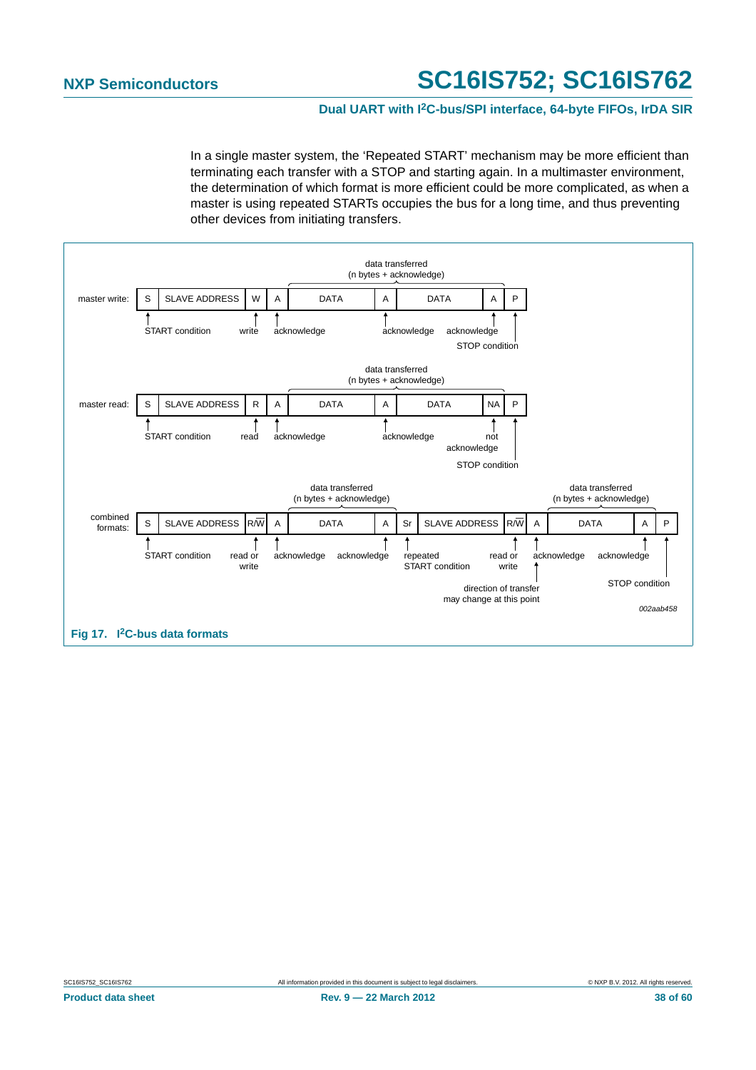In a single master system, the 'Repeated START' mechanism may be more efficient than terminating each transfer with a STOP and starting again. In a multimaster environment, the determination of which format is more efficient could be more complicated, as when a master is using repeated STARTs occupies the bus for a long time, and thus preventing other devices from initiating transfers.

**master write:**

| S | SLAVE ADDRESS | W | A | DATA | A | DATA | A | P |
|---|---|---|---|---|---|---|---|---|
| START condition | | write | acknowledge | | acknowledge | | acknowledge | STOP condition |

data transferred (n bytes + acknowledge)

**master read:**

| S | SLAVE ADDRESS | R | A | DATA | A | DATA | NA | P |
|---|---|---|---|---|---|---|---|---|
| START condition | | read | acknowledge | | acknowledge | | not acknowledge | STOP condition |

data transferred (n bytes + acknowledge)

**combined formats:**

| S | SLAVE ADDRESS | R/$\overline{W}$ | A | DATA | A | Sr | SLAVE ADDRESS | R/$\overline{W}$ | A | DATA | A | P |
|---|---|---|---|---|---|---|---|---|---|---|---|---|
| START condition | | read or write | acknowledge | | acknowledge | repeated START condition | | read or write | acknowledge | | acknowledge | STOP condition |

data transferred (n bytes + acknowledge)

direction of transfer may change at this point

002aab458

Fig 17. I²C-bus data formats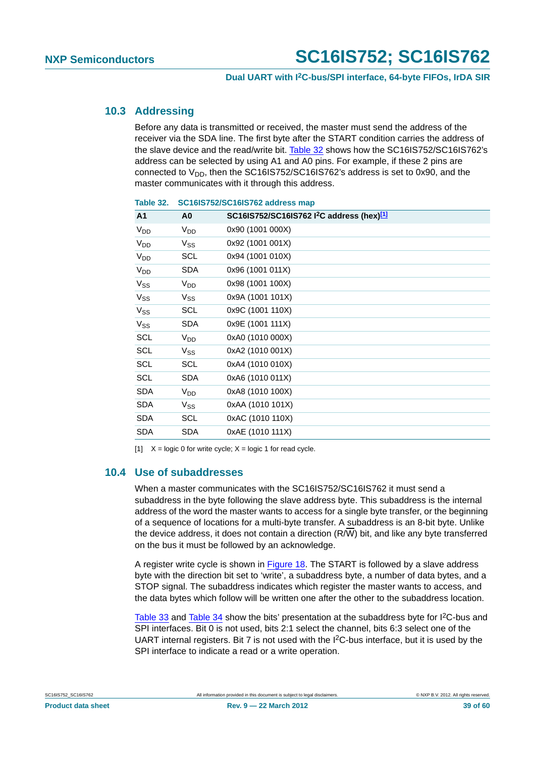## 10.3 Addressing

Before any data is transmitted or received, the master must send the address of the receiver via the SDA line. The first byte after the START condition carries the address of the slave device and the read/write bit. Table 32 shows how the SC16IS752/SC16IS762's address can be selected by using A1 and A0 pins. For example, if these 2 pins are connected to $V_{DD}$, then the SC16IS752/SC16IS762's address is set to 0x90, and the master communicates with it through this address.

**Table 32. SC16IS752/SC16IS762 address map**

| A1 | A0 | SC16IS752/SC16IS762 I²C address (hex)[1] |
|---|---|---|
| $V_{DD}$ | $V_{DD}$ | 0x90 (1001 000X) |
| $V_{DD}$ | $V_{SS}$ | 0x92 (1001 001X) |
| $V_{DD}$ | SCL | 0x94 (1001 010X) |
| $V_{DD}$ | SDA | 0x96 (1001 011X) |
| $V_{SS}$ | $V_{DD}$ | 0x98 (1001 100X) |
| $V_{SS}$ | $V_{SS}$ | 0x9A (1001 101X) |
| $V_{SS}$ | SCL | 0x9C (1001 110X) |
| $V_{SS}$ | SDA | 0x9E (1001 111X) |
| SCL | $V_{DD}$ | 0xA0 (1010 000X) |
| SCL | $V_{SS}$ | 0xA2 (1010 001X) |
| SCL | SCL | 0xA4 (1010 010X) |
| SCL | SDA | 0xA6 (1010 011X) |
| SDA | $V_{DD}$ | 0xA8 (1010 100X) |
| SDA | $V_{SS}$ | 0xAA (1010 101X) |
| SDA | SCL | 0xAC (1010 110X) |
| SDA | SDA | 0xAE (1010 111X) |

[1] X = logic 0 for write cycle; X = logic 1 for read cycle.

## 10.4 Use of subaddresses

When a master communicates with the SC16IS752/SC16IS762 it must send a subaddress in the byte following the slave address byte. This subaddress is the internal address of the word the master wants to access for a single byte transfer, or the beginning of a sequence of locations for a multi-byte transfer. A subaddress is an 8-bit byte. Unlike the device address, it does not contain a direction (R/$\overline{W}$) bit, and like any byte transferred on the bus it must be followed by an acknowledge.

A register write cycle is shown in Figure 18. The START is followed by a slave address byte with the direction bit set to 'write', a subaddress byte, a number of data bytes, and a STOP signal. The subaddress indicates which register the master wants to access, and the data bytes which follow will be written one after the other to the subaddress location.

Table 33 and Table 34 show the bits' presentation at the subaddress byte for I²C-bus and SPI interfaces. Bit 0 is not used, bits 2:1 select the channel, bits 6:3 select one of the UART internal registers. Bit 7 is not used with the I²C-bus interface, but it is used by the SPI interface to indicate a read or a write operation.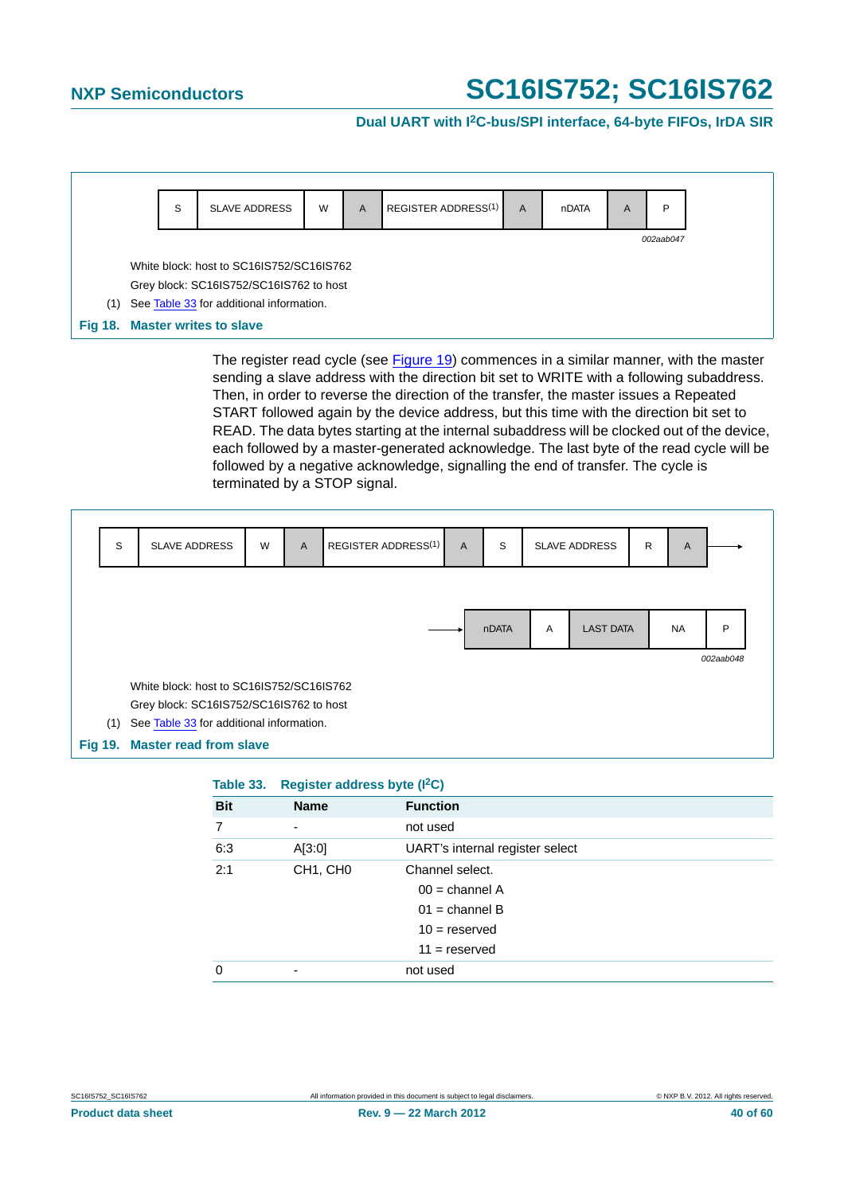| S | SLAVE ADDRESS | W | A | REGISTER ADDRESS(1) | A | nDATA | A | P |
|---|---|---|---|---|---|---|---|---|

002aab047

White block: host to SC16IS752/SC16IS762

Grey block: SC16IS752/SC16IS762 to host

(1) See Table 33 for additional information.

**Fig 18. Master writes to slave**

The register read cycle (see Figure 19) commences in a similar manner, with the master sending a slave address with the direction bit set to WRITE with a following subaddress. Then, in order to reverse the direction of the transfer, the master issues a Repeated START followed again by the device address, but this time with the direction bit set to READ. The data bytes starting at the internal subaddress will be clocked out of the device, each followed by a master-generated acknowledge. The last byte of the read cycle will be followed by a negative acknowledge, signalling the end of transfer. The cycle is terminated by a STOP signal.

| S | SLAVE ADDRESS | W | A | REGISTER ADDRESS(1) | A | S | SLAVE ADDRESS | R | A | → |
|---|---|---|---|---|---|---|---|---|---|---|

| → | nDATA | A | LAST DATA | NA | P |
|---|---|---|---|---|---|

002aab048

White block: host to SC16IS752/SC16IS762

Grey block: SC16IS752/SC16IS762 to host

(1) See Table 33 for additional information.

**Fig 19. Master read from slave**

**Table 33. Register address byte ($I^2C$)**

| Bit | Name | Function |
|---|---|---|
| 7 | - | not used |
| 6:3 | A[3:0] | UART's internal register select |
| 2:1 | CH1, CH0 | Channel select.<br>00 = channel A<br>01 = channel B<br>10 = reserved<br>11 = reserved |
| 0 | - | not used |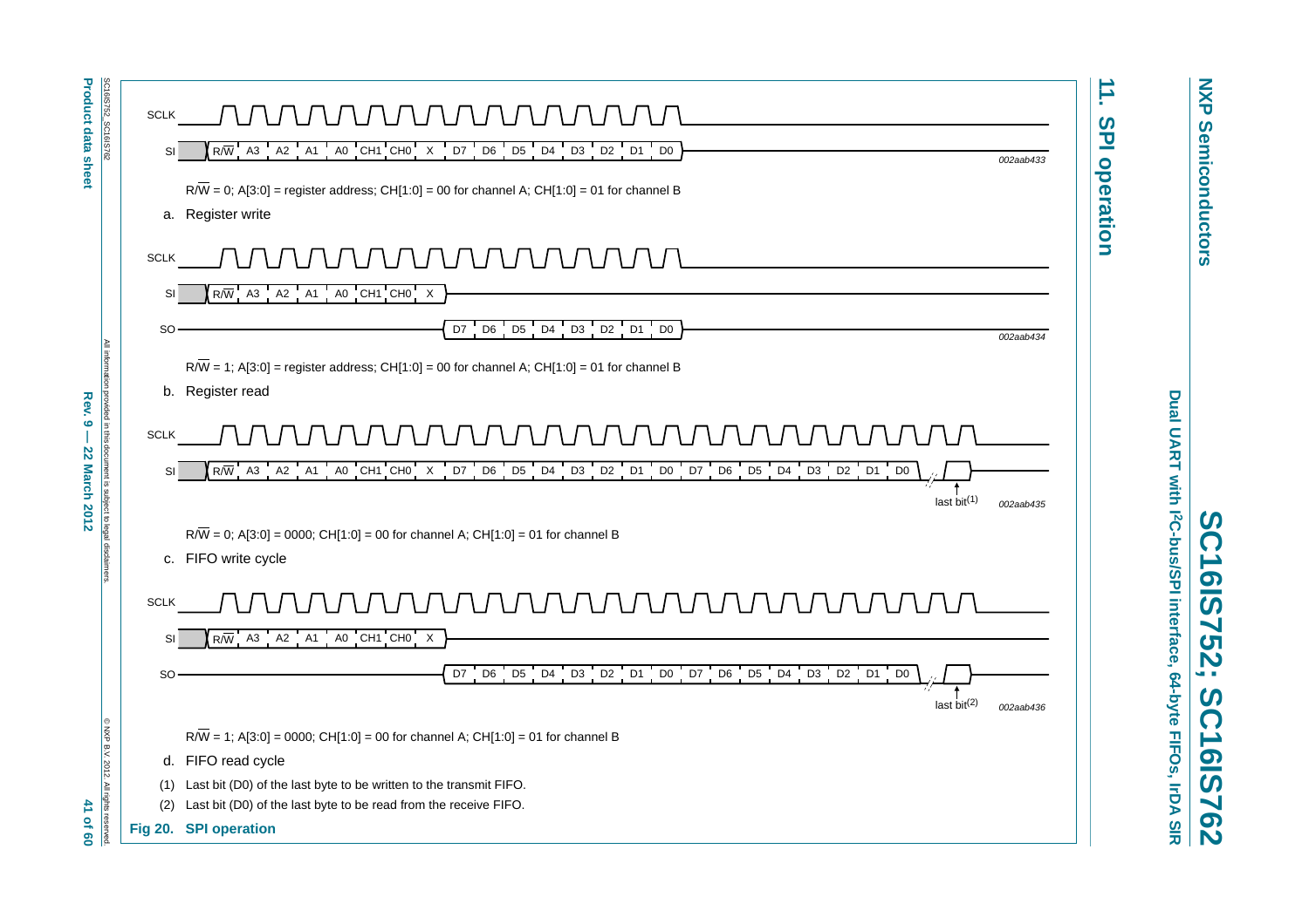## 11. SPI operation

SCLK

SI: R/$\overline{W}$ A3 A2 A1 A0 CH1 CH0 X D7 D6 D5 D4 D3 D2 D1 D0

002aab433

R/$\overline{W}$ = 0; A[3:0] = register address; CH[1:0] = 00 for channel A; CH[1:0] = 01 for channel B

a. Register write

SCLK

SI: R/$\overline{W}$ A3 A2 A1 A0 CH1 CH0 X

SO: D7 D6 D5 D4 D3 D2 D1 D0

002aab434

R/$\overline{W}$ = 1; A[3:0] = register address; CH[1:0] = 00 for channel A; CH[1:0] = 01 for channel B

b. Register read

SCLK

SI: R/$\overline{W}$ A3 A2 A1 A0 CH1 CH0 X D7 D6 D5 D4 D3 D2 D1 D0 D7 D6 D5 D4 D3 D2 D1 D0 ... last bit(1)

002aab435

R/$\overline{W}$ = 0; A[3:0] = 0000; CH[1:0] = 00 for channel A; CH[1:0] = 01 for channel B

c. FIFO write cycle

SCLK

SI: R/$\overline{W}$ A3 A2 A1 A0 CH1 CH0 X

SO: D7 D6 D5 D4 D3 D2 D1 D0 D7 D6 D5 D4 D3 D2 D1 D0 ... last bit(2)

002aab436

R/$\overline{W}$ = 1; A[3:0] = 0000; CH[1:0] = 00 for channel A; CH[1:0] = 01 for channel B

d. FIFO read cycle

(1) Last bit (D0) of the last byte to be written to the transmit FIFO.

(2) Last bit (D0) of the last byte to be read from the receive FIFO.

**Fig 20. SPI operation**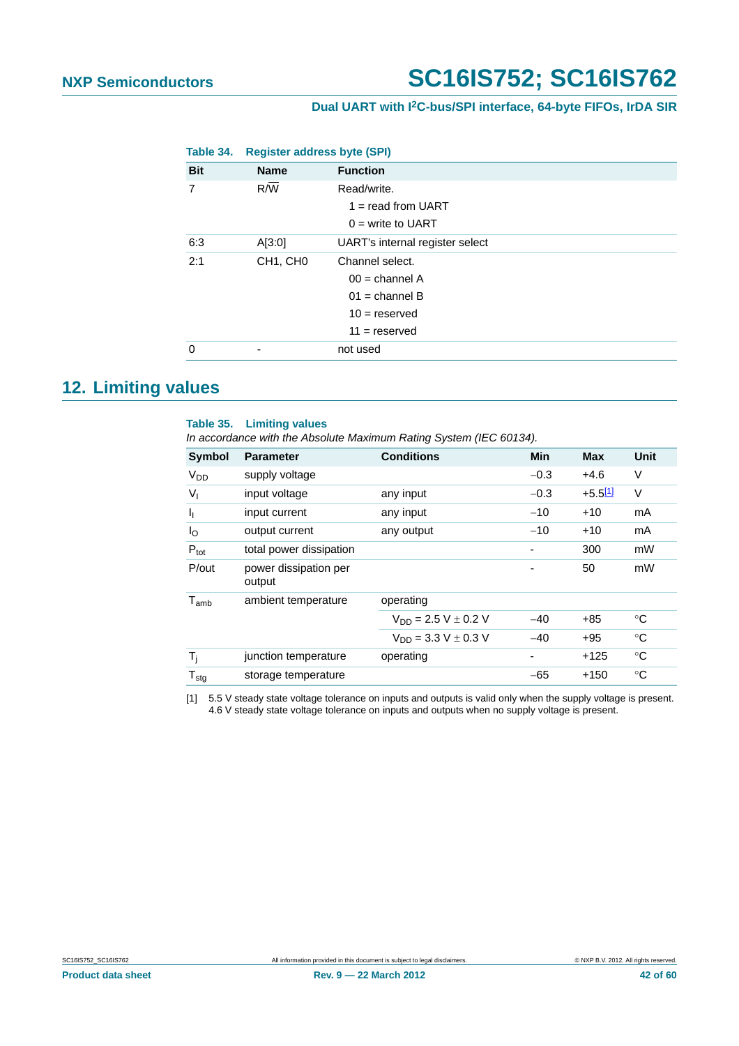**Table 34. Register address byte (SPI)**

| Bit | Name | Function |
|---|---|---|
| 7 | R/$\overline{W}$ | Read/write.<br>1 = read from UART<br>0 = write to UART |
| 6:3 | A[3:0] | UART's internal register select |
| 2:1 | CH1, CH0 | Channel select.<br>00 = channel A<br>01 = channel B<br>10 = reserved<br>11 = reserved |
| 0 | - | not used |

## 12. Limiting values

**Table 35. Limiting values**

*In accordance with the Absolute Maximum Rating System (IEC 60134).*

| Symbol | Parameter | Conditions | Min | Max | Unit |
|---|---|---|---|---|---|
| $V_{DD}$ | supply voltage | | −0.3 | +4.6 | V |
| $V_I$ | input voltage | any input | −0.3 | +5.5[1] | V |
| $I_I$ | input current | any input | −10 | +10 | mA |
| $I_O$ | output current | any output | −10 | +10 | mA |
| $P_{tot}$ | total power dissipation | | - | 300 | mW |
| P/out | power dissipation per output | | - | 50 | mW |
| $T_{amb}$ | ambient temperature | operating | | | |
| | | $V_{DD}$ = 2.5 V ± 0.2 V | −40 | +85 | °C |
| | | $V_{DD}$ = 3.3 V ± 0.3 V | −40 | +95 | °C |
| $T_j$ | junction temperature | operating | - | +125 | °C |
| $T_{stg}$ | storage temperature | | −65 | +150 | °C |

[1] 5.5 V steady state voltage tolerance on inputs and outputs is valid only when the supply voltage is present. 4.6 V steady state voltage tolerance on inputs and outputs when no supply voltage is present.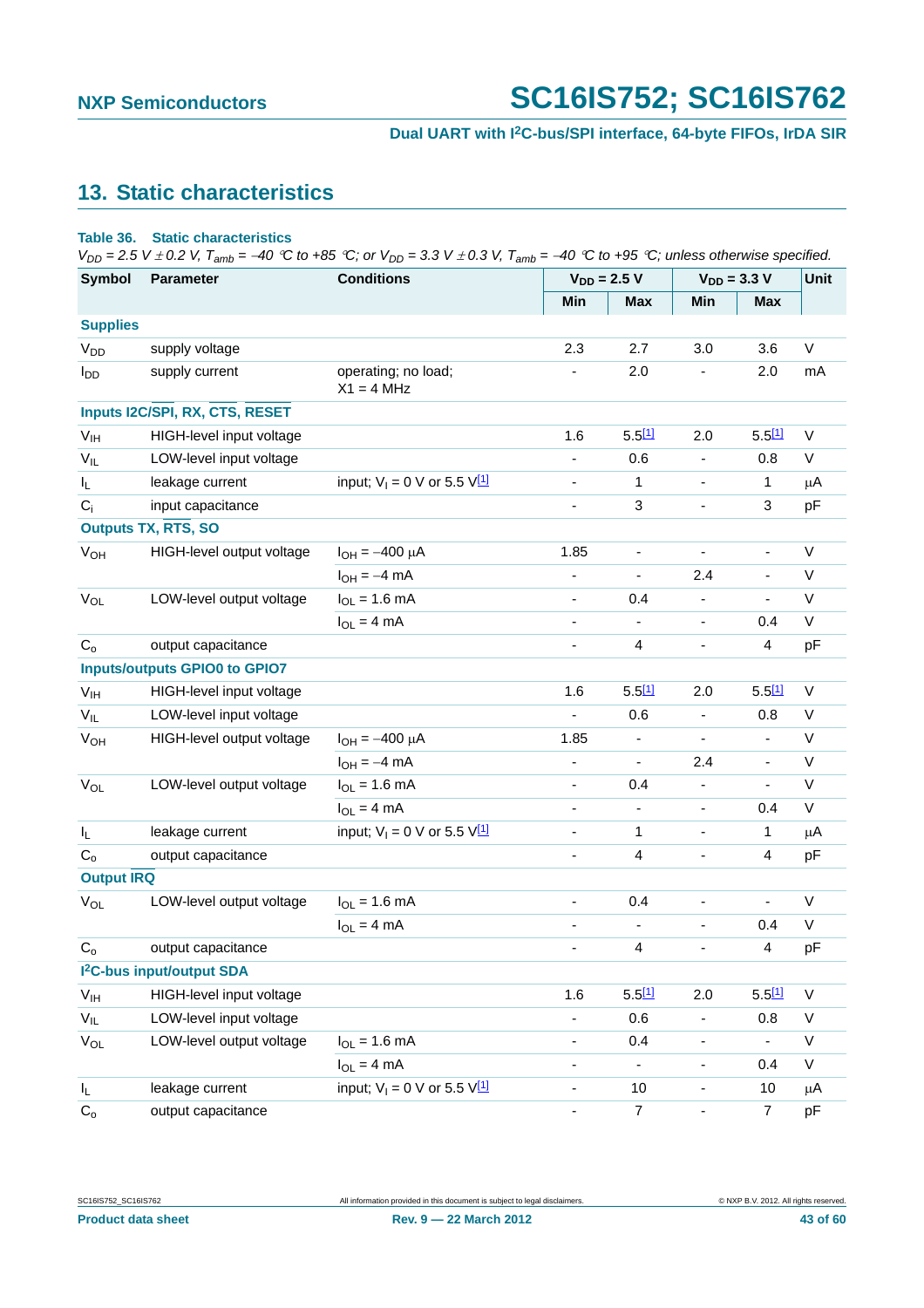## 13. Static characteristics

**Table 36. Static characteristics**

*$V_{DD}$ = 2.5 V ± 0.2 V, $T_{amb}$ = −40 °C to +85 °C; or $V_{DD}$ = 3.3 V ± 0.3 V, $T_{amb}$ = −40 °C to +95 °C; unless otherwise specified.*

| Symbol | Parameter | Conditions | $V_{DD}$ = 2.5 V | | $V_{DD}$ = 3.3 V | | Unit |
|---|---|---|---|---|---|---|---|
| | | | Min | Max | Min | Max | |
| **Supplies** | | | | | | | |
| $V_{DD}$ | supply voltage | | 2.3 | 2.7 | 3.0 | 3.6 | V |
| $I_{DD}$ | supply current | operating; no load; X1 = 4 MHz | - | 2.0 | - | 2.0 | mA |
| **Inputs I2C/SPI, RX, $\overline{CTS}$, $\overline{RESET}$** | | | | | | | |
| $V_{IH}$ | HIGH-level input voltage | | 1.6 | 5.5[1] | 2.0 | 5.5[1] | V |
| $V_{IL}$ | LOW-level input voltage | | - | 0.6 | - | 0.8 | V |
| $I_L$ | leakage current | input; $V_I$ = 0 V or 5.5 V[1] | - | 1 | - | 1 | μA |
| $C_i$ | input capacitance | | - | 3 | - | 3 | pF |
| **Outputs TX, $\overline{RTS}$, SO** | | | | | | | |
| $V_{OH}$ | HIGH-level output voltage | $I_{OH}$ = −400 μA | 1.85 | - | - | - | V |
| | | $I_{OH}$ = −4 mA | - | - | 2.4 | - | V |
| $V_{OL}$ | LOW-level output voltage | $I_{OL}$ = 1.6 mA | - | 0.4 | - | - | V |
| | | $I_{OL}$ = 4 mA | - | - | - | 0.4 | V |
| $C_o$ | output capacitance | | - | 4 | - | 4 | pF |
| **Inputs/outputs GPIO0 to GPIO7** | | | | | | | |
| $V_{IH}$ | HIGH-level input voltage | | 1.6 | 5.5[1] | 2.0 | 5.5[1] | V |
| $V_{IL}$ | LOW-level input voltage | | - | 0.6 | - | 0.8 | V |
| $V_{OH}$ | HIGH-level output voltage | $I_{OH}$ = −400 μA | 1.85 | - | - | - | V |
| | | $I_{OH}$ = −4 mA | - | - | 2.4 | - | V |
| $V_{OL}$ | LOW-level output voltage | $I_{OL}$ = 1.6 mA | - | 0.4 | - | - | V |
| | | $I_{OL}$ = 4 mA | - | - | - | 0.4 | V |
| $I_L$ | leakage current | input; $V_I$ = 0 V or 5.5 V[1] | - | 1 | - | 1 | μA |
| $C_o$ | output capacitance | | - | 4 | - | 4 | pF |
| **Output $\overline{IRQ}$** | | | | | | | |
| $V_{OL}$ | LOW-level output voltage | $I_{OL}$ = 1.6 mA | - | 0.4 | - | - | V |
| | | $I_{OL}$ = 4 mA | - | - | - | 0.4 | V |
| $C_o$ | output capacitance | | - | 4 | - | 4 | pF |
| **I²C-bus input/output SDA** | | | | | | | |
| $V_{IH}$ | HIGH-level input voltage | | 1.6 | 5.5[1] | 2.0 | 5.5[1] | V |
| $V_{IL}$ | LOW-level input voltage | | - | 0.6 | - | 0.8 | V |
| $V_{OL}$ | LOW-level output voltage | $I_{OL}$ = 1.6 mA | - | 0.4 | - | - | V |
| | | $I_{OL}$ = 4 mA | - | - | - | 0.4 | V |
| $I_L$ | leakage current | input; $V_I$ = 0 V or 5.5 V[1] | - | 10 | - | 10 | μA |
| $C_o$ | output capacitance | | - | 7 | - | 7 | pF |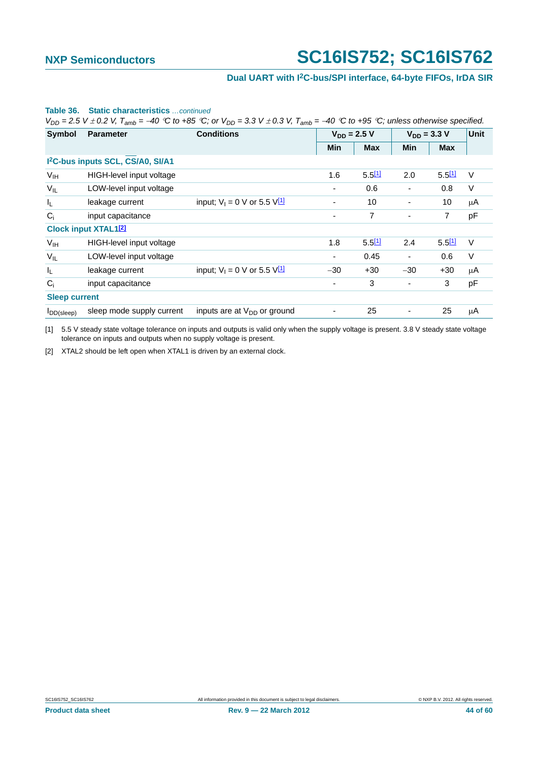**Table 36. Static characteristics** *...continued*

*$V_{DD}$ = 2.5 V ± 0.2 V, $T_{amb}$ = −40 °C to +85 °C; or $V_{DD}$ = 3.3 V ± 0.3 V, $T_{amb}$ = −40 °C to +95 °C; unless otherwise specified.*

| Symbol | Parameter | Conditions | $V_{DD}$ = 2.5 V | | $V_{DD}$ = 3.3 V | | Unit |
|---|---|---|---|---|---|---|---|
| | | | Min | Max | Min | Max | |
| **$I^2C$-bus inputs SCL, $\overline{CS}$/A0, SI/A1** | | | | | | | |
| $V_{IH}$ | HIGH-level input voltage | | 1.6 | 5.5[1] | 2.0 | 5.5[1] | V |
| $V_{IL}$ | LOW-level input voltage | | - | 0.6 | - | 0.8 | V |
| $I_L$ | leakage current | input; $V_I$ = 0 V or 5.5 V[1] | - | 10 | - | 10 | μA |
| $C_i$ | input capacitance | | - | 7 | - | 7 | pF |
| **Clock input XTAL1[2]** | | | | | | | |
| $V_{IH}$ | HIGH-level input voltage | | 1.8 | 5.5[1] | 2.4 | 5.5[1] | V |
| $V_{IL}$ | LOW-level input voltage | | - | 0.45 | - | 0.6 | V |
| $I_L$ | leakage current | input; $V_I$ = 0 V or 5.5 V[1] | −30 | +30 | −30 | +30 | μA |
| $C_i$ | input capacitance | | - | 3 | - | 3 | pF |
| **Sleep current** | | | | | | | |
| $I_{DD(sleep)}$ | sleep mode supply current | inputs are at $V_{DD}$ or ground | - | 25 | - | 25 | μA |

[1] 5.5 V steady state voltage tolerance on inputs and outputs is valid only when the supply voltage is present. 3.8 V steady state voltage tolerance on inputs and outputs when no supply voltage is present.

[2] XTAL2 should be left open when XTAL1 is driven by an external clock.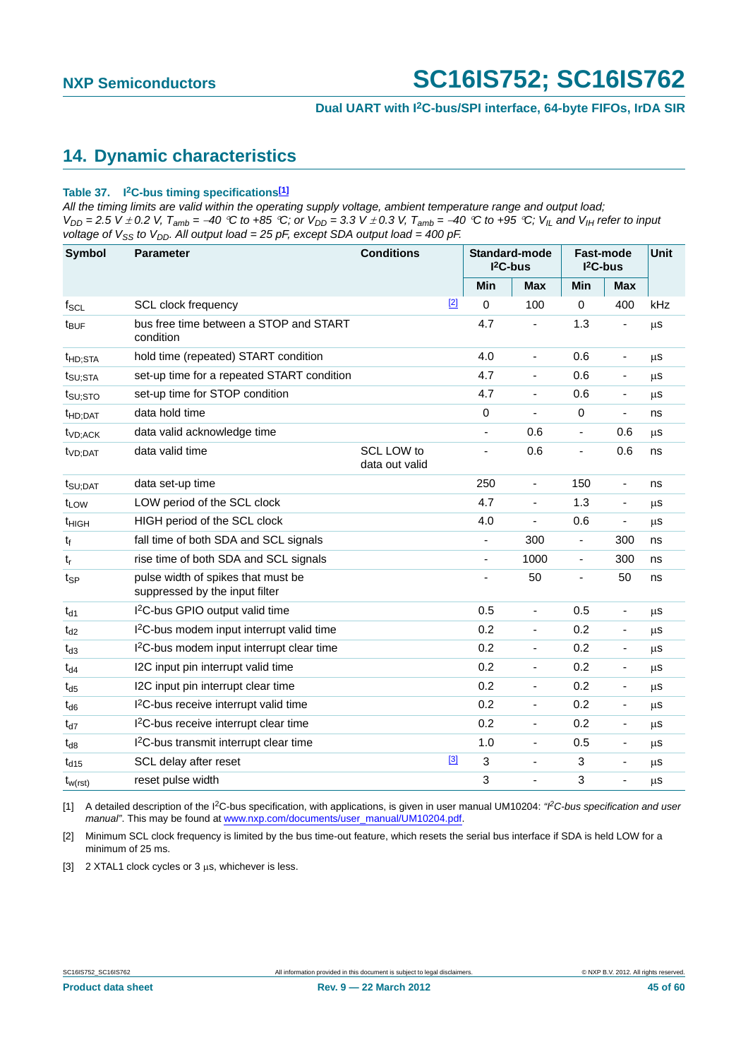## 14. Dynamic characteristics

**Table 37. I²C-bus timing specifications[1]**

*All the timing limits are valid within the operating supply voltage, ambient temperature range and output load; $V_{DD}$ = 2.5 V ± 0.2 V, $T_{amb}$ = −40 °C to +85 °C; or $V_{DD}$ = 3.3 V ± 0.3 V, $T_{amb}$ = −40 °C to +95 °C; $V_{IL}$ and $V_{IH}$ refer to input voltage of $V_{SS}$ to $V_{DD}$. All output load = 25 pF, except SDA output load = 400 pF.*

| Symbol | Parameter | Conditions | | Standard-mode I²C-bus | | Fast-mode I²C-bus | | Unit |
|---|---|---|---|---|---|---|---|---|
| | | | | Min | Max | Min | Max | |
| $f_{SCL}$ | SCL clock frequency | | [2] | 0 | 100 | 0 | 400 | kHz |
| $t_{BUF}$ | bus free time between a STOP and START condition | | | 4.7 | - | 1.3 | - | μs |
| $t_{HD;STA}$ | hold time (repeated) START condition | | | 4.0 | - | 0.6 | - | μs |
| $t_{SU;STA}$ | set-up time for a repeated START condition | | | 4.7 | - | 0.6 | - | μs |
| $t_{SU;STO}$ | set-up time for STOP condition | | | 4.7 | - | 0.6 | - | μs |
| $t_{HD;DAT}$ | data hold time | | | 0 | - | 0 | - | ns |
| $t_{VD;ACK}$ | data valid acknowledge time | | | - | 0.6 | - | 0.6 | μs |
| $t_{VD;DAT}$ | data valid time | SCL LOW to data out valid | | - | 0.6 | - | 0.6 | ns |
| $t_{SU;DAT}$ | data set-up time | | | 250 | - | 150 | - | ns |
| $t_{LOW}$ | LOW period of the SCL clock | | | 4.7 | - | 1.3 | - | μs |
| $t_{HIGH}$ | HIGH period of the SCL clock | | | 4.0 | - | 0.6 | - | μs |
| $t_f$ | fall time of both SDA and SCL signals | | | - | 300 | - | 300 | ns |
| $t_r$ | rise time of both SDA and SCL signals | | | - | 1000 | - | 300 | ns |
| $t_{SP}$ | pulse width of spikes that must be suppressed by the input filter | | | - | 50 | - | 50 | ns |
| $t_{d1}$ | I²C-bus GPIO output valid time | | | 0.5 | - | 0.5 | - | μs |
| $t_{d2}$ | I²C-bus modem input interrupt valid time | | | 0.2 | - | 0.2 | - | μs |
| $t_{d3}$ | I²C-bus modem input interrupt clear time | | | 0.2 | - | 0.2 | - | μs |
| $t_{d4}$ | I2C input pin interrupt valid time | | | 0.2 | - | 0.2 | - | μs |
| $t_{d5}$ | I2C input pin interrupt clear time | | | 0.2 | - | 0.2 | - | μs |
| $t_{d6}$ | I²C-bus receive interrupt valid time | | | 0.2 | - | 0.2 | - | μs |
| $t_{d7}$ | I²C-bus receive interrupt clear time | | | 0.2 | - | 0.2 | - | μs |
| $t_{d8}$ | I²C-bus transmit interrupt clear time | | | 1.0 | - | 0.5 | - | μs |
| $t_{d15}$ | SCL delay after reset | | [3] | 3 | - | 3 | - | μs |
| $t_{w(rst)}$ | reset pulse width | | | 3 | - | 3 | - | μs |

[1] A detailed description of the I²C-bus specification, with applications, is given in user manual UM10204: *"I²C-bus specification and user manual"*. This may be found at www.nxp.com/documents/user_manual/UM10204.pdf.

[2] Minimum SCL clock frequency is limited by the bus time-out feature, which resets the serial bus interface if SDA is held LOW for a minimum of 25 ms.

[3] 2 XTAL1 clock cycles or 3 μs, whichever is less.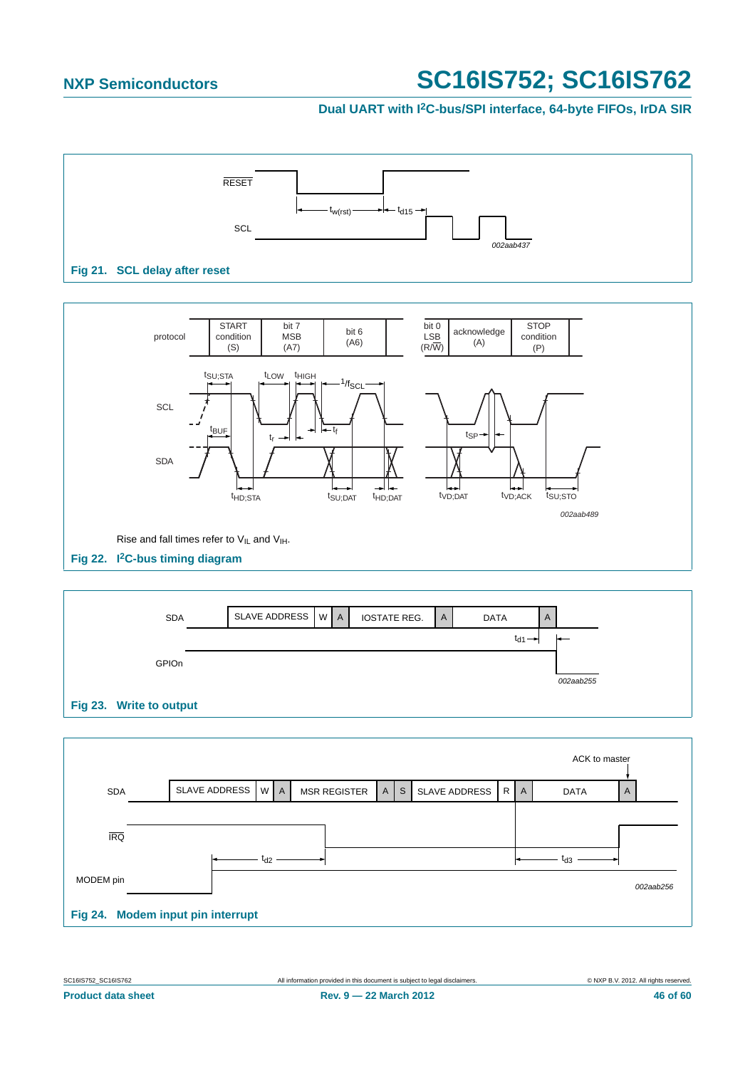Fig 21. SCL delay after reset

Rise and fall times refer to $V_{IL}$ and $V_{IH}$.

Fig 22. I²C-bus timing diagram

Fig 23. Write to output

Fig 24. Modem input pin interrupt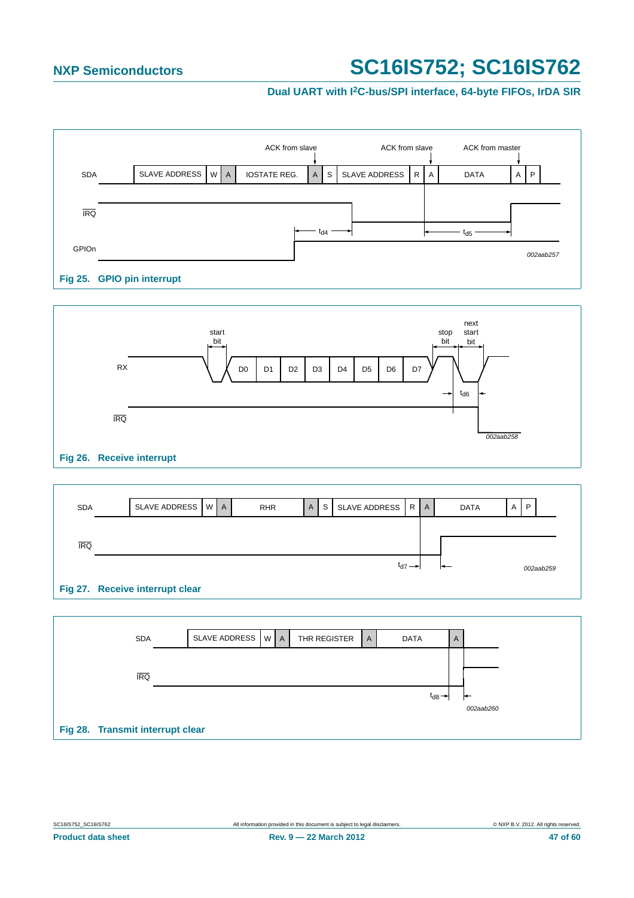SDA: SLAVE ADDRESS | W | A | IOSTATE REG. | A | S | SLAVE ADDRESS | R | A | DATA | A | P

ACK from slave — ACK from slave — ACK from master

IRQ

GPIOn

$t_{d4}$ $t_{d5}$

002aab257

**Fig 25. GPIO pin interrupt**

RX: start bit | D0 | D1 | D2 | D3 | D4 | D5 | D6 | D7 | stop bit | next start bit

IRQ

$t_{d6}$

002aab258

**Fig 26. Receive interrupt**

SDA: SLAVE ADDRESS | W | A | RHR | A | S | SLAVE ADDRESS | R | A | DATA | A | P

IRQ

$t_{d7}$

002aab259

**Fig 27. Receive interrupt clear**

SDA: SLAVE ADDRESS | W | A | THR REGISTER | A | DATA | A

IRQ

$t_{d8}$

002aab260

**Fig 28. Transmit interrupt clear**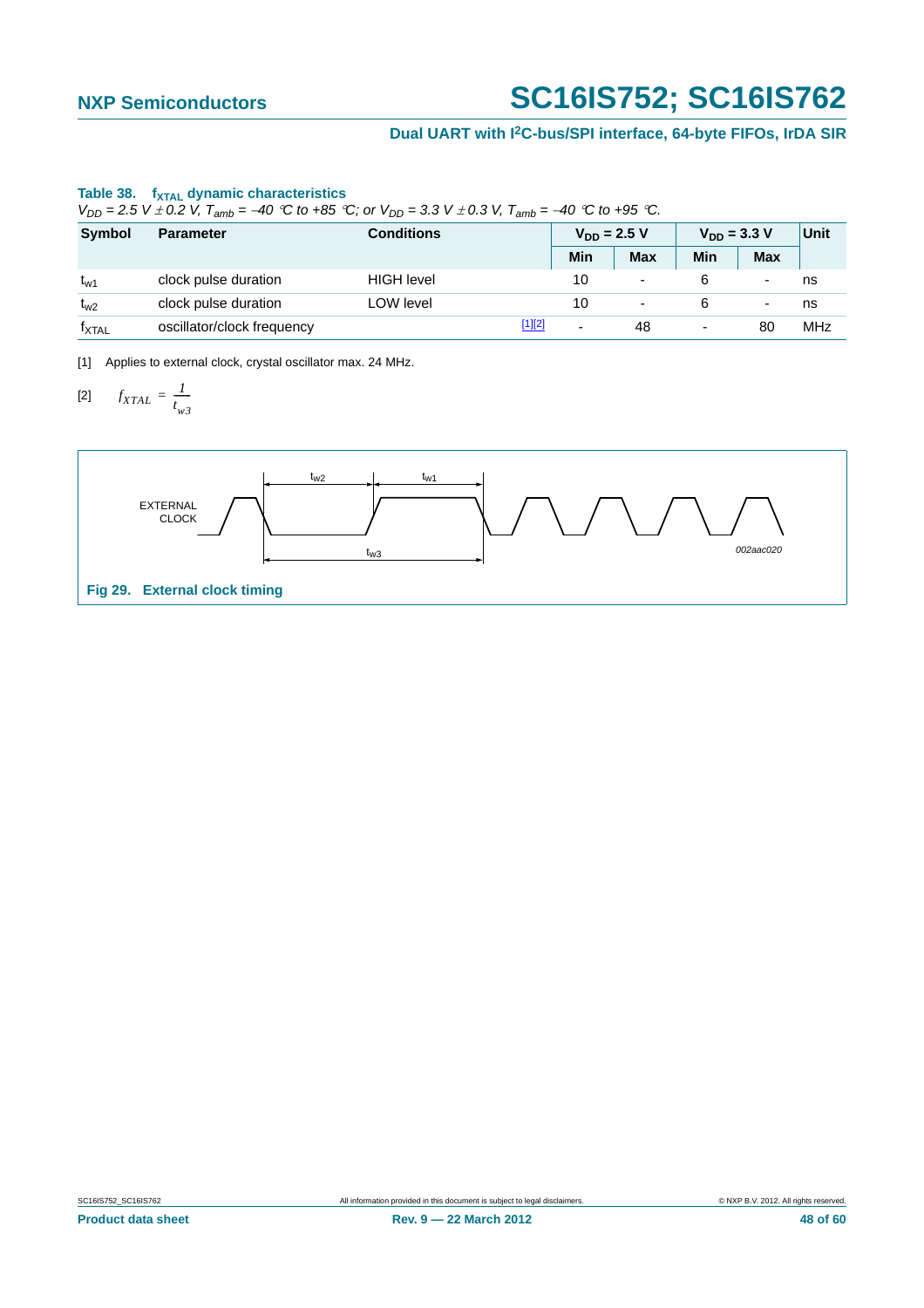**Table 38. $f_{XTAL}$ dynamic characteristics**

*$V_{DD}$ = 2.5 V ± 0.2 V, $T_{amb}$ = −40 °C to +85 °C; or $V_{DD}$ = 3.3 V ± 0.3 V, $T_{amb}$ = −40 °C to +95 °C.*

| Symbol | Parameter | Conditions | | $V_{DD}$ = 2.5 V | | $V_{DD}$ = 3.3 V | | Unit |
|---|---|---|---|---|---|---|---|---|
| | | | | Min | Max | Min | Max | |
| $t_{w1}$ | clock pulse duration | HIGH level | | 10 | - | 6 | - | ns |
| $t_{w2}$ | clock pulse duration | LOW level | | 10 | - | 6 | - | ns |
| $f_{XTAL}$ | oscillator/clock frequency | | [1][2] | - | 48 | - | 80 | MHz |

[1] Applies to external clock, crystal oscillator max. 24 MHz.

[2] $f_{XTAL} = \frac{1}{t_{w3}}$

EXTERNAL CLOCK

$t_{w2}$ $t_{w1}$ $t_{w3}$

002aac020

**Fig 29. External clock timing**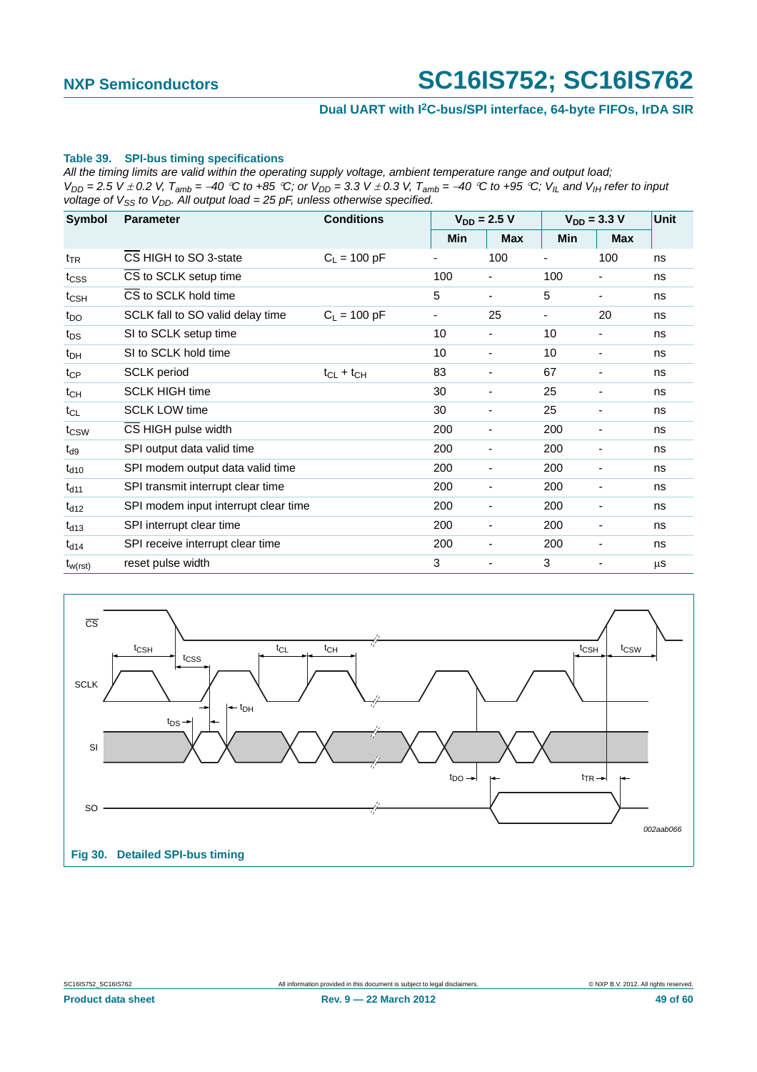**Table 39. SPI-bus timing specifications**

*All the timing limits are valid within the operating supply voltage, ambient temperature range and output load; $V_{DD}$ = 2.5 V ± 0.2 V, $T_{amb}$ = −40 °C to +85 °C; or $V_{DD}$ = 3.3 V ± 0.3 V, $T_{amb}$ = −40 °C to +95 °C; $V_{IL}$ and $V_{IH}$ refer to input voltage of $V_{SS}$ to $V_{DD}$. All output load = 25 pF, unless otherwise specified.*

| Symbol | Parameter | Conditions | $V_{DD}$ = 2.5 V | | $V_{DD}$ = 3.3 V | | Unit |
|---|---|---|---|---|---|---|---|
| | | | Min | Max | Min | Max | |
| $t_{TR}$ | $\overline{CS}$ HIGH to SO 3-state | $C_L$ = 100 pF | - | 100 | - | 100 | ns |
| $t_{CSS}$ | $\overline{CS}$ to SCLK setup time | | 100 | - | 100 | - | ns |
| $t_{CSH}$ | $\overline{CS}$ to SCLK hold time | | 5 | - | 5 | - | ns |
| $t_{DO}$ | SCLK fall to SO valid delay time | $C_L$ = 100 pF | - | 25 | - | 20 | ns |
| $t_{DS}$ | SI to SCLK setup time | | 10 | - | 10 | - | ns |
| $t_{DH}$ | SI to SCLK hold time | | 10 | - | 10 | - | ns |
| $t_{CP}$ | SCLK period | $t_{CL} + t_{CH}$ | 83 | - | 67 | - | ns |
| $t_{CH}$ | SCLK HIGH time | | 30 | - | 25 | - | ns |
| $t_{CL}$ | SCLK LOW time | | 30 | - | 25 | - | ns |
| $t_{CSW}$ | $\overline{CS}$ HIGH pulse width | | 200 | - | 200 | - | ns |
| $t_{d9}$ | SPI output data valid time | | 200 | - | 200 | - | ns |
| $t_{d10}$ | SPI modem output data valid time | | 200 | - | 200 | - | ns |
| $t_{d11}$ | SPI transmit interrupt clear time | | 200 | - | 200 | - | ns |
| $t_{d12}$ | SPI modem input interrupt clear time | | 200 | - | 200 | - | ns |
| $t_{d13}$ | SPI interrupt clear time | | 200 | - | 200 | - | ns |
| $t_{d14}$ | SPI receive interrupt clear time | | 200 | - | 200 | - | ns |
| $t_{w(rst)}$ | reset pulse width | | 3 | - | 3 | - | µs |

**Fig 30. Detailed SPI-bus timing**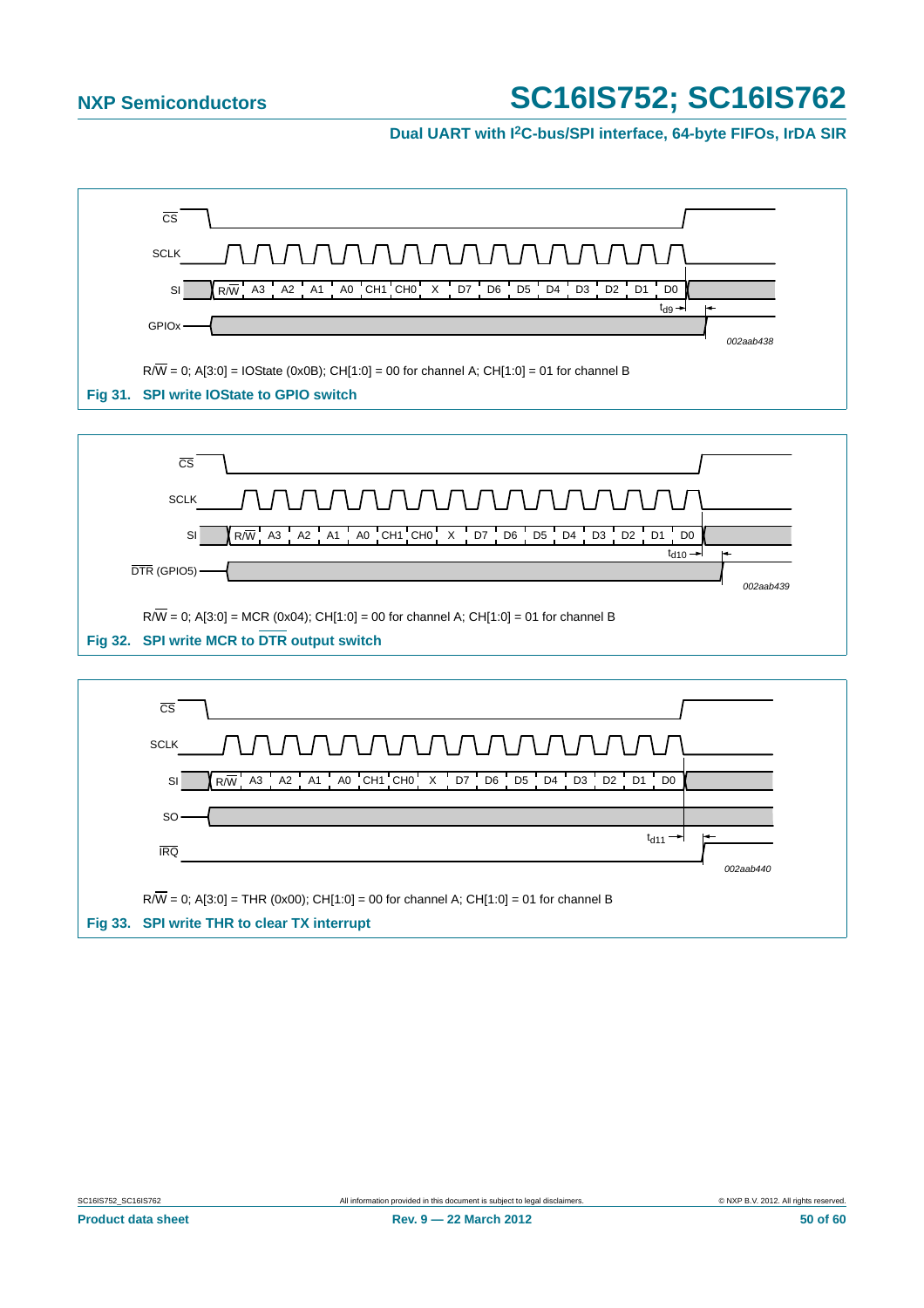$R/\overline{W}$ = 0; A[3:0] = IOState (0x0B); CH[1:0] = 00 for channel A; CH[1:0] = 01 for channel B

**Fig 31. SPI write IOState to GPIO switch**

$R/\overline{W}$ = 0; A[3:0] = MCR (0x04); CH[1:0] = 00 for channel A; CH[1:0] = 01 for channel B

**Fig 32. SPI write MCR to $\overline{DTR}$ output switch**

$R/\overline{W}$ = 0; A[3:0] = THR (0x00); CH[1:0] = 00 for channel A; CH[1:0] = 01 for channel B

**Fig 33. SPI write THR to clear TX interrupt**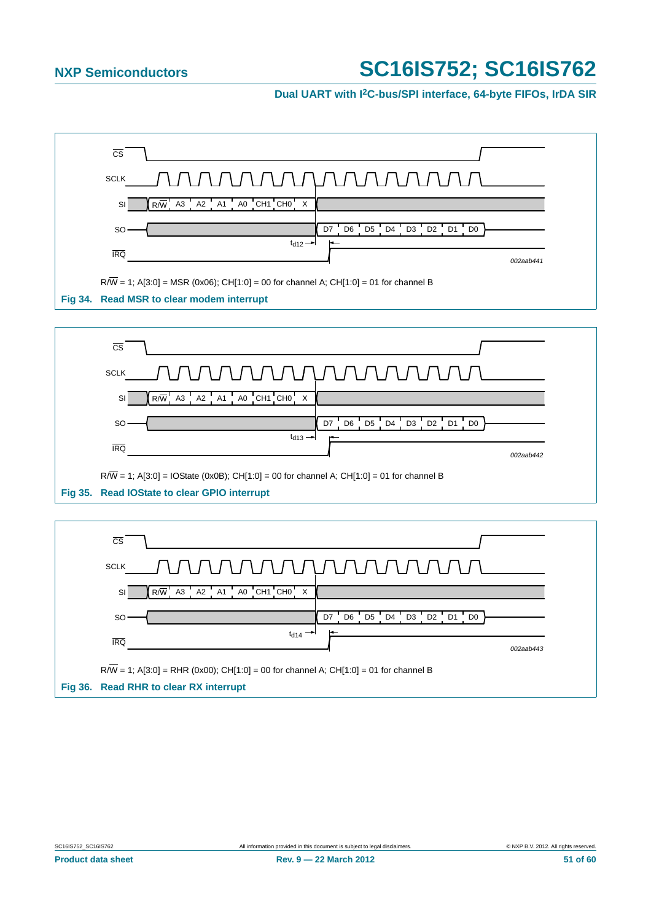CS

SCLK

SI R/W A3 A2 A1 A0 CH1 CH0 X

SO D7 D6 D5 D4 D3 D2 D1 D0

IRQ

$t_{d12}$

002aab441

R/W = 1; A[3:0] = MSR (0x06); CH[1:0] = 00 for channel A; CH[1:0] = 01 for channel B

**Fig 34. Read MSR to clear modem interrupt**

CS

SCLK

SI R/W A3 A2 A1 A0 CH1 CH0 X

SO D7 D6 D5 D4 D3 D2 D1 D0

IRQ

$t_{d13}$

002aab442

R/W = 1; A[3:0] = IOState (0x0B); CH[1:0] = 00 for channel A; CH[1:0] = 01 for channel B

**Fig 35. Read IOState to clear GPIO interrupt**

CS

SCLK

SI R/W A3 A2 A1 A0 CH1 CH0 X

SO D7 D6 D5 D4 D3 D2 D1 D0

IRQ

$t_{d14}$

002aab443

R/W = 1; A[3:0] = RHR (0x00); CH[1:0] = 00 for channel A; CH[1:0] = 01 for channel B

**Fig 36. Read RHR to clear RX interrupt**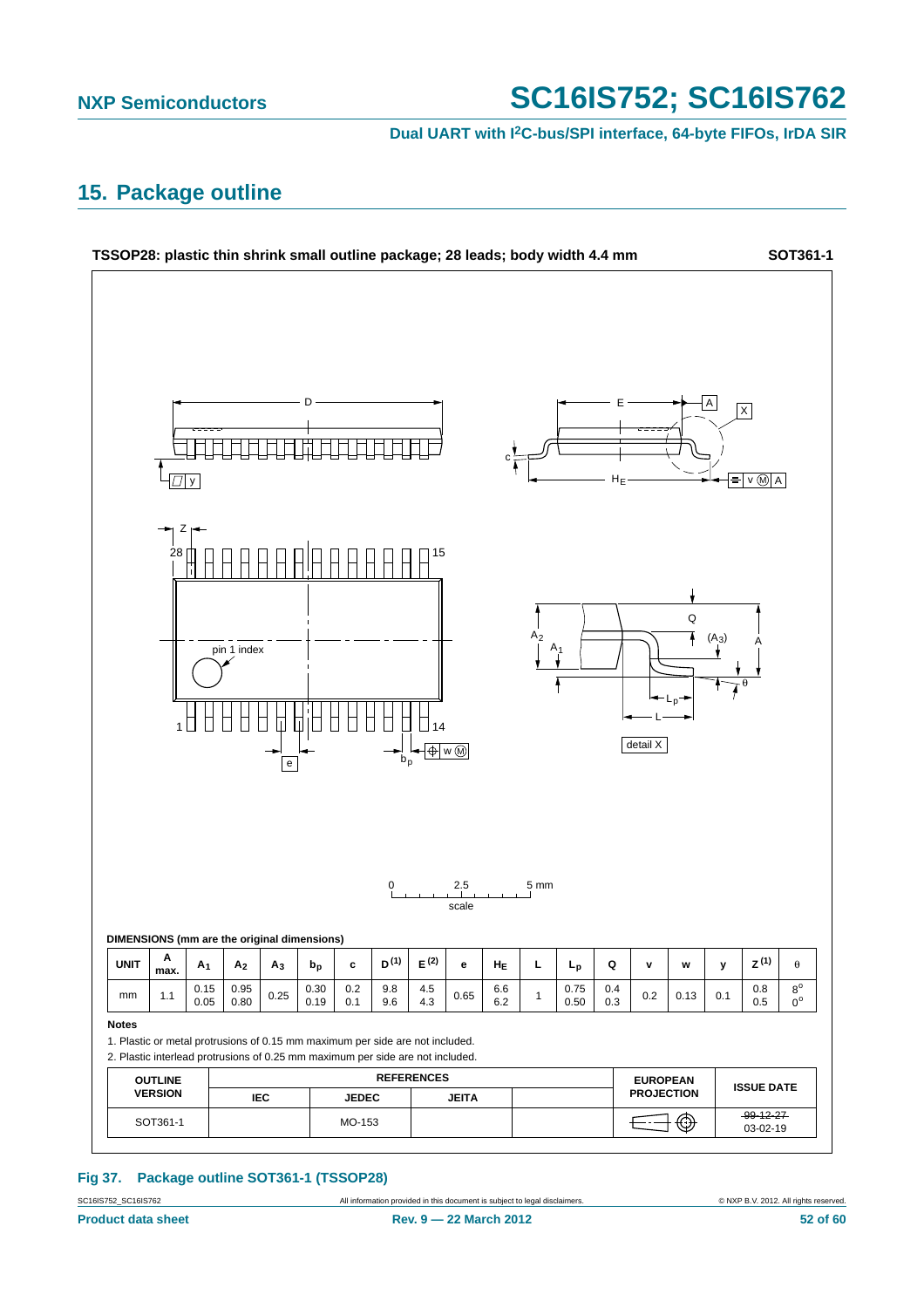## 15. Package outline

**TSSOP28: plastic thin shrink small outline package; 28 leads; body width 4.4 mm** **SOT361-1**

**DIMENSIONS (mm are the original dimensions)**

| UNIT | A max. | $A_1$ | $A_2$ | $A_3$ | $b_p$ | c | $D^{(1)}$ | $E^{(2)}$ | e | $H_E$ | L | $L_p$ | Q | v | w | y | $Z^{(1)}$ | θ |
|---|---|---|---|---|---|---|---|---|---|---|---|---|---|---|---|---|---|---|
| mm | 1.1 | 0.15<br>0.05 | 0.95<br>0.80 | 0.25 | 0.30<br>0.19 | 0.2<br>0.1 | 9.8<br>9.6 | 4.5<br>4.3 | 0.65 | 6.6<br>6.2 | 1 | 0.75<br>0.50 | 0.4<br>0.3 | 0.2 | 0.13 | 0.1 | 0.8<br>0.5 | 8°<br>0° |

**Notes**

1. Plastic or metal protrusions of 0.15 mm maximum per side are not included.
2. Plastic interlead protrusions of 0.25 mm maximum per side are not included.

| OUTLINE VERSION | REFERENCES | | | | EUROPEAN PROJECTION | ISSUE DATE |
|---|---|---|---|---|---|---|
| | IEC | JEDEC | JEITA | | | |
| SOT361-1 | | MO-153 | | | | ~~99-12-27~~<br>03-02-19 |

**Fig 37. Package outline SOT361-1 (TSSOP28)**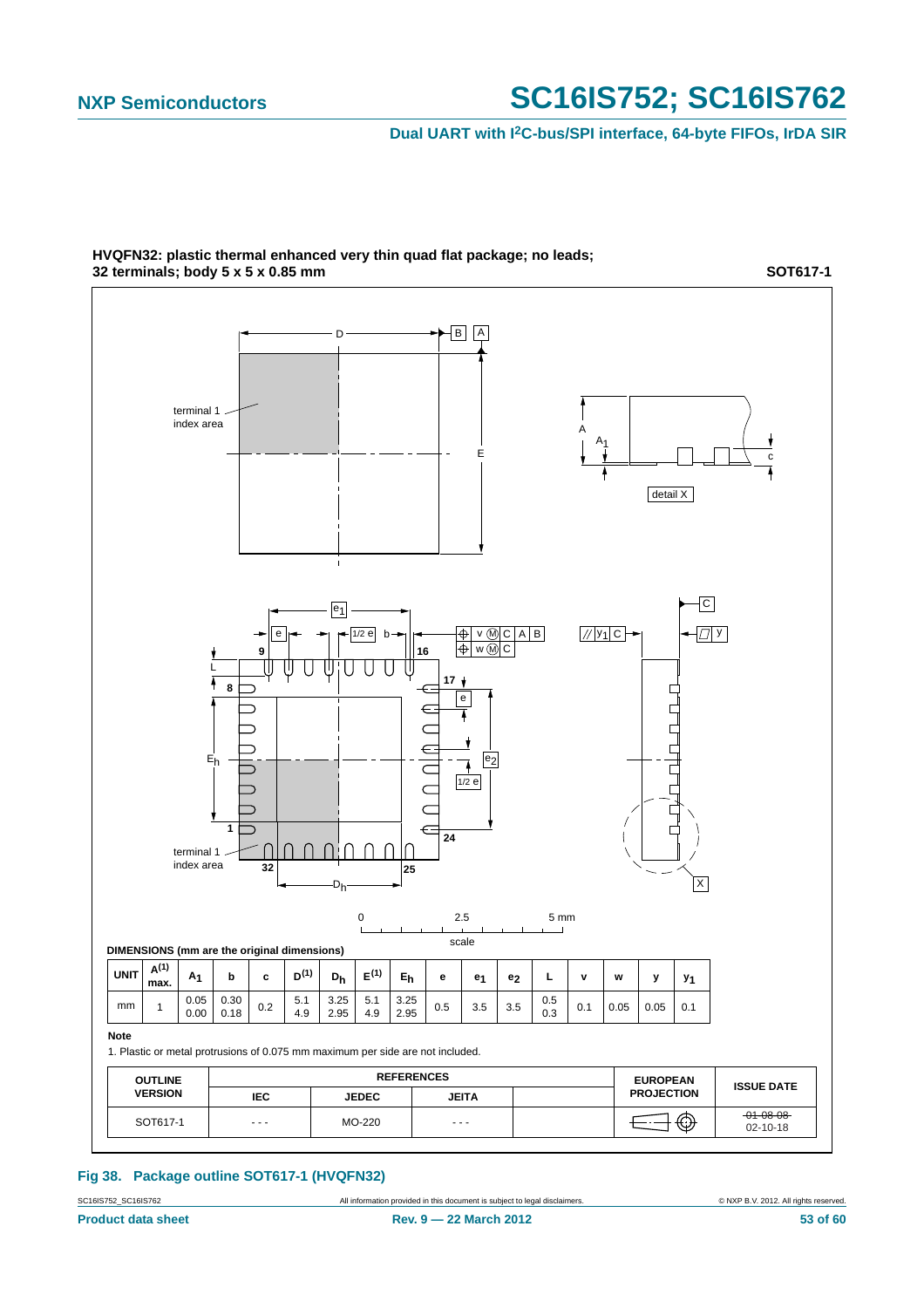**HVQFN32: plastic thermal enhanced very thin quad flat package; no leads; 32 terminals; body 5 x 5 x 0.85 mm** **SOT617-1**

DIMENSIONS (mm are the original dimensions)

| UNIT | A(1) max. | $A_1$ | b | c | D(1) | $D_h$ | E(1) | $E_h$ | e | $e_1$ | $e_2$ | L | v | w | y | $y_1$ |
|---|---|---|---|---|---|---|---|---|---|---|---|---|---|---|---|---|
| mm | 1 | 0.05<br>0.00 | 0.30<br>0.18 | 0.2 | 5.1<br>4.9 | 3.25<br>2.95 | 5.1<br>4.9 | 3.25<br>2.95 | 0.5 | 3.5 | 3.5 | 0.5<br>0.3 | 0.1 | 0.05 | 0.05 | 0.1 |

**Note**

1. Plastic or metal protrusions of 0.075 mm maximum per side are not included.

| OUTLINE VERSION | REFERENCES | | | | EUROPEAN PROJECTION | ISSUE DATE |
|---|---|---|---|---|---|---|
| | IEC | JEDEC | JEITA | | | |
| SOT617-1 | - - - | MO-220 | - - - | | | ~~01-08-08~~<br>02-10-18 |

**Fig 38. Package outline SOT617-1 (HVQFN32)**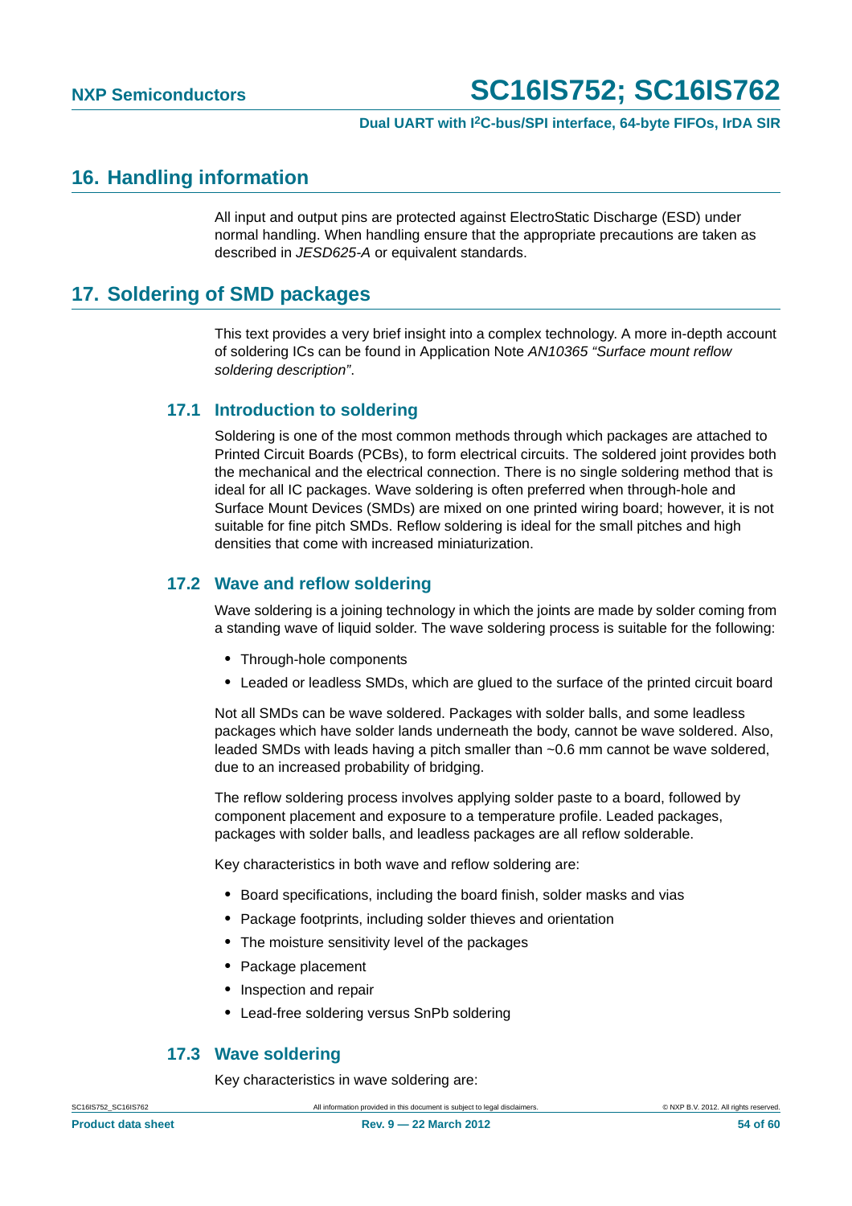## 16. Handling information

All input and output pins are protected against ElectroStatic Discharge (ESD) under normal handling. When handling ensure that the appropriate precautions are taken as described in *JESD625-A* or equivalent standards.

## 17. Soldering of SMD packages

This text provides a very brief insight into a complex technology. A more in-depth account of soldering ICs can be found in Application Note *AN10365 “Surface mount reflow soldering description”*.

### 17.1 Introduction to soldering

Soldering is one of the most common methods through which packages are attached to Printed Circuit Boards (PCBs), to form electrical circuits. The soldered joint provides both the mechanical and the electrical connection. There is no single soldering method that is ideal for all IC packages. Wave soldering is often preferred when through-hole and Surface Mount Devices (SMDs) are mixed on one printed wiring board; however, it is not suitable for fine pitch SMDs. Reflow soldering is ideal for the small pitches and high densities that come with increased miniaturization.

### 17.2 Wave and reflow soldering

Wave soldering is a joining technology in which the joints are made by solder coming from a standing wave of liquid solder. The wave soldering process is suitable for the following:

- Through-hole components
- Leaded or leadless SMDs, which are glued to the surface of the printed circuit board

Not all SMDs can be wave soldered. Packages with solder balls, and some leadless packages which have solder lands underneath the body, cannot be wave soldered. Also, leaded SMDs with leads having a pitch smaller than ~0.6 mm cannot be wave soldered, due to an increased probability of bridging.

The reflow soldering process involves applying solder paste to a board, followed by component placement and exposure to a temperature profile. Leaded packages, packages with solder balls, and leadless packages are all reflow solderable.

Key characteristics in both wave and reflow soldering are:

- Board specifications, including the board finish, solder masks and vias
- Package footprints, including solder thieves and orientation
- The moisture sensitivity level of the packages
- Package placement
- Inspection and repair
- Lead-free soldering versus SnPb soldering

### 17.3 Wave soldering

Key characteristics in wave soldering are: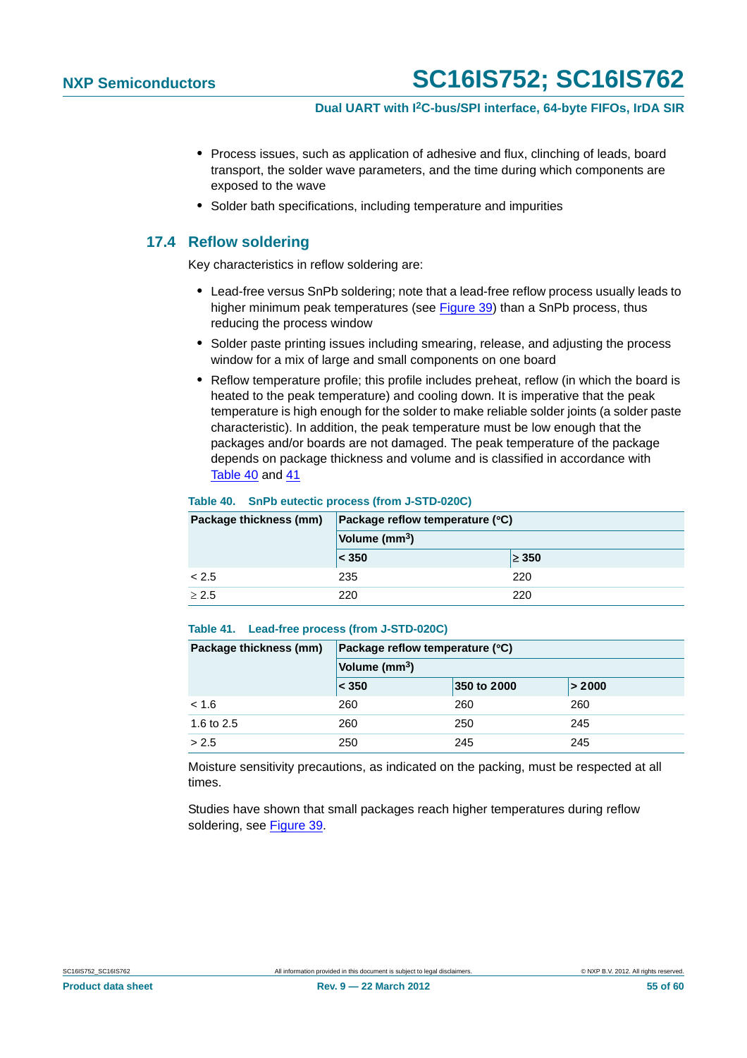- Process issues, such as application of adhesive and flux, clinching of leads, board transport, the solder wave parameters, and the time during which components are exposed to the wave
- Solder bath specifications, including temperature and impurities

## 17.4 Reflow soldering

Key characteristics in reflow soldering are:

- Lead-free versus SnPb soldering; note that a lead-free reflow process usually leads to higher minimum peak temperatures (see Figure 39) than a SnPb process, thus reducing the process window
- Solder paste printing issues including smearing, release, and adjusting the process window for a mix of large and small components on one board
- Reflow temperature profile; this profile includes preheat, reflow (in which the board is heated to the peak temperature) and cooling down. It is imperative that the peak temperature is high enough for the solder to make reliable solder joints (a solder paste characteristic). In addition, the peak temperature must be low enough that the packages and/or boards are not damaged. The peak temperature of the package depends on package thickness and volume and is classified in accordance with Table 40 and 41

**Table 40. SnPb eutectic process (from J-STD-020C)**

| Package thickness (mm) | Package reflow temperature (°C) | |
|---|---|---|
| | Volume ($mm^3$) | |
| | < 350 | ≥ 350 |
| < 2.5 | 235 | 220 |
| ≥ 2.5 | 220 | 220 |

**Table 41. Lead-free process (from J-STD-020C)**

| Package thickness (mm) | Package reflow temperature (°C) | | |
|---|---|---|---|
| | Volume ($mm^3$) | | |
| | < 350 | 350 to 2000 | > 2000 |
| < 1.6 | 260 | 260 | 260 |
| 1.6 to 2.5 | 260 | 250 | 245 |
| > 2.5 | 250 | 245 | 245 |

Moisture sensitivity precautions, as indicated on the packing, must be respected at all times.

Studies have shown that small packages reach higher temperatures during reflow soldering, see Figure 39.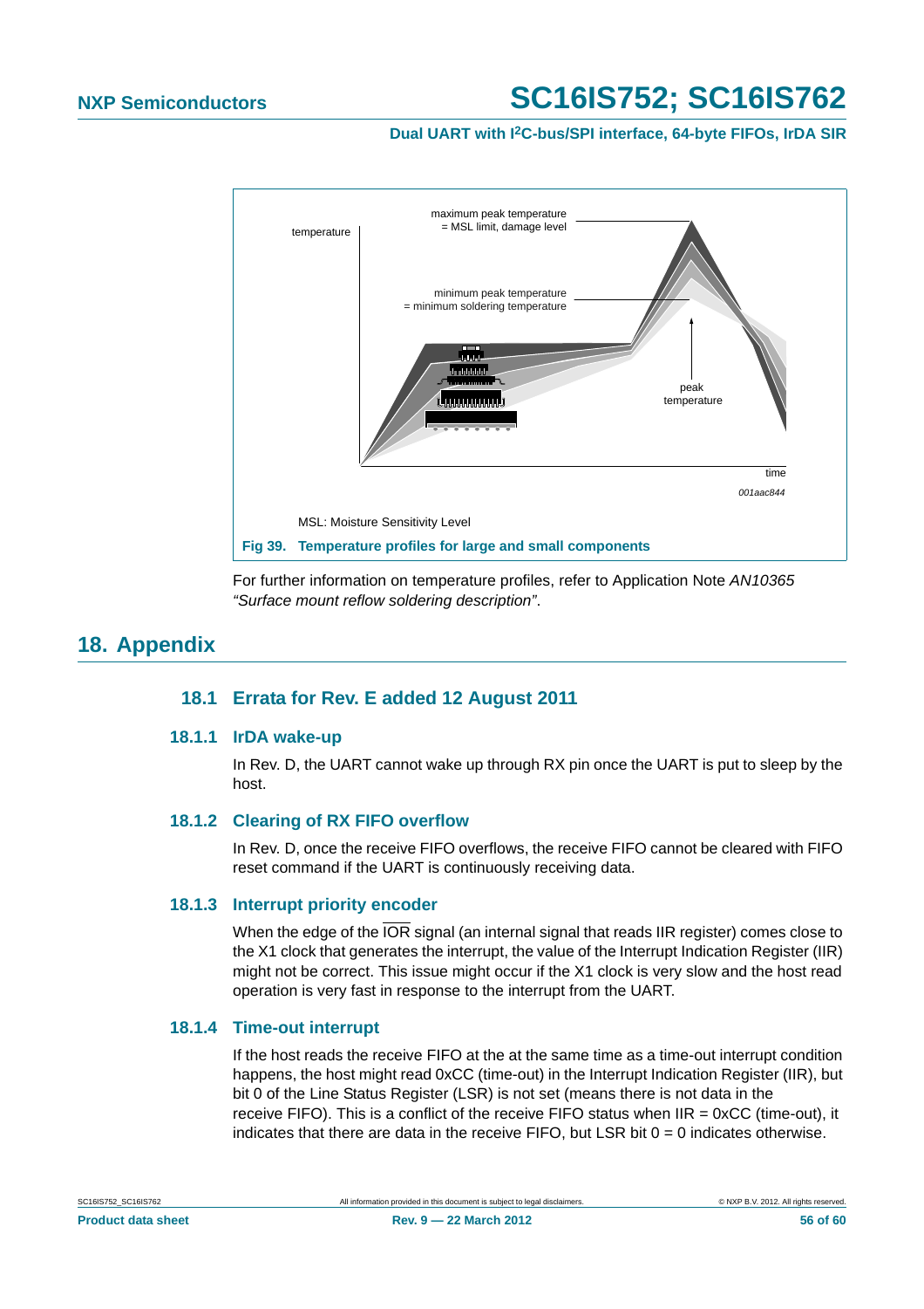MSL: Moisture Sensitivity Level

**Fig 39. Temperature profiles for large and small components**

For further information on temperature profiles, refer to Application Note *AN10365 “Surface mount reflow soldering description”*.

# 18. Appendix

## 18.1 Errata for Rev. E added 12 August 2011

### 18.1.1 IrDA wake-up

In Rev. D, the UART cannot wake up through RX pin once the UART is put to sleep by the host.

### 18.1.2 Clearing of RX FIFO overflow

In Rev. D, once the receive FIFO overflows, the receive FIFO cannot be cleared with FIFO reset command if the UART is continuously receiving data.

### 18.1.3 Interrupt priority encoder

When the edge of the $\overline{\text{IOR}}$ signal (an internal signal that reads IIR register) comes close to the X1 clock that generates the interrupt, the value of the Interrupt Indication Register (IIR) might not be correct. This issue might occur if the X1 clock is very slow and the host read operation is very fast in response to the interrupt from the UART.

### 18.1.4 Time-out interrupt

If the host reads the receive FIFO at the at the same time as a time-out interrupt condition happens, the host might read 0xCC (time-out) in the Interrupt Indication Register (IIR), but bit 0 of the Line Status Register (LSR) is not set (means there is not data in the receive FIFO). This is a conflict of the receive FIFO status when IIR = 0xCC (time-out), it indicates that there are data in the receive FIFO, but LSR bit 0 = 0 indicates otherwise.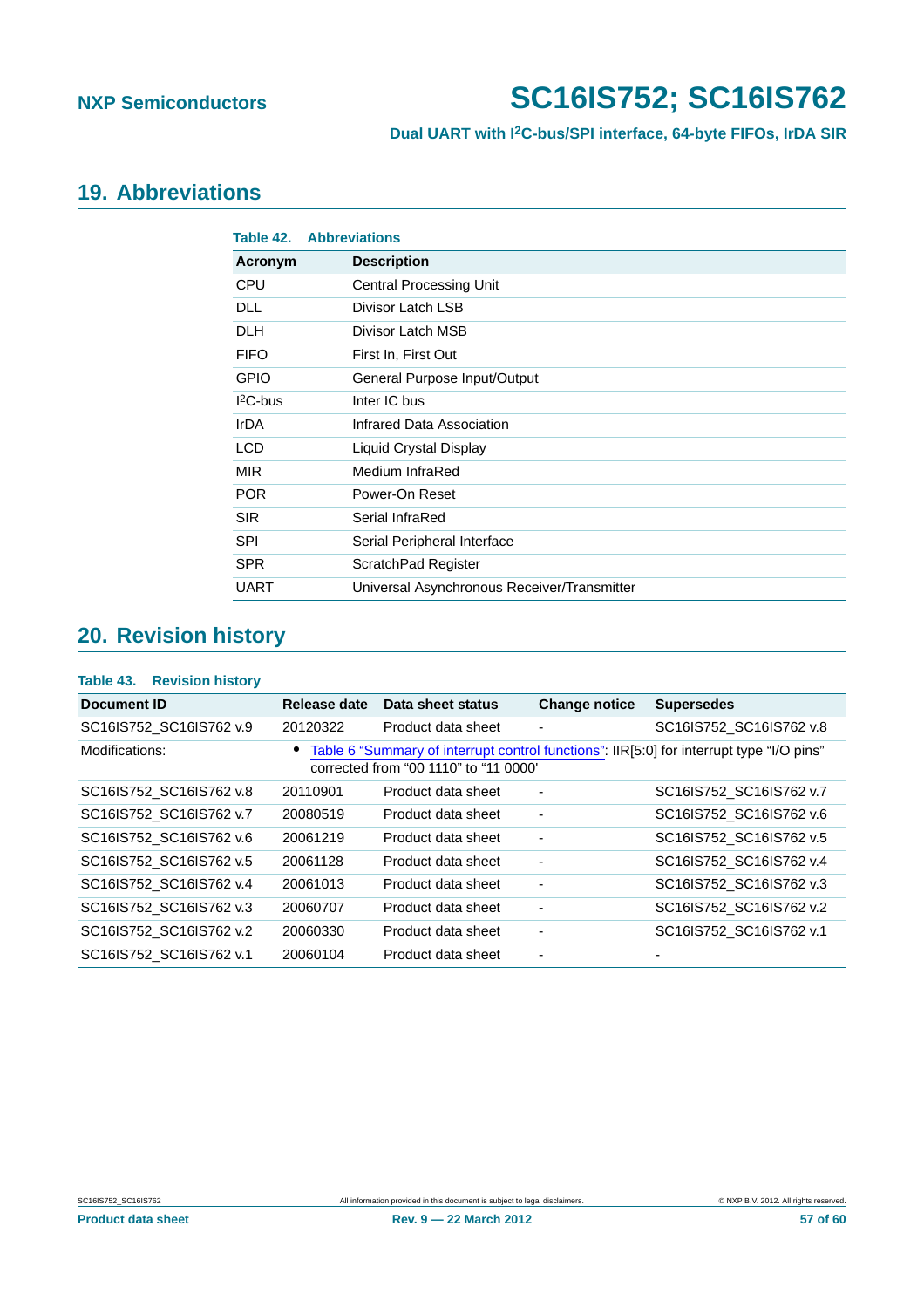## 19. Abbreviations

**Table 42. Abbreviations**

| Acronym | Description |
|---|---|
| CPU | Central Processing Unit |
| DLL | Divisor Latch LSB |
| DLH | Divisor Latch MSB |
| FIFO | First In, First Out |
| GPIO | General Purpose Input/Output |
| $I^2C$-bus | Inter IC bus |
| IrDA | Infrared Data Association |
| LCD | Liquid Crystal Display |
| MIR | Medium InfraRed |
| POR | Power-On Reset |
| SIR | Serial InfraRed |
| SPI | Serial Peripheral Interface |
| SPR | ScratchPad Register |
| UART | Universal Asynchronous Receiver/Transmitter |

## 20. Revision history

**Table 43. Revision history**

| Document ID | Release date | Data sheet status | Change notice | Supersedes |
|---|---|---|---|---|
| SC16IS752_SC16IS762 v.9 | 20120322 | Product data sheet | - | SC16IS752_SC16IS762 v.8 |
| Modifications: | • Table 6 "Summary of interrupt control functions": IIR[5:0] for interrupt type "I/O pins" corrected from "00 1110" to "11 0000' | | | |
| SC16IS752_SC16IS762 v.8 | 20110901 | Product data sheet | - | SC16IS752_SC16IS762 v.7 |
| SC16IS752_SC16IS762 v.7 | 20080519 | Product data sheet | - | SC16IS752_SC16IS762 v.6 |
| SC16IS752_SC16IS762 v.6 | 20061219 | Product data sheet | - | SC16IS752_SC16IS762 v.5 |
| SC16IS752_SC16IS762 v.5 | 20061128 | Product data sheet | - | SC16IS752_SC16IS762 v.4 |
| SC16IS752_SC16IS762 v.4 | 20061013 | Product data sheet | - | SC16IS752_SC16IS762 v.3 |
| SC16IS752_SC16IS762 v.3 | 20060707 | Product data sheet | - | SC16IS752_SC16IS762 v.2 |
| SC16IS752_SC16IS762 v.2 | 20060330 | Product data sheet | - | SC16IS752_SC16IS762 v.1 |
| SC16IS752_SC16IS762 v.1 | 20060104 | Product data sheet | - | - |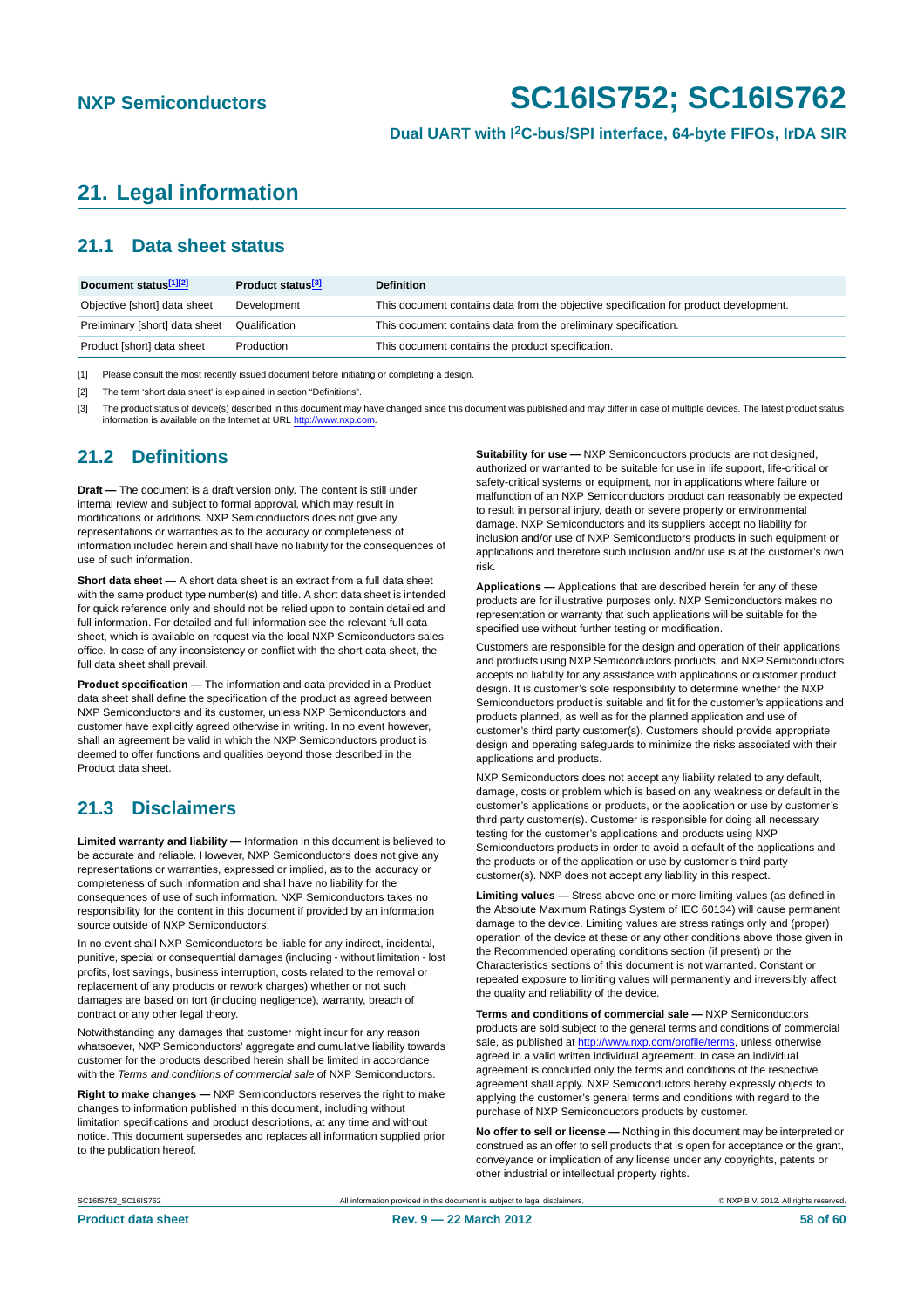# 21. Legal information

## 21.1 Data sheet status

| Document status[1][2] | Product status[3] | Definition |
|---|---|---|
| Objective [short] data sheet | Development | This document contains data from the objective specification for product development. |
| Preliminary [short] data sheet | Qualification | This document contains data from the preliminary specification. |
| Product [short] data sheet | Production | This document contains the product specification. |

[1] Please consult the most recently issued document before initiating or completing a design.

[2] The term 'short data sheet' is explained in section "Definitions".

[3] The product status of device(s) described in this document may have changed since this document was published and may differ in case of multiple devices. The latest product status information is available on the Internet at URL http://www.nxp.com.

## 21.2 Definitions

**Draft —** The document is a draft version only. The content is still under internal review and subject to formal approval, which may result in modifications or additions. NXP Semiconductors does not give any representations or warranties as to the accuracy or completeness of information included herein and shall have no liability for the consequences of use of such information.

**Short data sheet —** A short data sheet is an extract from a full data sheet with the same product type number(s) and title. A short data sheet is intended for quick reference only and should not be relied upon to contain detailed and full information. For detailed and full information see the relevant full data sheet, which is available on request via the local NXP Semiconductors sales office. In case of any inconsistency or conflict with the short data sheet, the full data sheet shall prevail.

**Product specification —** The information and data provided in a Product data sheet shall define the specification of the product as agreed between NXP Semiconductors and its customer, unless NXP Semiconductors and customer have explicitly agreed otherwise in writing. In no event however, shall an agreement be valid in which the NXP Semiconductors product is deemed to offer functions and qualities beyond those described in the Product data sheet.

## 21.3 Disclaimers

**Limited warranty and liability —** Information in this document is believed to be accurate and reliable. However, NXP Semiconductors does not give any representations or warranties, expressed or implied, as to the accuracy or completeness of such information and shall have no liability for the consequences of use of such information. NXP Semiconductors takes no responsibility for the content in this document if provided by an information source outside of NXP Semiconductors.

In no event shall NXP Semiconductors be liable for any indirect, incidental, punitive, special or consequential damages (including - without limitation - lost profits, lost savings, business interruption, costs related to the removal or replacement of any products or rework charges) whether or not such damages are based on tort (including negligence), warranty, breach of contract or any other legal theory.

Notwithstanding any damages that customer might incur for any reason whatsoever, NXP Semiconductors' aggregate and cumulative liability towards customer for the products described herein shall be limited in accordance with the *Terms and conditions of commercial sale* of NXP Semiconductors.

**Right to make changes —** NXP Semiconductors reserves the right to make changes to information published in this document, including without limitation specifications and product descriptions, at any time and without notice. This document supersedes and replaces all information supplied prior to the publication hereof.

**Suitability for use —** NXP Semiconductors products are not designed, authorized or warranted to be suitable for use in life support, life-critical or safety-critical systems or equipment, nor in applications where failure or malfunction of an NXP Semiconductors product can reasonably be expected to result in personal injury, death or severe property or environmental damage. NXP Semiconductors and its suppliers accept no liability for inclusion and/or use of NXP Semiconductors products in such equipment or applications and therefore such inclusion and/or use is at the customer's own risk.

**Applications —** Applications that are described herein for any of these products are for illustrative purposes only. NXP Semiconductors makes no representation or warranty that such applications will be suitable for the specified use without further testing or modification.

Customers are responsible for the design and operation of their applications and products using NXP Semiconductors products, and NXP Semiconductors accepts no liability for any assistance with applications or customer product design. It is customer's sole responsibility to determine whether the NXP Semiconductors product is suitable and fit for the customer's applications and products planned, as well as for the planned application and use of customer's third party customer(s). Customers should provide appropriate design and operating safeguards to minimize the risks associated with their applications and products.

NXP Semiconductors does not accept any liability related to any default, damage, costs or problem which is based on any weakness or default in the customer's applications or products, or the application or use by customer's third party customer(s). Customer is responsible for doing all necessary testing for the customer's applications and products using NXP Semiconductors products in order to avoid a default of the applications and the products or of the application or use by customer's third party customer(s). NXP does not accept any liability in this respect.

**Limiting values —** Stress above one or more limiting values (as defined in the Absolute Maximum Ratings System of IEC 60134) will cause permanent damage to the device. Limiting values are stress ratings only and (proper) operation of the device at these or any other conditions above those given in the Recommended operating conditions section (if present) or the Characteristics sections of this document is not warranted. Constant or repeated exposure to limiting values will permanently and irreversibly affect the quality and reliability of the device.

**Terms and conditions of commercial sale —** NXP Semiconductors products are sold subject to the general terms and conditions of commercial sale, as published at http://www.nxp.com/profile/terms, unless otherwise agreed in a valid written individual agreement. In case an individual agreement is concluded only the terms and conditions of the respective agreement shall apply. NXP Semiconductors hereby expressly objects to applying the customer's general terms and conditions with regard to the purchase of NXP Semiconductors products by customer.

**No offer to sell or license —** Nothing in this document may be interpreted or construed as an offer to sell products that is open for acceptance or the grant, conveyance or implication of any license under any copyrights, patents or other industrial or intellectual property rights.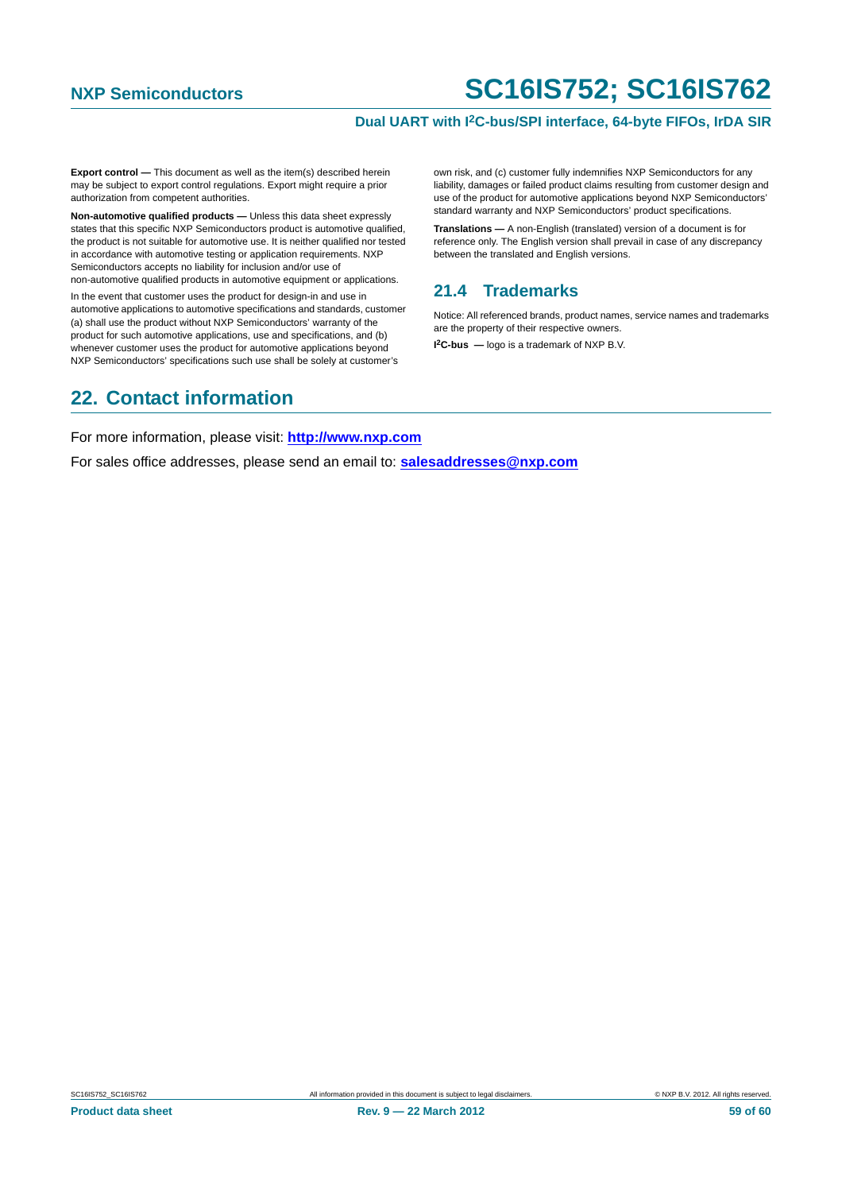**Export control —** This document as well as the item(s) described herein may be subject to export control regulations. Export might require a prior authorization from competent authorities.

**Non-automotive qualified products —** Unless this data sheet expressly states that this specific NXP Semiconductors product is automotive qualified, the product is not suitable for automotive use. It is neither qualified nor tested in accordance with automotive testing or application requirements. NXP Semiconductors accepts no liability for inclusion and/or use of non-automotive qualified products in automotive equipment or applications.

In the event that customer uses the product for design-in and use in automotive applications to automotive specifications and standards, customer (a) shall use the product without NXP Semiconductors' warranty of the product for such automotive applications, use and specifications, and (b) whenever customer uses the product for automotive applications beyond NXP Semiconductors' specifications such use shall be solely at customer's own risk, and (c) customer fully indemnifies NXP Semiconductors for any liability, damages or failed product claims resulting from customer design and use of the product for automotive applications beyond NXP Semiconductors' standard warranty and NXP Semiconductors' product specifications.

**Translations —** A non-English (translated) version of a document is for reference only. The English version shall prevail in case of any discrepancy between the translated and English versions.

### 21.4 Trademarks

Notice: All referenced brands, product names, service names and trademarks are the property of their respective owners.

**I2C-bus —** logo is a trademark of NXP B.V.

## 22. Contact information

For more information, please visit: **http://www.nxp.com**

For sales office addresses, please send an email to: **salesaddresses@nxp.com**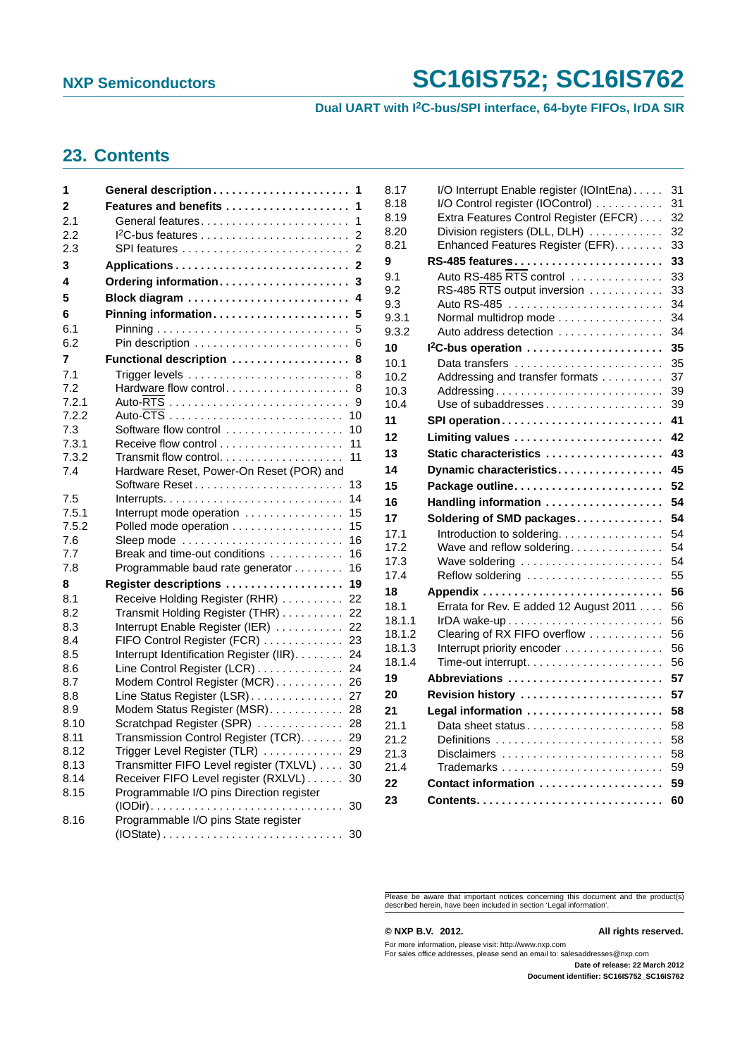## 23. Contents

| | | |
|---|---|---|
| **1** | **General description** | **1** |
| **2** | **Features and benefits** | **1** |
| 2.1 | General features | 1 |
| 2.2 | I²C-bus features | 2 |
| 2.3 | SPI features | 2 |
| **3** | **Applications** | **2** |
| **4** | **Ordering information** | **3** |
| **5** | **Block diagram** | **4** |
| **6** | **Pinning information** | **5** |
| 6.1 | Pinning | 5 |
| 6.2 | Pin description | 6 |
| **7** | **Functional description** | **8** |
| 7.1 | Trigger levels | 8 |
| 7.2 | Hardware flow control | 8 |
| 7.2.1 | Auto-RTS | 9 |
| 7.2.2 | Auto-CTS | 10 |
| 7.3 | Software flow control | 10 |
| 7.3.1 | Receive flow control | 11 |
| 7.3.2 | Transmit flow control | 11 |
| 7.4 | Hardware Reset, Power-On Reset (POR) and Software Reset | 13 |
| 7.5 | Interrupts | 14 |
| 7.5.1 | Interrupt mode operation | 15 |
| 7.5.2 | Polled mode operation | 15 |
| 7.6 | Sleep mode | 16 |
| 7.7 | Break and time-out conditions | 16 |
| 7.8 | Programmable baud rate generator | 16 |
| **8** | **Register descriptions** | **19** |
| 8.1 | Receive Holding Register (RHR) | 22 |
| 8.2 | Transmit Holding Register (THR) | 22 |
| 8.3 | Interrupt Enable Register (IER) | 22 |
| 8.4 | FIFO Control Register (FCR) | 23 |
| 8.5 | Interrupt Identification Register (IIR) | 24 |
| 8.6 | Line Control Register (LCR) | 24 |
| 8.7 | Modem Control Register (MCR) | 26 |
| 8.8 | Line Status Register (LSR) | 27 |
| 8.9 | Modem Status Register (MSR) | 28 |
| 8.10 | Scratchpad Register (SPR) | 28 |
| 8.11 | Transmission Control Register (TCR) | 29 |
| 8.12 | Trigger Level Register (TLR) | 29 |
| 8.13 | Transmitter FIFO Level register (TXLVL) | 30 |
| 8.14 | Receiver FIFO Level register (RXLVL) | 30 |
| 8.15 | Programmable I/O pins Direction register (IODir) | 30 |
| 8.16 | Programmable I/O pins State register (IOState) | 30 |
| 8.17 | I/O Interrupt Enable register (IOIntEna) | 31 |
| 8.18 | I/O Control register (IOControl) | 31 |
| 8.19 | Extra Features Control Register (EFCR) | 32 |
| 8.20 | Division registers (DLL, DLH) | 32 |
| 8.21 | Enhanced Features Register (EFR) | 33 |
| **9** | **RS-485 features** | **33** |
| 9.1 | Auto RS-485 RTS control | 33 |
| 9.2 | RS-485 RTS output inversion | 33 |
| 9.3 | Auto RS-485 | 34 |
| 9.3.1 | Normal multidrop mode | 34 |
| 9.3.2 | Auto address detection | 34 |
| **10** | **I²C-bus operation** | **35** |
| 10.1 | Data transfers | 35 |
| 10.2 | Addressing and transfer formats | 37 |
| 10.3 | Addressing | 39 |
| 10.4 | Use of subaddresses | 39 |
| **11** | **SPI operation** | **41** |
| **12** | **Limiting values** | **42** |
| **13** | **Static characteristics** | **43** |
| **14** | **Dynamic characteristics** | **45** |
| **15** | **Package outline** | **52** |
| **16** | **Handling information** | **54** |
| **17** | **Soldering of SMD packages** | **54** |
| 17.1 | Introduction to soldering | 54 |
| 17.2 | Wave and reflow soldering | 54 |
| 17.3 | Wave soldering | 54 |
| 17.4 | Reflow soldering | 55 |
| **18** | **Appendix** | **56** |
| 18.1 | Errata for Rev. E added 12 August 2011 | 56 |
| 18.1.1 | IrDA wake-up | 56 |
| 18.1.2 | Clearing of RX FIFO overflow | 56 |
| 18.1.3 | Interrupt priority encoder | 56 |
| 18.1.4 | Time-out interrupt | 56 |
| **19** | **Abbreviations** | **57** |
| **20** | **Revision history** | **57** |
| **21** | **Legal information** | **58** |
| 21.1 | Data sheet status | 58 |
| 21.2 | Definitions | 58 |
| 21.3 | Disclaimers | 58 |
| 21.4 | Trademarks | 59 |
| **22** | **Contact information** | **59** |
| **23** | **Contents** | **60** |

Please be aware that important notices concerning this document and the product(s) described herein, have been included in section 'Legal information'.

**© NXP B.V. 2012.** **All rights reserved.**

For more information, please visit: http://www.nxp.com
For sales office addresses, please send an email to: salesaddresses@nxp.com

**Date of release: 22 March 2012**
**Document identifier: SC16IS752_SC16IS762**